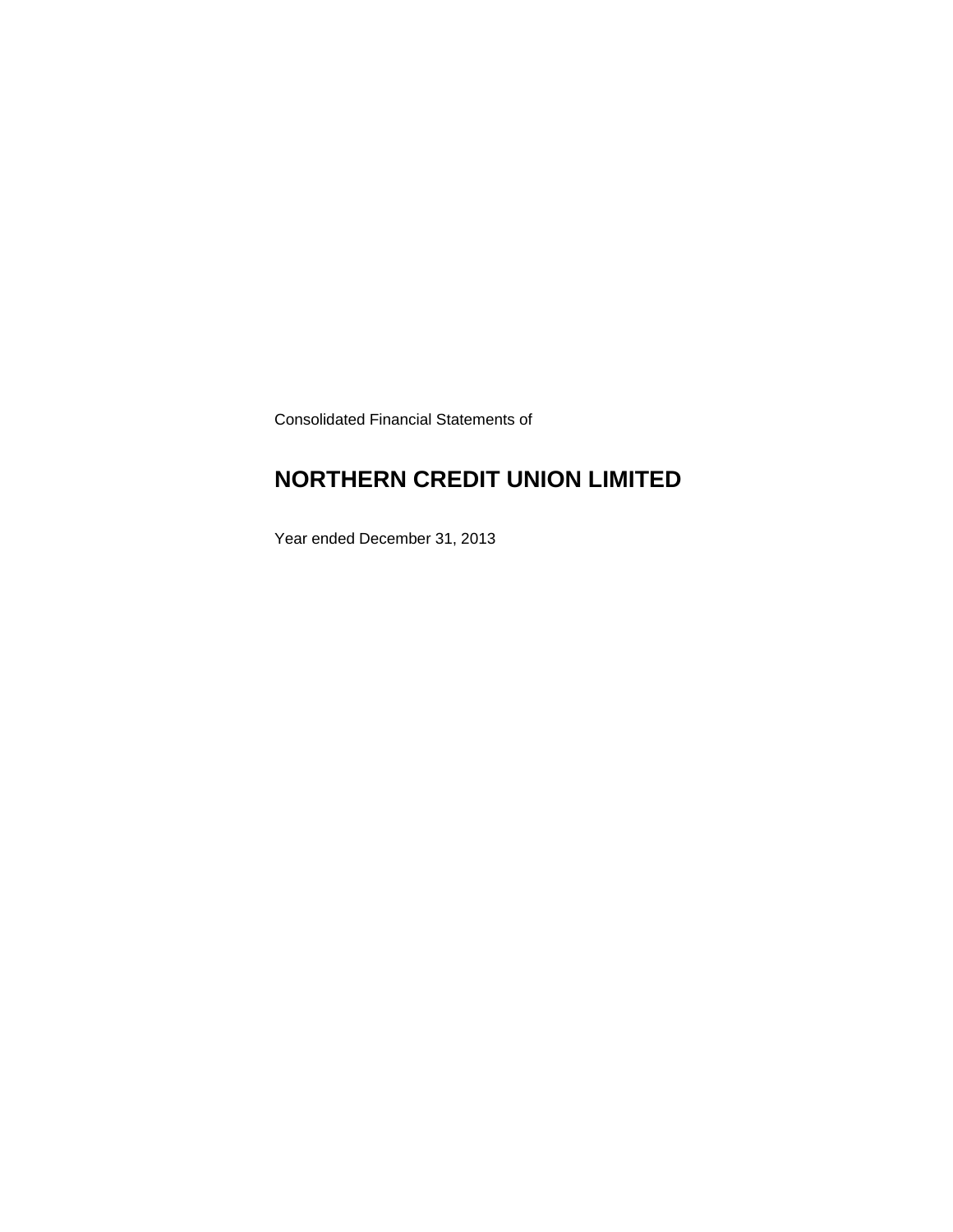Consolidated Financial Statements of

# NORTHERN CREDIT UNION LIMITED

Year ended December 31, 2013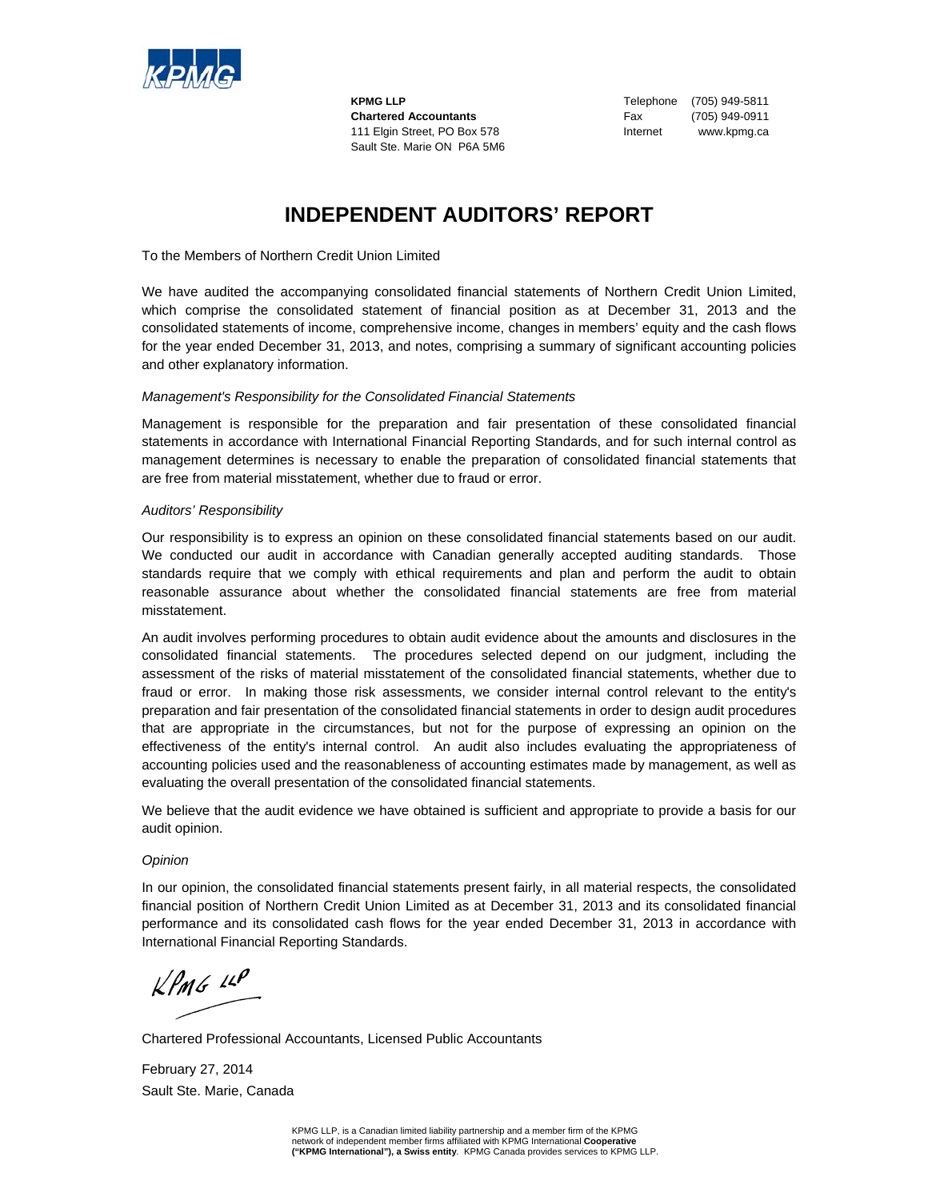**KPMG LLP**
**Chartered Accountants**
111 Elgin Street, PO Box 578
Sault Ste. Marie ON P6A 5M6

Telephone (705) 949-5811
Fax (705) 949-0911
Internet www.kpmg.ca

# INDEPENDENT AUDITORS' REPORT

To the Members of Northern Credit Union Limited

We have audited the accompanying consolidated financial statements of Northern Credit Union Limited, which comprise the consolidated statement of financial position as at December 31, 2013 and the consolidated statements of income, comprehensive income, changes in members' equity and the cash flows for the year ended December 31, 2013, and notes, comprising a summary of significant accounting policies and other explanatory information.

*Management's Responsibility for the Consolidated Financial Statements*

Management is responsible for the preparation and fair presentation of these consolidated financial statements in accordance with International Financial Reporting Standards, and for such internal control as management determines is necessary to enable the preparation of consolidated financial statements that are free from material misstatement, whether due to fraud or error.

*Auditors' Responsibility*

Our responsibility is to express an opinion on these consolidated financial statements based on our audit. We conducted our audit in accordance with Canadian generally accepted auditing standards. Those standards require that we comply with ethical requirements and plan and perform the audit to obtain reasonable assurance about whether the consolidated financial statements are free from material misstatement.

An audit involves performing procedures to obtain audit evidence about the amounts and disclosures in the consolidated financial statements. The procedures selected depend on our judgment, including the assessment of the risks of material misstatement of the consolidated financial statements, whether due to fraud or error. In making those risk assessments, we consider internal control relevant to the entity's preparation and fair presentation of the consolidated financial statements in order to design audit procedures that are appropriate in the circumstances, but not for the purpose of expressing an opinion on the effectiveness of the entity's internal control. An audit also includes evaluating the appropriateness of accounting policies used and the reasonableness of accounting estimates made by management, as well as evaluating the overall presentation of the consolidated financial statements.

We believe that the audit evidence we have obtained is sufficient and appropriate to provide a basis for our audit opinion.

*Opinion*

In our opinion, the consolidated financial statements present fairly, in all material respects, the consolidated financial position of Northern Credit Union Limited as at December 31, 2013 and its consolidated financial performance and its consolidated cash flows for the year ended December 31, 2013 in accordance with International Financial Reporting Standards.

KPMG LLP

Chartered Professional Accountants, Licensed Public Accountants

February 27, 2014
Sault Ste. Marie, Canada

KPMG LLP, is a Canadian limited liability partnership and a member firm of the KPMG network of independent member firms affiliated with KPMG International **Cooperative ("KPMG International"), a Swiss entity**. KPMG Canada provides services to KPMG LLP.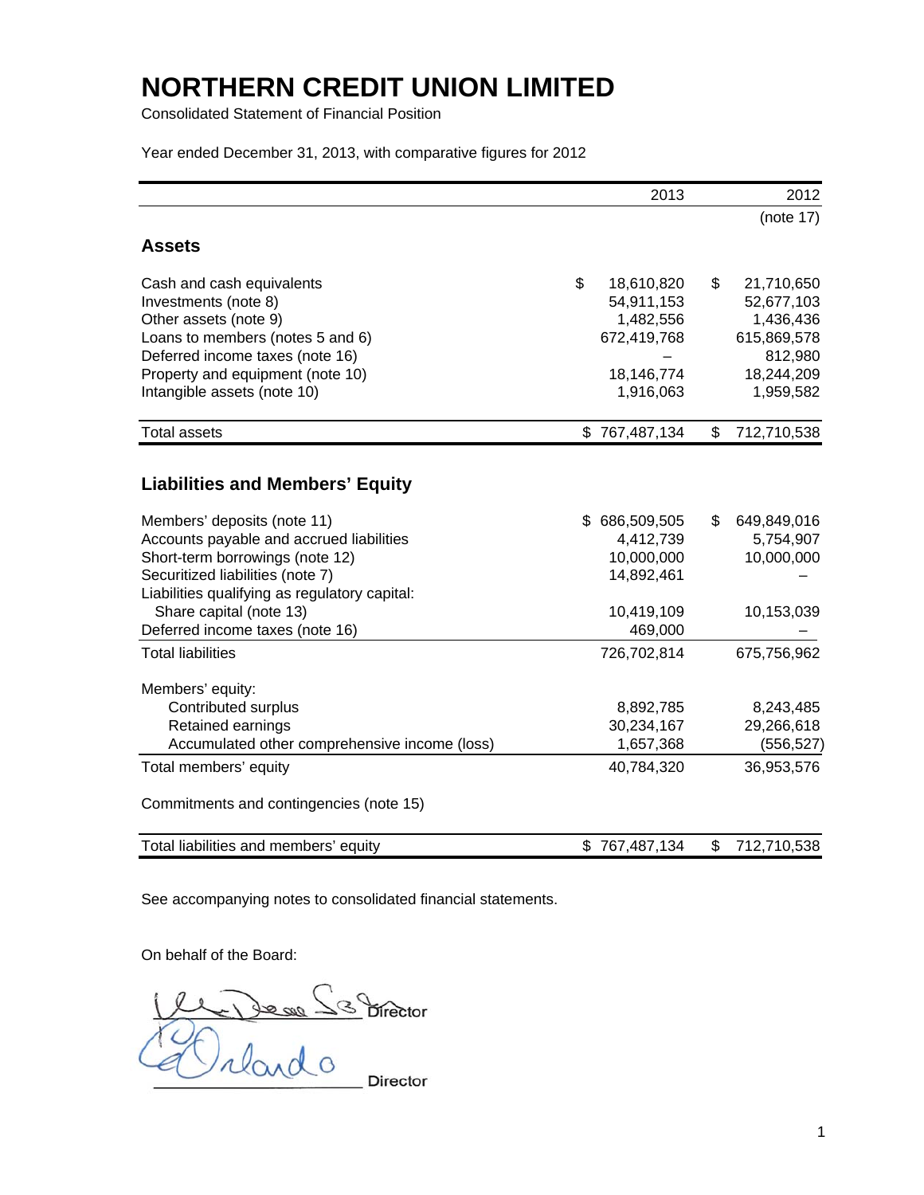# NORTHERN CREDIT UNION LIMITED

Consolidated Statement of Financial Position

Year ended December 31, 2013, with comparative figures for 2012

| | 2013 | 2012 |
|---|---|---|
| | | (note 17) |
| **Assets** | | |
| Cash and cash equivalents | $ 18,610,820 | $ 21,710,650 |
| Investments (note 8) | 54,911,153 | 52,677,103 |
| Other assets (note 9) | 1,482,556 | 1,436,436 |
| Loans to members (notes 5 and 6) | 672,419,768 | 615,869,578 |
| Deferred income taxes (note 16) | – | 812,980 |
| Property and equipment (note 10) | 18,146,774 | 18,244,209 |
| Intangible assets (note 10) | 1,916,063 | 1,959,582 |
| Total assets | $ 767,487,134 | $ 712,710,538 |
| **Liabilities and Members' Equity** | | |
| Members' deposits (note 11) | $ 686,509,505 | $ 649,849,016 |
| Accounts payable and accrued liabilities | 4,412,739 | 5,754,907 |
| Short-term borrowings (note 12) | 10,000,000 | 10,000,000 |
| Securitized liabilities (note 7) | 14,892,461 | – |
| Liabilities qualifying as regulatory capital: | | |
| Share capital (note 13) | 10,419,109 | 10,153,039 |
| Deferred income taxes (note 16) | 469,000 | – |
| Total liabilities | 726,702,814 | 675,756,962 |
| Members' equity: | | |
| Contributed surplus | 8,892,785 | 8,243,485 |
| Retained earnings | 30,234,167 | 29,266,618 |
| Accumulated other comprehensive income (loss) | 1,657,368 | (556,527) |
| Total members' equity | 40,784,320 | 36,953,576 |
| Commitments and contingencies (note 15) | | |
| Total liabilities and members' equity | $ 767,487,134 | $ 712,710,538 |

See accompanying notes to consolidated financial statements.

On behalf of the Board:

_______________ Director

_______________ Director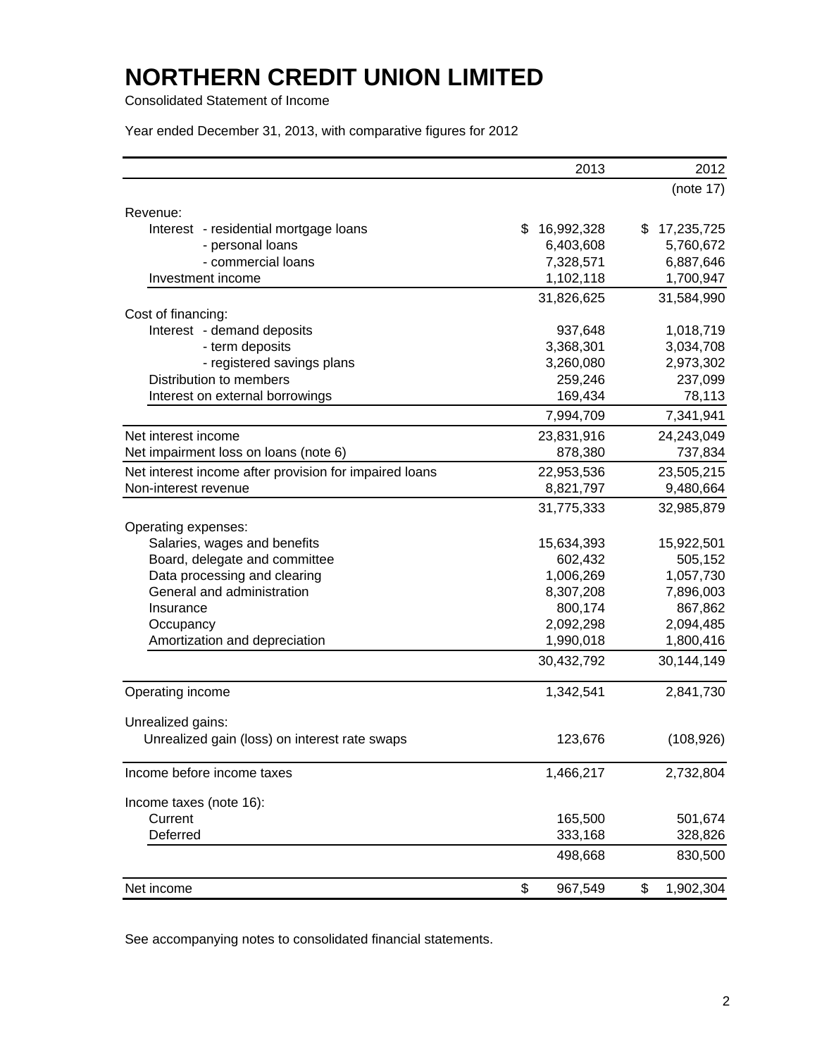# NORTHERN CREDIT UNION LIMITED

Consolidated Statement of Income

Year ended December 31, 2013, with comparative figures for 2012

| | 2013 | 2012 |
|---|---|---|
| | | (note 17) |
| Revenue: | | |
| Interest - residential mortgage loans | $ 16,992,328 | $ 17,235,725 |
| - personal loans | 6,403,608 | 5,760,672 |
| - commercial loans | 7,328,571 | 6,887,646 |
| Investment income | 1,102,118 | 1,700,947 |
| | 31,826,625 | 31,584,990 |
| Cost of financing: | | |
| Interest - demand deposits | 937,648 | 1,018,719 |
| - term deposits | 3,368,301 | 3,034,708 |
| - registered savings plans | 3,260,080 | 2,973,302 |
| Distribution to members | 259,246 | 237,099 |
| Interest on external borrowings | 169,434 | 78,113 |
| | 7,994,709 | 7,341,941 |
| Net interest income | 23,831,916 | 24,243,049 |
| Net impairment loss on loans (note 6) | 878,380 | 737,834 |
| Net interest income after provision for impaired loans | 22,953,536 | 23,505,215 |
| Non-interest revenue | 8,821,797 | 9,480,664 |
| | 31,775,333 | 32,985,879 |
| Operating expenses: | | |
| Salaries, wages and benefits | 15,634,393 | 15,922,501 |
| Board, delegate and committee | 602,432 | 505,152 |
| Data processing and clearing | 1,006,269 | 1,057,730 |
| General and administration | 8,307,208 | 7,896,003 |
| Insurance | 800,174 | 867,862 |
| Occupancy | 2,092,298 | 2,094,485 |
| Amortization and depreciation | 1,990,018 | 1,800,416 |
| | 30,432,792 | 30,144,149 |
| Operating income | 1,342,541 | 2,841,730 |
| Unrealized gains: | | |
| Unrealized gain (loss) on interest rate swaps | 123,676 | (108,926) |
| Income before income taxes | 1,466,217 | 2,732,804 |
| Income taxes (note 16): | | |
| Current | 165,500 | 501,674 |
| Deferred | 333,168 | 328,826 |
| | 498,668 | 830,500 |
| Net income | $ 967,549 | $ 1,902,304 |

See accompanying notes to consolidated financial statements.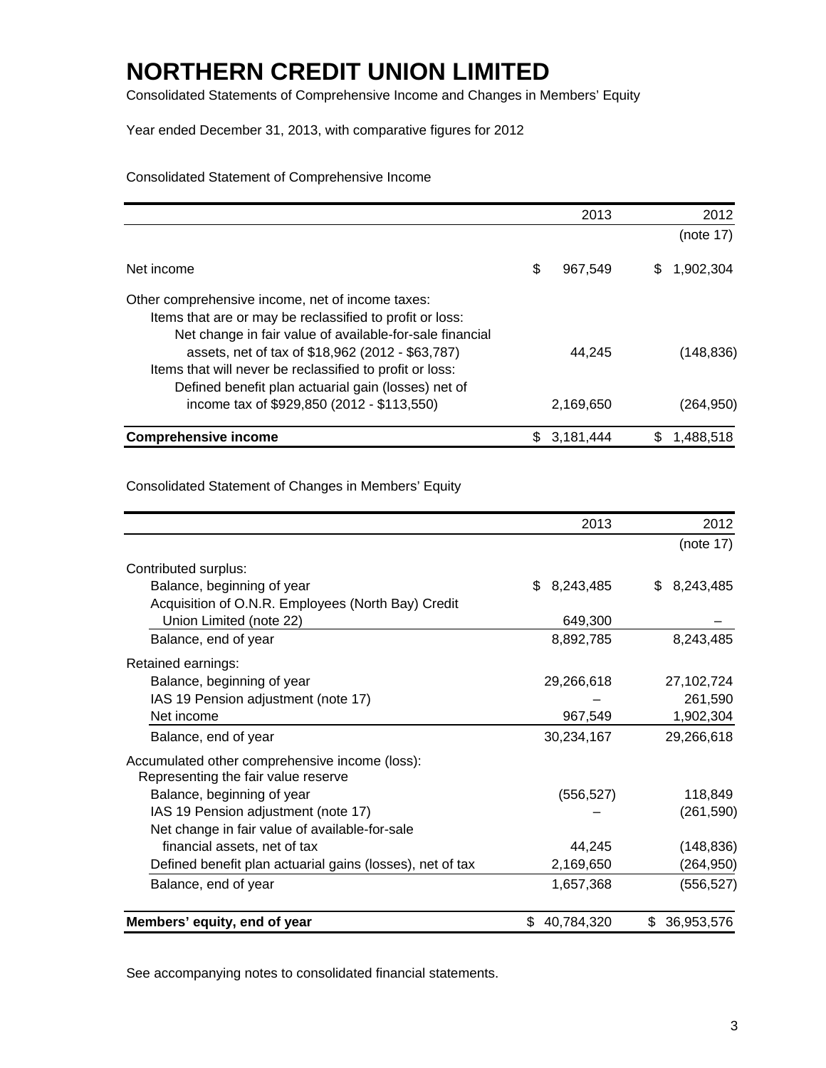# NORTHERN CREDIT UNION LIMITED

Consolidated Statements of Comprehensive Income and Changes in Members' Equity

Year ended December 31, 2013, with comparative figures for 2012

Consolidated Statement of Comprehensive Income

| | 2013 | 2012 |
|---|---|---|
| | | (note 17) |
| Net income | $ 967,549 | $ 1,902,304 |
| Other comprehensive income, net of income taxes: | | |
| Items that are or may be reclassified to profit or loss: | | |
| Net change in fair value of available-for-sale financial assets, net of tax of $18,962 (2012 - $63,787) | 44,245 | (148,836) |
| Items that will never be reclassified to profit or loss: | | |
| Defined benefit plan actuarial gain (losses) net of income tax of $929,850 (2012 - $113,550) | 2,169,650 | (264,950) |
| **Comprehensive income** | $ 3,181,444 | $ 1,488,518 |

Consolidated Statement of Changes in Members' Equity

| | 2013 | 2012 |
|---|---|---|
| | | (note 17) |
| Contributed surplus: | | |
| Balance, beginning of year | $ 8,243,485 | $ 8,243,485 |
| Acquisition of O.N.R. Employees (North Bay) Credit Union Limited (note 22) | 649,300 | – |
| Balance, end of year | 8,892,785 | 8,243,485 |
| Retained earnings: | | |
| Balance, beginning of year | 29,266,618 | 27,102,724 |
| IAS 19 Pension adjustment (note 17) | – | 261,590 |
| Net income | 967,549 | 1,902,304 |
| Balance, end of year | 30,234,167 | 29,266,618 |
| Accumulated other comprehensive income (loss): Representing the fair value reserve | | |
| Balance, beginning of year | (556,527) | 118,849 |
| IAS 19 Pension adjustment (note 17) | – | (261,590) |
| Net change in fair value of available-for-sale financial assets, net of tax | 44,245 | (148,836) |
| Defined benefit plan actuarial gains (losses), net of tax | 2,169,650 | (264,950) |
| Balance, end of year | 1,657,368 | (556,527) |
| **Members' equity, end of year** | $ 40,784,320 | $ 36,953,576 |

See accompanying notes to consolidated financial statements.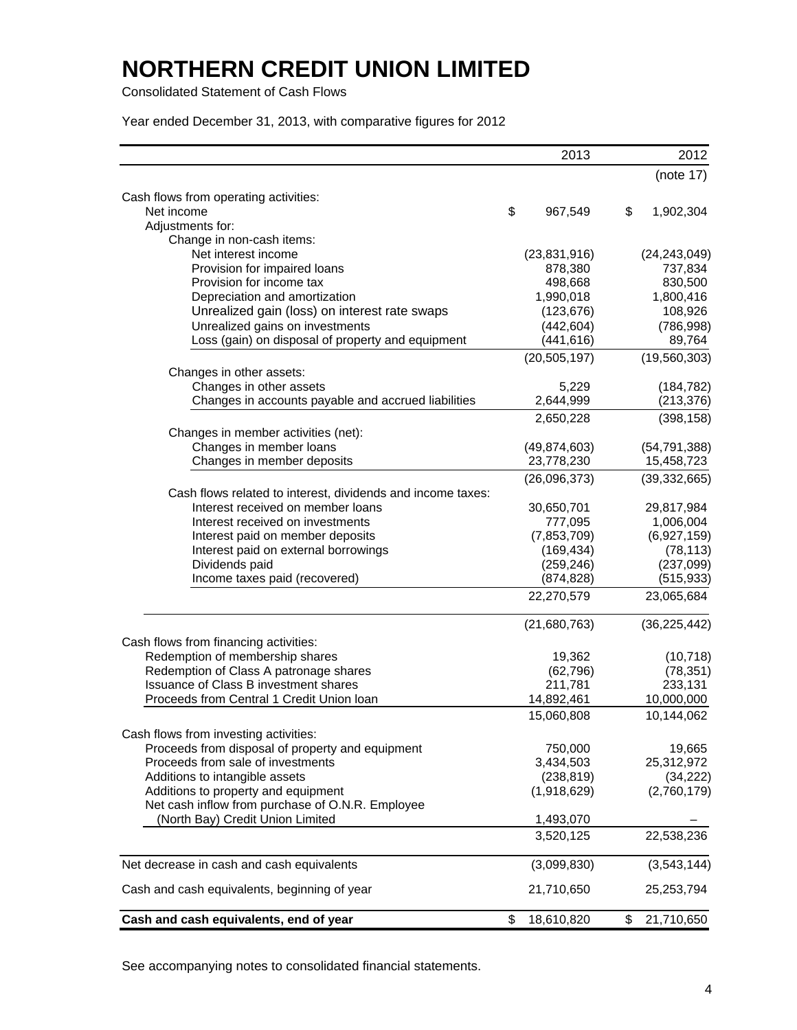# NORTHERN CREDIT UNION LIMITED

Consolidated Statement of Cash Flows

Year ended December 31, 2013, with comparative figures for 2012

| | 2013 | 2012 |
|---|---|---|
| | | (note 17) |
| Cash flows from operating activities: | | |
| Net income | $ 967,549 | $ 1,902,304 |
| Adjustments for: | | |
| Change in non-cash items: | | |
| Net interest income | (23,831,916) | (24,243,049) |
| Provision for impaired loans | 878,380 | 737,834 |
| Provision for income tax | 498,668 | 830,500 |
| Depreciation and amortization | 1,990,018 | 1,800,416 |
| Unrealized gain (loss) on interest rate swaps | (123,676) | 108,926 |
| Unrealized gains on investments | (442,604) | (786,998) |
| Loss (gain) on disposal of property and equipment | (441,616) | 89,764 |
| | (20,505,197) | (19,560,303) |
| Changes in other assets: | | |
| Changes in other assets | 5,229 | (184,782) |
| Changes in accounts payable and accrued liabilities | 2,644,999 | (213,376) |
| | 2,650,228 | (398,158) |
| Changes in member activities (net): | | |
| Changes in member loans | (49,874,603) | (54,791,388) |
| Changes in member deposits | 23,778,230 | 15,458,723 |
| | (26,096,373) | (39,332,665) |
| Cash flows related to interest, dividends and income taxes: | | |
| Interest received on member loans | 30,650,701 | 29,817,984 |
| Interest received on investments | 777,095 | 1,006,004 |
| Interest paid on member deposits | (7,853,709) | (6,927,159) |
| Interest paid on external borrowings | (169,434) | (78,113) |
| Dividends paid | (259,246) | (237,099) |
| Income taxes paid (recovered) | (874,828) | (515,933) |
| | 22,270,579 | 23,065,684 |
| | (21,680,763) | (36,225,442) |
| Cash flows from financing activities: | | |
| Redemption of membership shares | 19,362 | (10,718) |
| Redemption of Class A patronage shares | (62,796) | (78,351) |
| Issuance of Class B investment shares | 211,781 | 233,131 |
| Proceeds from Central 1 Credit Union loan | 14,892,461 | 10,000,000 |
| | 15,060,808 | 10,144,062 |
| Cash flows from investing activities: | | |
| Proceeds from disposal of property and equipment | 750,000 | 19,665 |
| Proceeds from sale of investments | 3,434,503 | 25,312,972 |
| Additions to intangible assets | (238,819) | (34,222) |
| Additions to property and equipment | (1,918,629) | (2,760,179) |
| Net cash inflow from purchase of O.N.R. Employee (North Bay) Credit Union Limited | 1,493,070 | – |
| | 3,520,125 | 22,538,236 |
| Net decrease in cash and cash equivalents | (3,099,830) | (3,543,144) |
| Cash and cash equivalents, beginning of year | 21,710,650 | 25,253,794 |
| **Cash and cash equivalents, end of year** | **$ 18,610,820** | **$ 21,710,650** |

See accompanying notes to consolidated financial statements.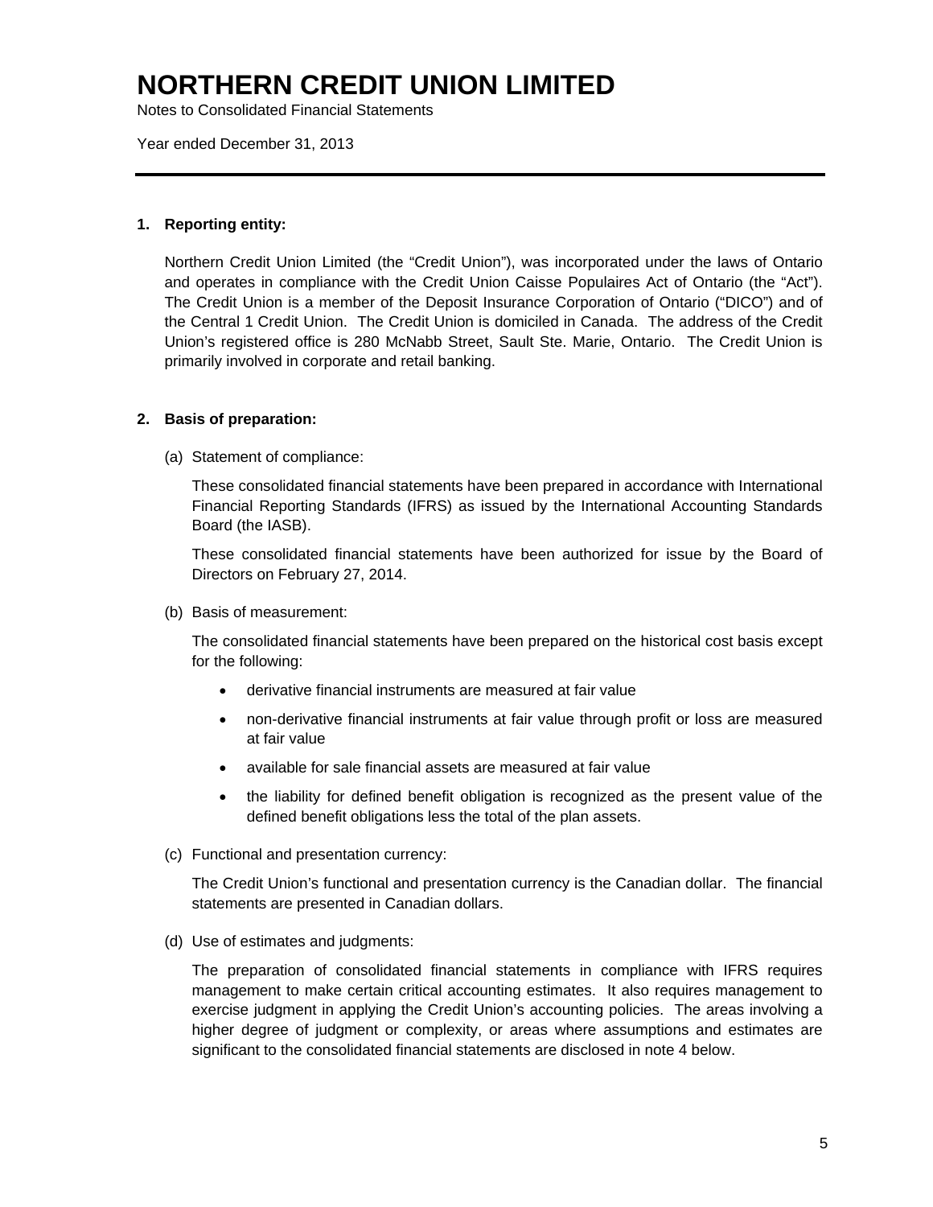# NORTHERN CREDIT UNION LIMITED

Notes to Consolidated Financial Statements

Year ended December 31, 2013

**1. Reporting entity:**

Northern Credit Union Limited (the "Credit Union"), was incorporated under the laws of Ontario and operates in compliance with the Credit Union Caisse Populaires Act of Ontario (the "Act"). The Credit Union is a member of the Deposit Insurance Corporation of Ontario ("DICO") and of the Central 1 Credit Union. The Credit Union is domiciled in Canada. The address of the Credit Union's registered office is 280 McNabb Street, Sault Ste. Marie, Ontario. The Credit Union is primarily involved in corporate and retail banking.

**2. Basis of preparation:**

(a) Statement of compliance:

These consolidated financial statements have been prepared in accordance with International Financial Reporting Standards (IFRS) as issued by the International Accounting Standards Board (the IASB).

These consolidated financial statements have been authorized for issue by the Board of Directors on February 27, 2014.

(b) Basis of measurement:

The consolidated financial statements have been prepared on the historical cost basis except for the following:

- derivative financial instruments are measured at fair value
- non-derivative financial instruments at fair value through profit or loss are measured at fair value
- available for sale financial assets are measured at fair value
- the liability for defined benefit obligation is recognized as the present value of the defined benefit obligations less the total of the plan assets.

(c) Functional and presentation currency:

The Credit Union's functional and presentation currency is the Canadian dollar. The financial statements are presented in Canadian dollars.

(d) Use of estimates and judgments:

The preparation of consolidated financial statements in compliance with IFRS requires management to make certain critical accounting estimates. It also requires management to exercise judgment in applying the Credit Union's accounting policies. The areas involving a higher degree of judgment or complexity, or areas where assumptions and estimates are significant to the consolidated financial statements are disclosed in note 4 below.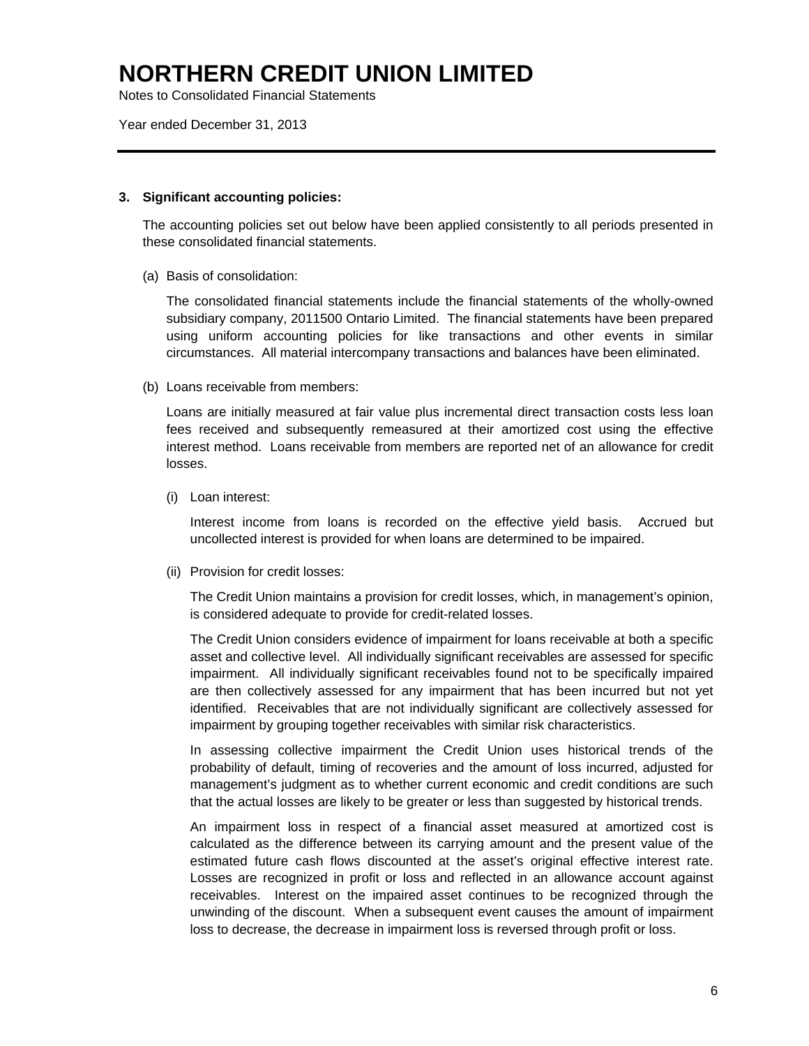# NORTHERN CREDIT UNION LIMITED

Notes to Consolidated Financial Statements

Year ended December 31, 2013

---

**3. Significant accounting policies:**

The accounting policies set out below have been applied consistently to all periods presented in these consolidated financial statements.

(a) Basis of consolidation:

The consolidated financial statements include the financial statements of the wholly-owned subsidiary company, 2011500 Ontario Limited. The financial statements have been prepared using uniform accounting policies for like transactions and other events in similar circumstances. All material intercompany transactions and balances have been eliminated.

(b) Loans receivable from members:

Loans are initially measured at fair value plus incremental direct transaction costs less loan fees received and subsequently remeasured at their amortized cost using the effective interest method. Loans receivable from members are reported net of an allowance for credit losses.

(i) Loan interest:

Interest income from loans is recorded on the effective yield basis. Accrued but uncollected interest is provided for when loans are determined to be impaired.

(ii) Provision for credit losses:

The Credit Union maintains a provision for credit losses, which, in management's opinion, is considered adequate to provide for credit-related losses.

The Credit Union considers evidence of impairment for loans receivable at both a specific asset and collective level. All individually significant receivables are assessed for specific impairment. All individually significant receivables found not to be specifically impaired are then collectively assessed for any impairment that has been incurred but not yet identified. Receivables that are not individually significant are collectively assessed for impairment by grouping together receivables with similar risk characteristics.

In assessing collective impairment the Credit Union uses historical trends of the probability of default, timing of recoveries and the amount of loss incurred, adjusted for management's judgment as to whether current economic and credit conditions are such that the actual losses are likely to be greater or less than suggested by historical trends.

An impairment loss in respect of a financial asset measured at amortized cost is calculated as the difference between its carrying amount and the present value of the estimated future cash flows discounted at the asset's original effective interest rate. Losses are recognized in profit or loss and reflected in an allowance account against receivables. Interest on the impaired asset continues to be recognized through the unwinding of the discount. When a subsequent event causes the amount of impairment loss to decrease, the decrease in impairment loss is reversed through profit or loss.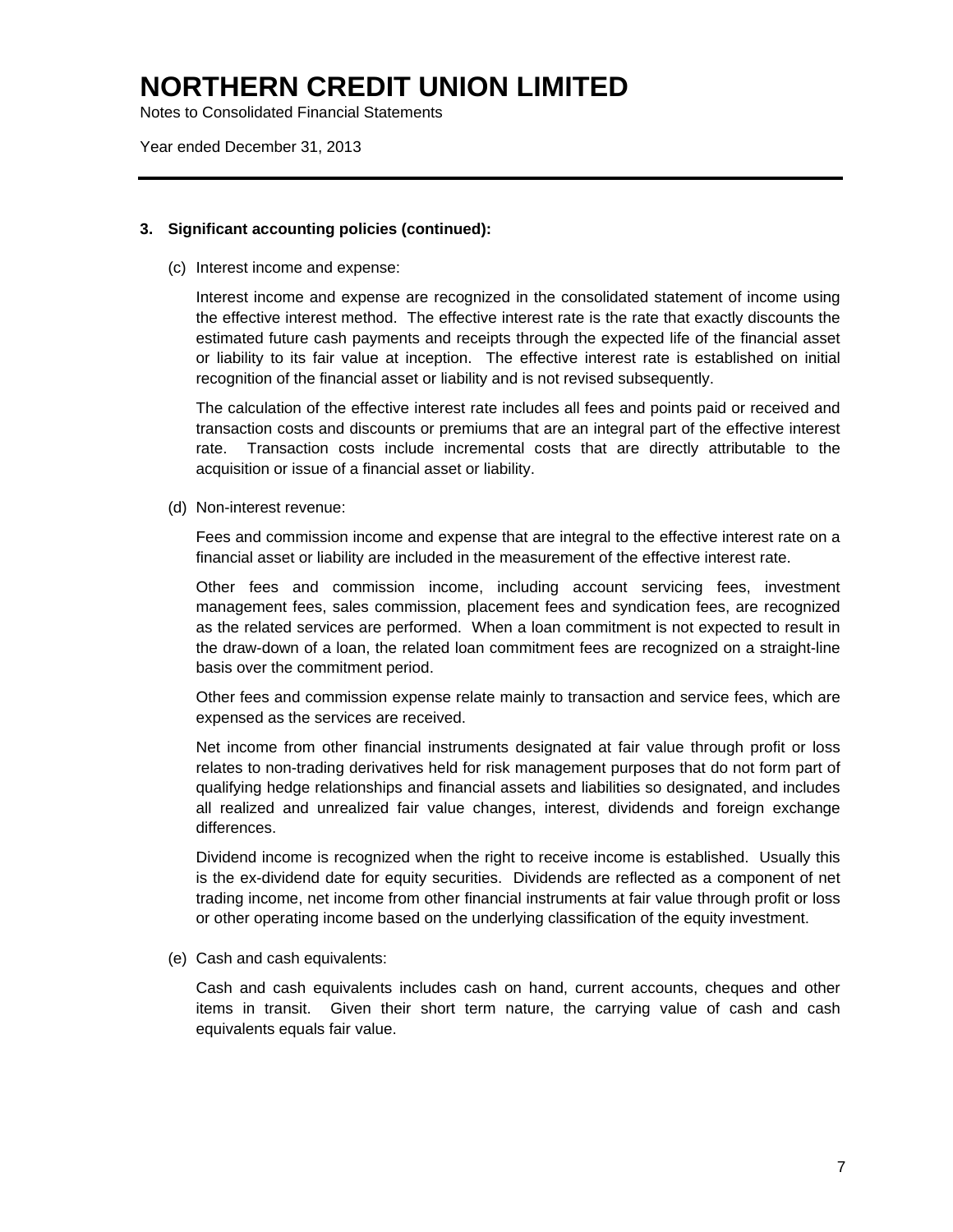# NORTHERN CREDIT UNION LIMITED

Notes to Consolidated Financial Statements

Year ended December 31, 2013

---

**3. Significant accounting policies (continued):**

(c) Interest income and expense:

Interest income and expense are recognized in the consolidated statement of income using the effective interest method. The effective interest rate is the rate that exactly discounts the estimated future cash payments and receipts through the expected life of the financial asset or liability to its fair value at inception. The effective interest rate is established on initial recognition of the financial asset or liability and is not revised subsequently.

The calculation of the effective interest rate includes all fees and points paid or received and transaction costs and discounts or premiums that are an integral part of the effective interest rate. Transaction costs include incremental costs that are directly attributable to the acquisition or issue of a financial asset or liability.

(d) Non-interest revenue:

Fees and commission income and expense that are integral to the effective interest rate on a financial asset or liability are included in the measurement of the effective interest rate.

Other fees and commission income, including account servicing fees, investment management fees, sales commission, placement fees and syndication fees, are recognized as the related services are performed. When a loan commitment is not expected to result in the draw-down of a loan, the related loan commitment fees are recognized on a straight-line basis over the commitment period.

Other fees and commission expense relate mainly to transaction and service fees, which are expensed as the services are received.

Net income from other financial instruments designated at fair value through profit or loss relates to non-trading derivatives held for risk management purposes that do not form part of qualifying hedge relationships and financial assets and liabilities so designated, and includes all realized and unrealized fair value changes, interest, dividends and foreign exchange differences.

Dividend income is recognized when the right to receive income is established. Usually this is the ex-dividend date for equity securities. Dividends are reflected as a component of net trading income, net income from other financial instruments at fair value through profit or loss or other operating income based on the underlying classification of the equity investment.

(e) Cash and cash equivalents:

Cash and cash equivalents includes cash on hand, current accounts, cheques and other items in transit. Given their short term nature, the carrying value of cash and cash equivalents equals fair value.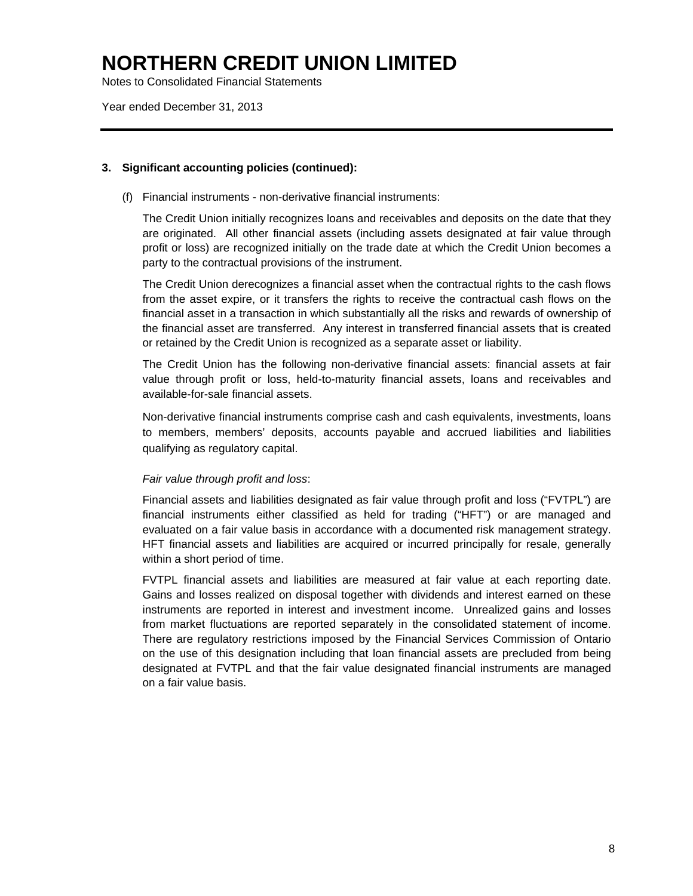# NORTHERN CREDIT UNION LIMITED

Notes to Consolidated Financial Statements

Year ended December 31, 2013

### 3. Significant accounting policies (continued):

(f) Financial instruments - non-derivative financial instruments:

The Credit Union initially recognizes loans and receivables and deposits on the date that they are originated. All other financial assets (including assets designated at fair value through profit or loss) are recognized initially on the trade date at which the Credit Union becomes a party to the contractual provisions of the instrument.

The Credit Union derecognizes a financial asset when the contractual rights to the cash flows from the asset expire, or it transfers the rights to receive the contractual cash flows on the financial asset in a transaction in which substantially all the risks and rewards of ownership of the financial asset are transferred. Any interest in transferred financial assets that is created or retained by the Credit Union is recognized as a separate asset or liability.

The Credit Union has the following non-derivative financial assets: financial assets at fair value through profit or loss, held-to-maturity financial assets, loans and receivables and available-for-sale financial assets.

Non-derivative financial instruments comprise cash and cash equivalents, investments, loans to members, members' deposits, accounts payable and accrued liabilities and liabilities qualifying as regulatory capital.

*Fair value through profit and loss*:

Financial assets and liabilities designated as fair value through profit and loss ("FVTPL") are financial instruments either classified as held for trading ("HFT") or are managed and evaluated on a fair value basis in accordance with a documented risk management strategy. HFT financial assets and liabilities are acquired or incurred principally for resale, generally within a short period of time.

FVTPL financial assets and liabilities are measured at fair value at each reporting date. Gains and losses realized on disposal together with dividends and interest earned on these instruments are reported in interest and investment income. Unrealized gains and losses from market fluctuations are reported separately in the consolidated statement of income. There are regulatory restrictions imposed by the Financial Services Commission of Ontario on the use of this designation including that loan financial assets are precluded from being designated at FVTPL and that the fair value designated financial instruments are managed on a fair value basis.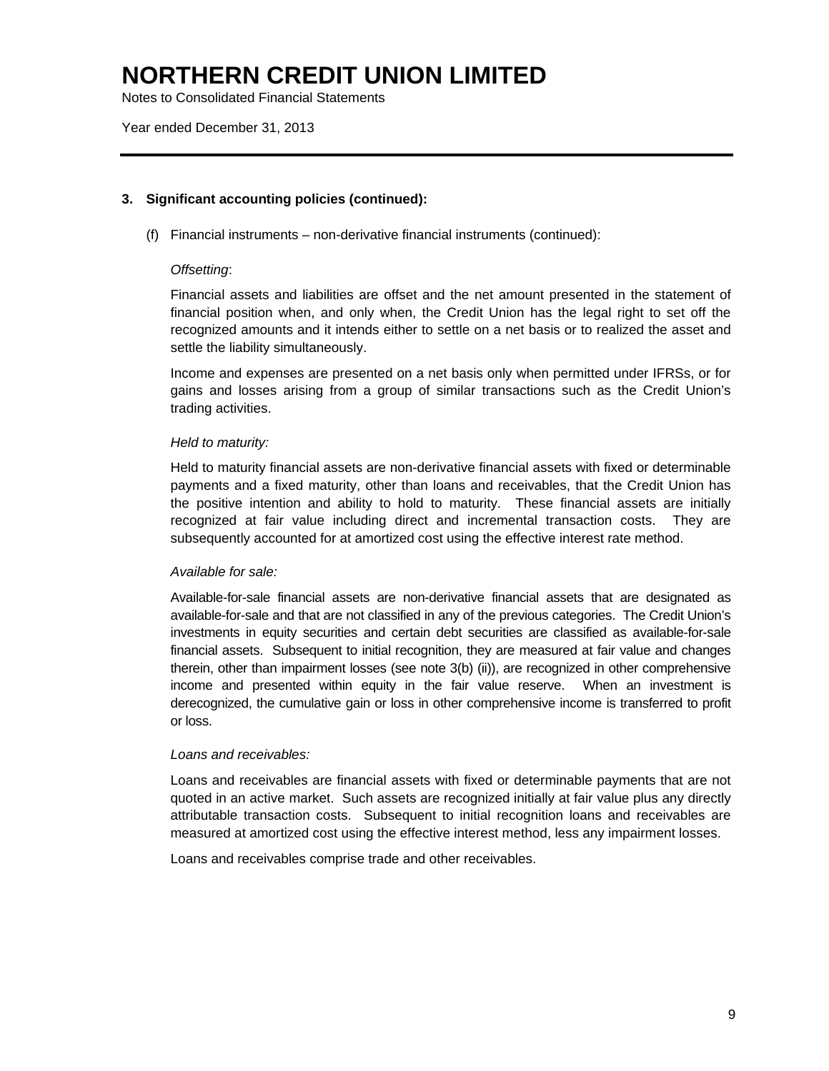### 3. Significant accounting policies (continued):

(f) Financial instruments – non-derivative financial instruments (continued):

*Offsetting*:

Financial assets and liabilities are offset and the net amount presented in the statement of financial position when, and only when, the Credit Union has the legal right to set off the recognized amounts and it intends either to settle on a net basis or to realized the asset and settle the liability simultaneously.

Income and expenses are presented on a net basis only when permitted under IFRSs, or for gains and losses arising from a group of similar transactions such as the Credit Union's trading activities.

*Held to maturity:*

Held to maturity financial assets are non-derivative financial assets with fixed or determinable payments and a fixed maturity, other than loans and receivables, that the Credit Union has the positive intention and ability to hold to maturity. These financial assets are initially recognized at fair value including direct and incremental transaction costs. They are subsequently accounted for at amortized cost using the effective interest rate method.

*Available for sale:*

Available-for-sale financial assets are non-derivative financial assets that are designated as available-for-sale and that are not classified in any of the previous categories. The Credit Union's investments in equity securities and certain debt securities are classified as available-for-sale financial assets. Subsequent to initial recognition, they are measured at fair value and changes therein, other than impairment losses (see note 3(b) (ii)), are recognized in other comprehensive income and presented within equity in the fair value reserve. When an investment is derecognized, the cumulative gain or loss in other comprehensive income is transferred to profit or loss.

*Loans and receivables:*

Loans and receivables are financial assets with fixed or determinable payments that are not quoted in an active market. Such assets are recognized initially at fair value plus any directly attributable transaction costs. Subsequent to initial recognition loans and receivables are measured at amortized cost using the effective interest method, less any impairment losses.

Loans and receivables comprise trade and other receivables.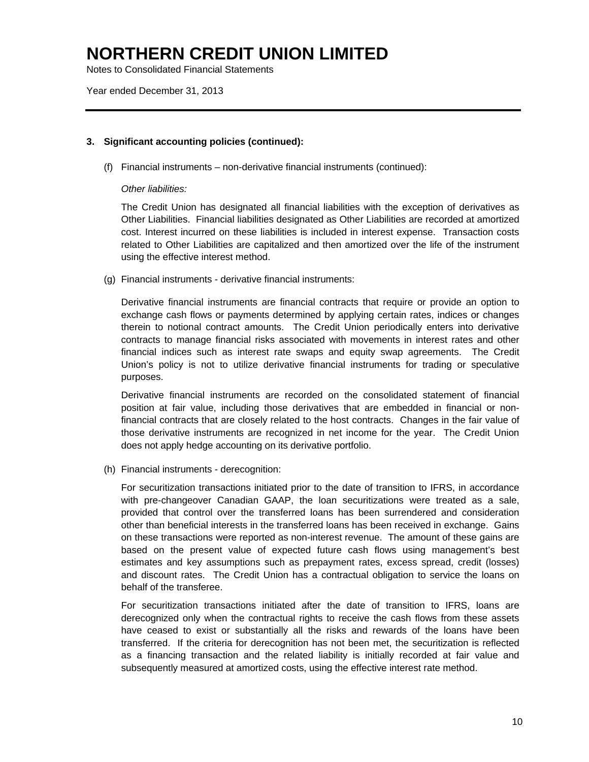# NORTHERN CREDIT UNION LIMITED

Notes to Consolidated Financial Statements

Year ended December 31, 2013

**3. Significant accounting policies (continued):**

(f) Financial instruments – non-derivative financial instruments (continued):

*Other liabilities:*

The Credit Union has designated all financial liabilities with the exception of derivatives as Other Liabilities. Financial liabilities designated as Other Liabilities are recorded at amortized cost. Interest incurred on these liabilities is included in interest expense. Transaction costs related to Other Liabilities are capitalized and then amortized over the life of the instrument using the effective interest method.

(g) Financial instruments - derivative financial instruments:

Derivative financial instruments are financial contracts that require or provide an option to exchange cash flows or payments determined by applying certain rates, indices or changes therein to notional contract amounts. The Credit Union periodically enters into derivative contracts to manage financial risks associated with movements in interest rates and other financial indices such as interest rate swaps and equity swap agreements. The Credit Union's policy is not to utilize derivative financial instruments for trading or speculative purposes.

Derivative financial instruments are recorded on the consolidated statement of financial position at fair value, including those derivatives that are embedded in financial or non-financial contracts that are closely related to the host contracts. Changes in the fair value of those derivative instruments are recognized in net income for the year. The Credit Union does not apply hedge accounting on its derivative portfolio.

(h) Financial instruments - derecognition:

For securitization transactions initiated prior to the date of transition to IFRS, in accordance with pre-changeover Canadian GAAP, the loan securitizations were treated as a sale, provided that control over the transferred loans has been surrendered and consideration other than beneficial interests in the transferred loans has been received in exchange. Gains on these transactions were reported as non-interest revenue. The amount of these gains are based on the present value of expected future cash flows using management's best estimates and key assumptions such as prepayment rates, excess spread, credit (losses) and discount rates. The Credit Union has a contractual obligation to service the loans on behalf of the transferee.

For securitization transactions initiated after the date of transition to IFRS, loans are derecognized only when the contractual rights to receive the cash flows from these assets have ceased to exist or substantially all the risks and rewards of the loans have been transferred. If the criteria for derecognition has not been met, the securitization is reflected as a financing transaction and the related liability is initially recorded at fair value and subsequently measured at amortized costs, using the effective interest rate method.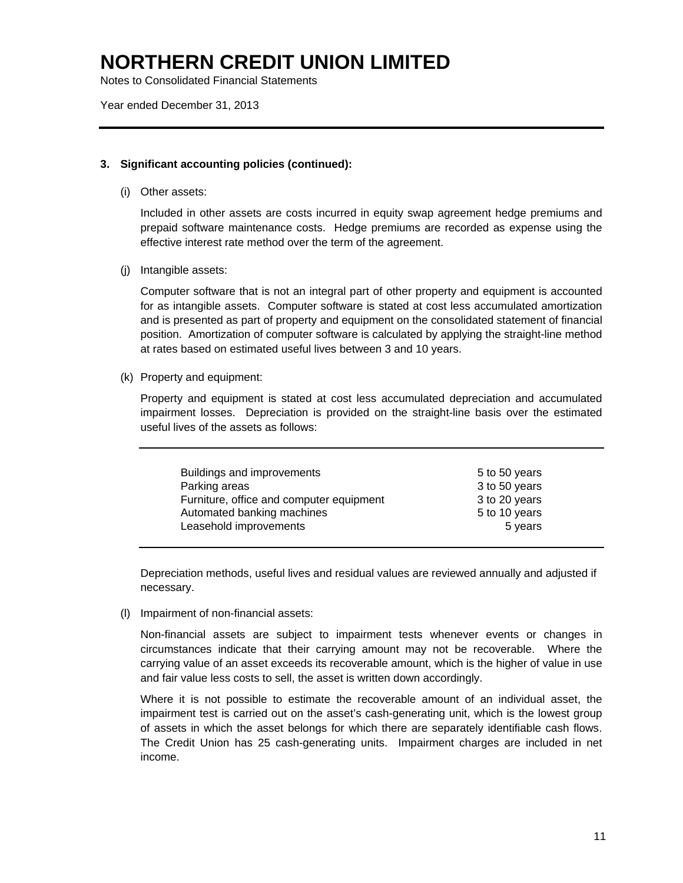# NORTHERN CREDIT UNION LIMITED

Notes to Consolidated Financial Statements

Year ended December 31, 2013

## 3. Significant accounting policies (continued):

(i) Other assets:

Included in other assets are costs incurred in equity swap agreement hedge premiums and prepaid software maintenance costs. Hedge premiums are recorded as expense using the effective interest rate method over the term of the agreement.

(j) Intangible assets:

Computer software that is not an integral part of other property and equipment is accounted for as intangible assets. Computer software is stated at cost less accumulated amortization and is presented as part of property and equipment on the consolidated statement of financial position. Amortization of computer software is calculated by applying the straight-line method at rates based on estimated useful lives between 3 and 10 years.

(k) Property and equipment:

Property and equipment is stated at cost less accumulated depreciation and accumulated impairment losses. Depreciation is provided on the straight-line basis over the estimated useful lives of the assets as follows:

| | |
|---|---|
| Buildings and improvements | 5 to 50 years |
| Parking areas | 3 to 50 years |
| Furniture, office and computer equipment | 3 to 20 years |
| Automated banking machines | 5 to 10 years |
| Leasehold improvements | 5 years |

Depreciation methods, useful lives and residual values are reviewed annually and adjusted if necessary.

(l) Impairment of non-financial assets:

Non-financial assets are subject to impairment tests whenever events or changes in circumstances indicate that their carrying amount may not be recoverable. Where the carrying value of an asset exceeds its recoverable amount, which is the higher of value in use and fair value less costs to sell, the asset is written down accordingly.

Where it is not possible to estimate the recoverable amount of an individual asset, the impairment test is carried out on the asset's cash-generating unit, which is the lowest group of assets in which the asset belongs for which there are separately identifiable cash flows. The Credit Union has 25 cash-generating units. Impairment charges are included in net income.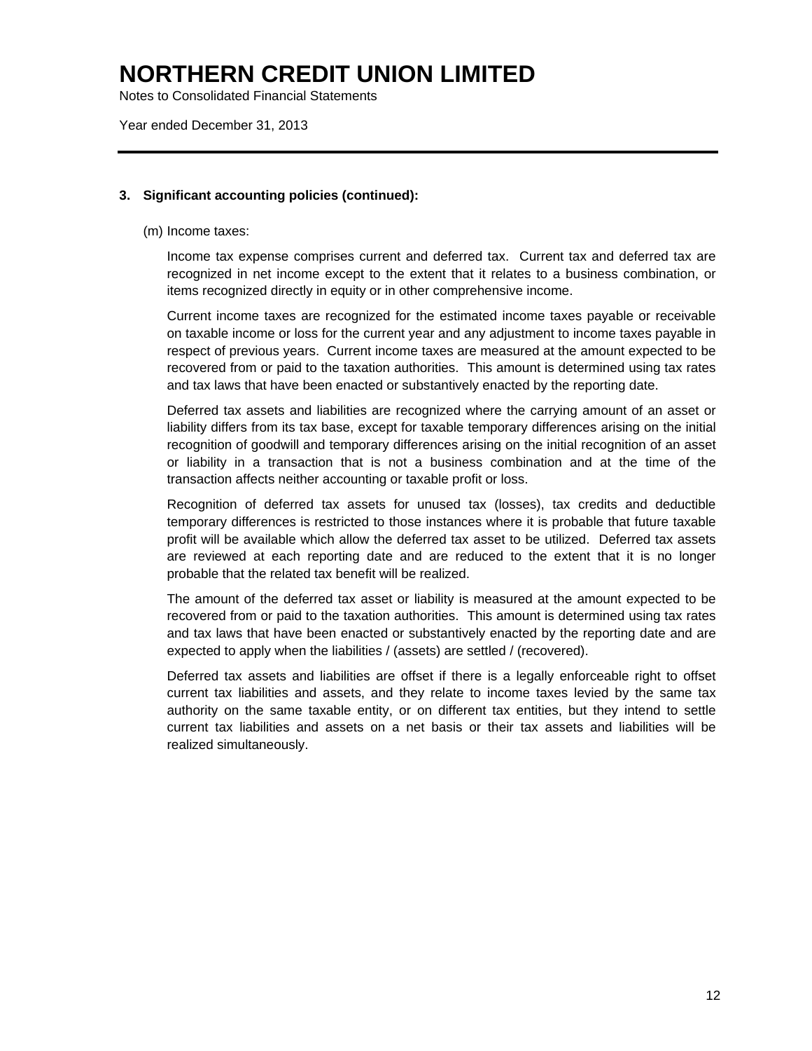# NORTHERN CREDIT UNION LIMITED

Notes to Consolidated Financial Statements

Year ended December 31, 2013

### 3. Significant accounting policies (continued):

(m) Income taxes:

Income tax expense comprises current and deferred tax. Current tax and deferred tax are recognized in net income except to the extent that it relates to a business combination, or items recognized directly in equity or in other comprehensive income.

Current income taxes are recognized for the estimated income taxes payable or receivable on taxable income or loss for the current year and any adjustment to income taxes payable in respect of previous years. Current income taxes are measured at the amount expected to be recovered from or paid to the taxation authorities. This amount is determined using tax rates and tax laws that have been enacted or substantively enacted by the reporting date.

Deferred tax assets and liabilities are recognized where the carrying amount of an asset or liability differs from its tax base, except for taxable temporary differences arising on the initial recognition of goodwill and temporary differences arising on the initial recognition of an asset or liability in a transaction that is not a business combination and at the time of the transaction affects neither accounting or taxable profit or loss.

Recognition of deferred tax assets for unused tax (losses), tax credits and deductible temporary differences is restricted to those instances where it is probable that future taxable profit will be available which allow the deferred tax asset to be utilized. Deferred tax assets are reviewed at each reporting date and are reduced to the extent that it is no longer probable that the related tax benefit will be realized.

The amount of the deferred tax asset or liability is measured at the amount expected to be recovered from or paid to the taxation authorities. This amount is determined using tax rates and tax laws that have been enacted or substantively enacted by the reporting date and are expected to apply when the liabilities / (assets) are settled / (recovered).

Deferred tax assets and liabilities are offset if there is a legally enforceable right to offset current tax liabilities and assets, and they relate to income taxes levied by the same tax authority on the same taxable entity, or on different tax entities, but they intend to settle current tax liabilities and assets on a net basis or their tax assets and liabilities will be realized simultaneously.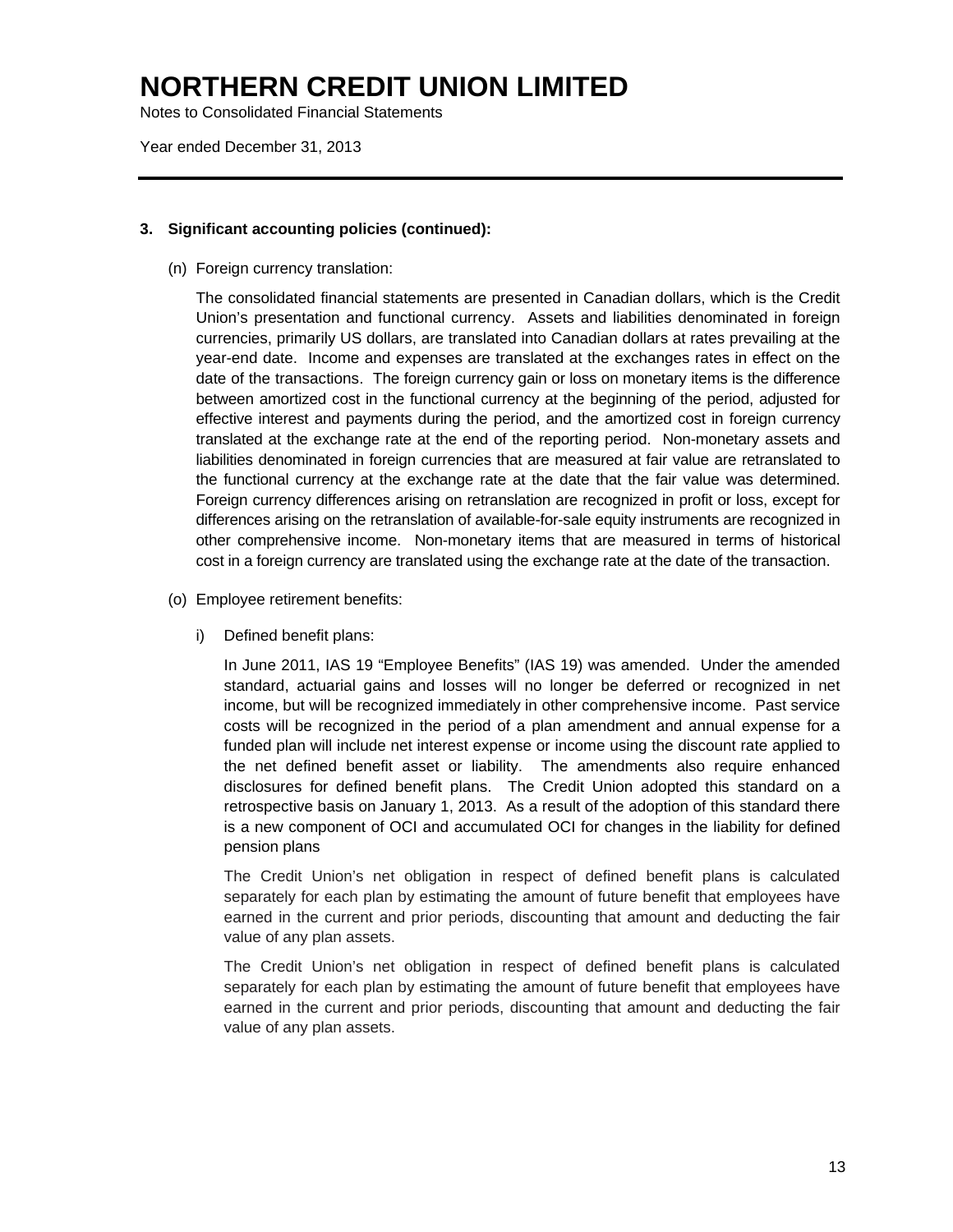# NORTHERN CREDIT UNION LIMITED

Notes to Consolidated Financial Statements

Year ended December 31, 2013

### 3. Significant accounting policies (continued):

(n) Foreign currency translation:

The consolidated financial statements are presented in Canadian dollars, which is the Credit Union's presentation and functional currency. Assets and liabilities denominated in foreign currencies, primarily US dollars, are translated into Canadian dollars at rates prevailing at the year-end date. Income and expenses are translated at the exchanges rates in effect on the date of the transactions. The foreign currency gain or loss on monetary items is the difference between amortized cost in the functional currency at the beginning of the period, adjusted for effective interest and payments during the period, and the amortized cost in foreign currency translated at the exchange rate at the end of the reporting period. Non-monetary assets and liabilities denominated in foreign currencies that are measured at fair value are retranslated to the functional currency at the exchange rate at the date that the fair value was determined. Foreign currency differences arising on retranslation are recognized in profit or loss, except for differences arising on the retranslation of available-for-sale equity instruments are recognized in other comprehensive income. Non-monetary items that are measured in terms of historical cost in a foreign currency are translated using the exchange rate at the date of the transaction.

(o) Employee retirement benefits:

i) Defined benefit plans:

In June 2011, IAS 19 "Employee Benefits" (IAS 19) was amended. Under the amended standard, actuarial gains and losses will no longer be deferred or recognized in net income, but will be recognized immediately in other comprehensive income. Past service costs will be recognized in the period of a plan amendment and annual expense for a funded plan will include net interest expense or income using the discount rate applied to the net defined benefit asset or liability. The amendments also require enhanced disclosures for defined benefit plans. The Credit Union adopted this standard on a retrospective basis on January 1, 2013. As a result of the adoption of this standard there is a new component of OCI and accumulated OCI for changes in the liability for defined pension plans

The Credit Union's net obligation in respect of defined benefit plans is calculated separately for each plan by estimating the amount of future benefit that employees have earned in the current and prior periods, discounting that amount and deducting the fair value of any plan assets.

The Credit Union's net obligation in respect of defined benefit plans is calculated separately for each plan by estimating the amount of future benefit that employees have earned in the current and prior periods, discounting that amount and deducting the fair value of any plan assets.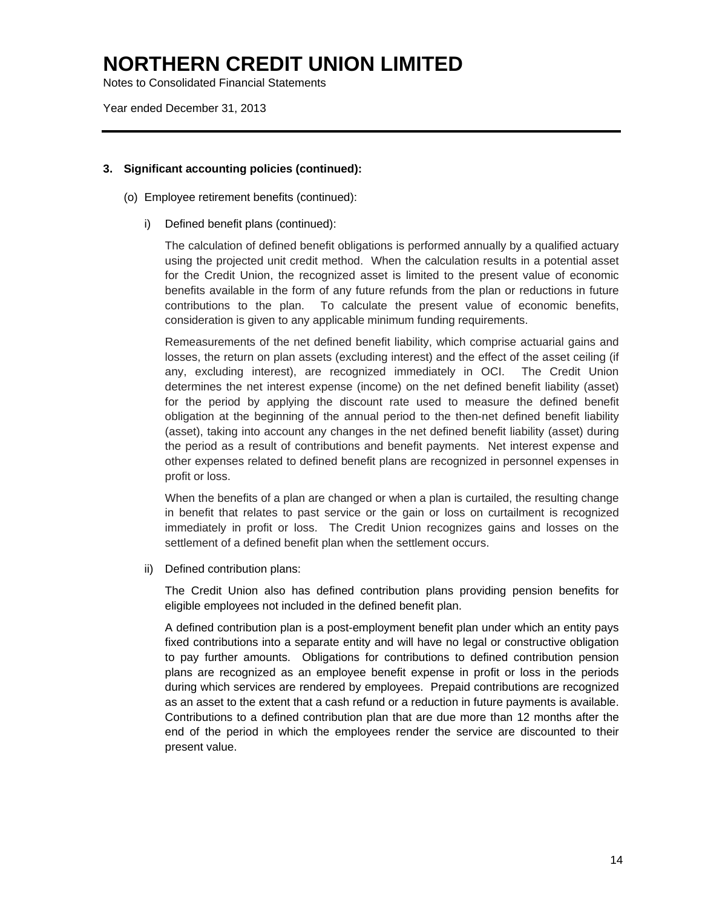### 3. Significant accounting policies (continued):

(o) Employee retirement benefits (continued):

i) Defined benefit plans (continued):

The calculation of defined benefit obligations is performed annually by a qualified actuary using the projected unit credit method. When the calculation results in a potential asset for the Credit Union, the recognized asset is limited to the present value of economic benefits available in the form of any future refunds from the plan or reductions in future contributions to the plan. To calculate the present value of economic benefits, consideration is given to any applicable minimum funding requirements.

Remeasurements of the net defined benefit liability, which comprise actuarial gains and losses, the return on plan assets (excluding interest) and the effect of the asset ceiling (if any, excluding interest), are recognized immediately in OCI. The Credit Union determines the net interest expense (income) on the net defined benefit liability (asset) for the period by applying the discount rate used to measure the defined benefit obligation at the beginning of the annual period to the then-net defined benefit liability (asset), taking into account any changes in the net defined benefit liability (asset) during the period as a result of contributions and benefit payments. Net interest expense and other expenses related to defined benefit plans are recognized in personnel expenses in profit or loss.

When the benefits of a plan are changed or when a plan is curtailed, the resulting change in benefit that relates to past service or the gain or loss on curtailment is recognized immediately in profit or loss. The Credit Union recognizes gains and losses on the settlement of a defined benefit plan when the settlement occurs.

ii) Defined contribution plans:

The Credit Union also has defined contribution plans providing pension benefits for eligible employees not included in the defined benefit plan.

A defined contribution plan is a post-employment benefit plan under which an entity pays fixed contributions into a separate entity and will have no legal or constructive obligation to pay further amounts. Obligations for contributions to defined contribution pension plans are recognized as an employee benefit expense in profit or loss in the periods during which services are rendered by employees. Prepaid contributions are recognized as an asset to the extent that a cash refund or a reduction in future payments is available. Contributions to a defined contribution plan that are due more than 12 months after the end of the period in which the employees render the service are discounted to their present value.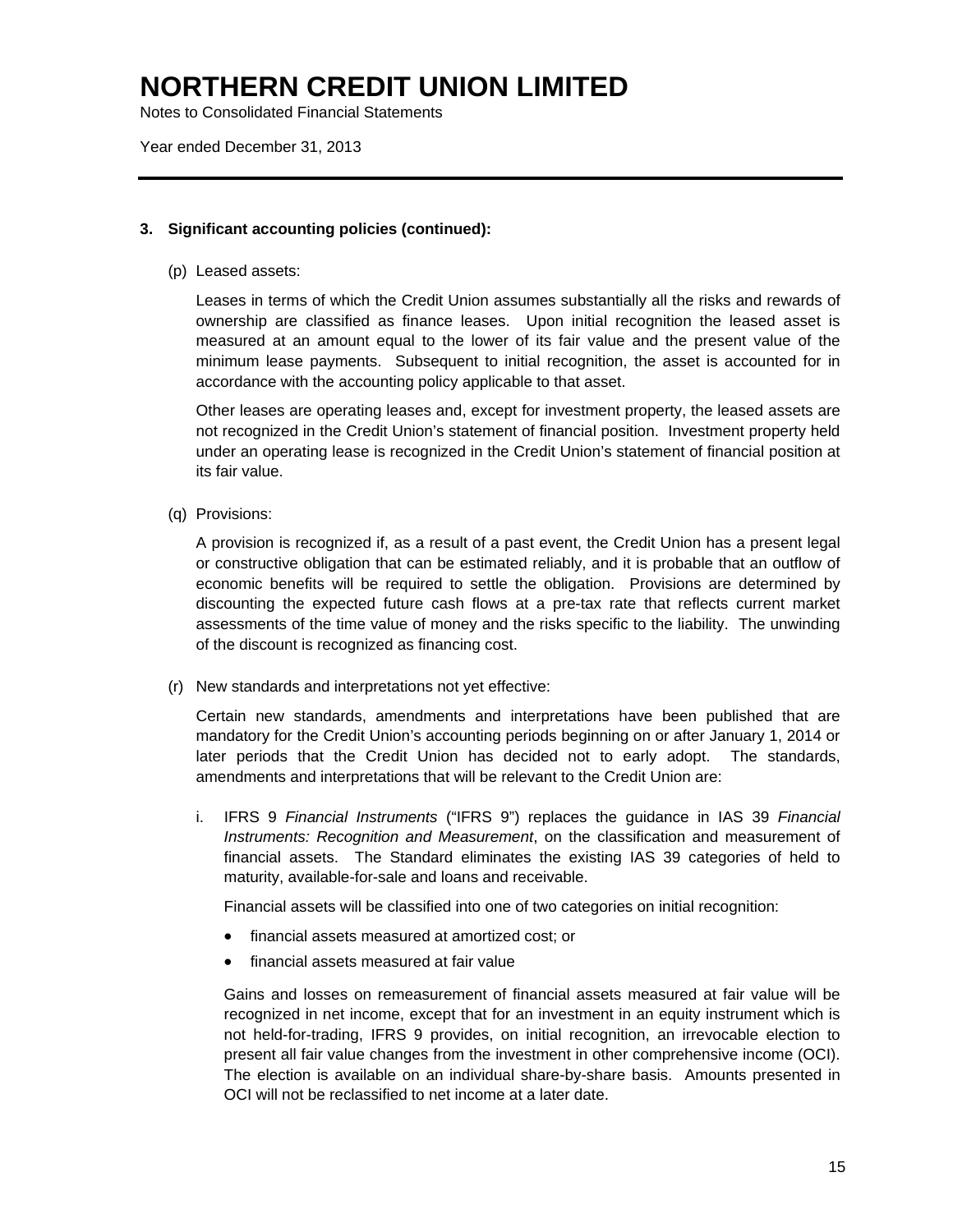## 3. Significant accounting policies (continued):

(p) Leased assets:

Leases in terms of which the Credit Union assumes substantially all the risks and rewards of ownership are classified as finance leases. Upon initial recognition the leased asset is measured at an amount equal to the lower of its fair value and the present value of the minimum lease payments. Subsequent to initial recognition, the asset is accounted for in accordance with the accounting policy applicable to that asset.

Other leases are operating leases and, except for investment property, the leased assets are not recognized in the Credit Union's statement of financial position. Investment property held under an operating lease is recognized in the Credit Union's statement of financial position at its fair value.

(q) Provisions:

A provision is recognized if, as a result of a past event, the Credit Union has a present legal or constructive obligation that can be estimated reliably, and it is probable that an outflow of economic benefits will be required to settle the obligation. Provisions are determined by discounting the expected future cash flows at a pre-tax rate that reflects current market assessments of the time value of money and the risks specific to the liability. The unwinding of the discount is recognized as financing cost.

(r) New standards and interpretations not yet effective:

Certain new standards, amendments and interpretations have been published that are mandatory for the Credit Union's accounting periods beginning on or after January 1, 2014 or later periods that the Credit Union has decided not to early adopt. The standards, amendments and interpretations that will be relevant to the Credit Union are:

i. IFRS 9 *Financial Instruments* ("IFRS 9") replaces the guidance in IAS 39 *Financial Instruments: Recognition and Measurement*, on the classification and measurement of financial assets. The Standard eliminates the existing IAS 39 categories of held to maturity, available-for-sale and loans and receivable.

   Financial assets will be classified into one of two categories on initial recognition:

   - financial assets measured at amortized cost; or
   - financial assets measured at fair value

   Gains and losses on remeasurement of financial assets measured at fair value will be recognized in net income, except that for an investment in an equity instrument which is not held-for-trading, IFRS 9 provides, on initial recognition, an irrevocable election to present all fair value changes from the investment in other comprehensive income (OCI). The election is available on an individual share-by-share basis. Amounts presented in OCI will not be reclassified to net income at a later date.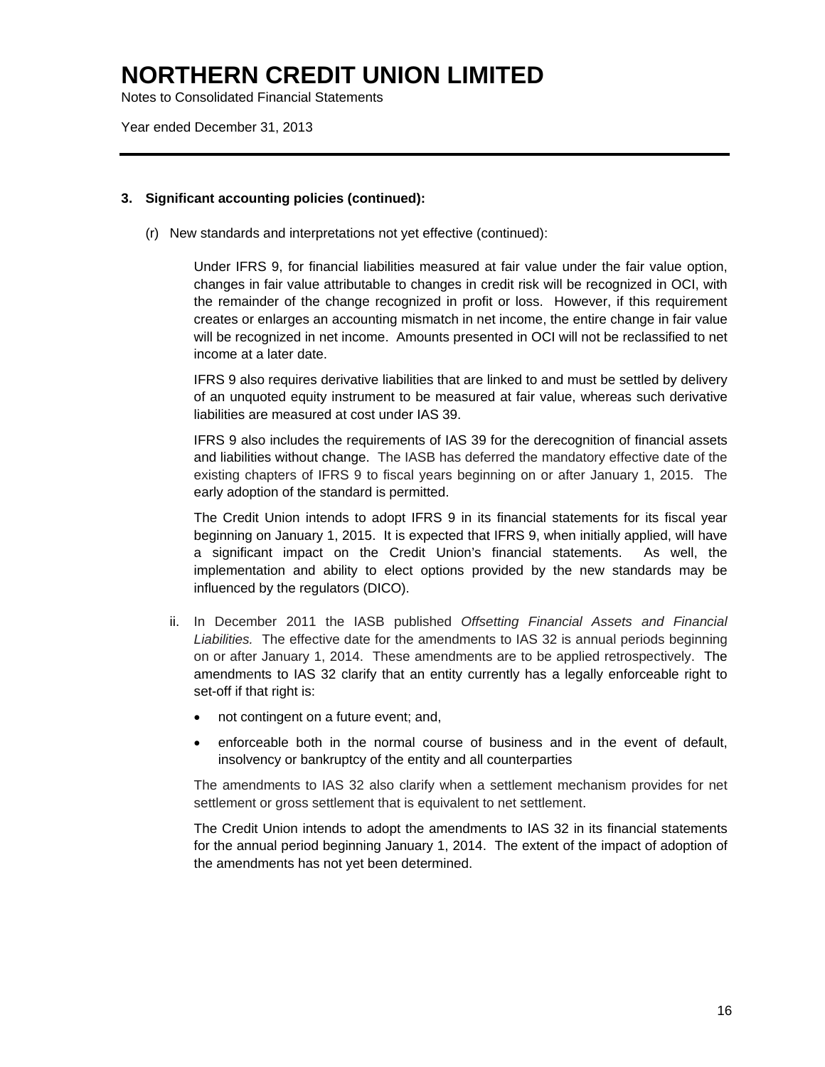**3. Significant accounting policies (continued):**

(r) New standards and interpretations not yet effective (continued):

Under IFRS 9, for financial liabilities measured at fair value under the fair value option, changes in fair value attributable to changes in credit risk will be recognized in OCI, with the remainder of the change recognized in profit or loss. However, if this requirement creates or enlarges an accounting mismatch in net income, the entire change in fair value will be recognized in net income. Amounts presented in OCI will not be reclassified to net income at a later date.

IFRS 9 also requires derivative liabilities that are linked to and must be settled by delivery of an unquoted equity instrument to be measured at fair value, whereas such derivative liabilities are measured at cost under IAS 39.

IFRS 9 also includes the requirements of IAS 39 for the derecognition of financial assets and liabilities without change. The IASB has deferred the mandatory effective date of the existing chapters of IFRS 9 to fiscal years beginning on or after January 1, 2015. The early adoption of the standard is permitted.

The Credit Union intends to adopt IFRS 9 in its financial statements for its fiscal year beginning on January 1, 2015. It is expected that IFRS 9, when initially applied, will have a significant impact on the Credit Union's financial statements. As well, the implementation and ability to elect options provided by the new standards may be influenced by the regulators (DICO).

ii. In December 2011 the IASB published *Offsetting Financial Assets and Financial Liabilities.* The effective date for the amendments to IAS 32 is annual periods beginning on or after January 1, 2014. These amendments are to be applied retrospectively. The amendments to IAS 32 clarify that an entity currently has a legally enforceable right to set-off if that right is:

- not contingent on a future event; and,
- enforceable both in the normal course of business and in the event of default, insolvency or bankruptcy of the entity and all counterparties

The amendments to IAS 32 also clarify when a settlement mechanism provides for net settlement or gross settlement that is equivalent to net settlement.

The Credit Union intends to adopt the amendments to IAS 32 in its financial statements for the annual period beginning January 1, 2014. The extent of the impact of adoption of the amendments has not yet been determined.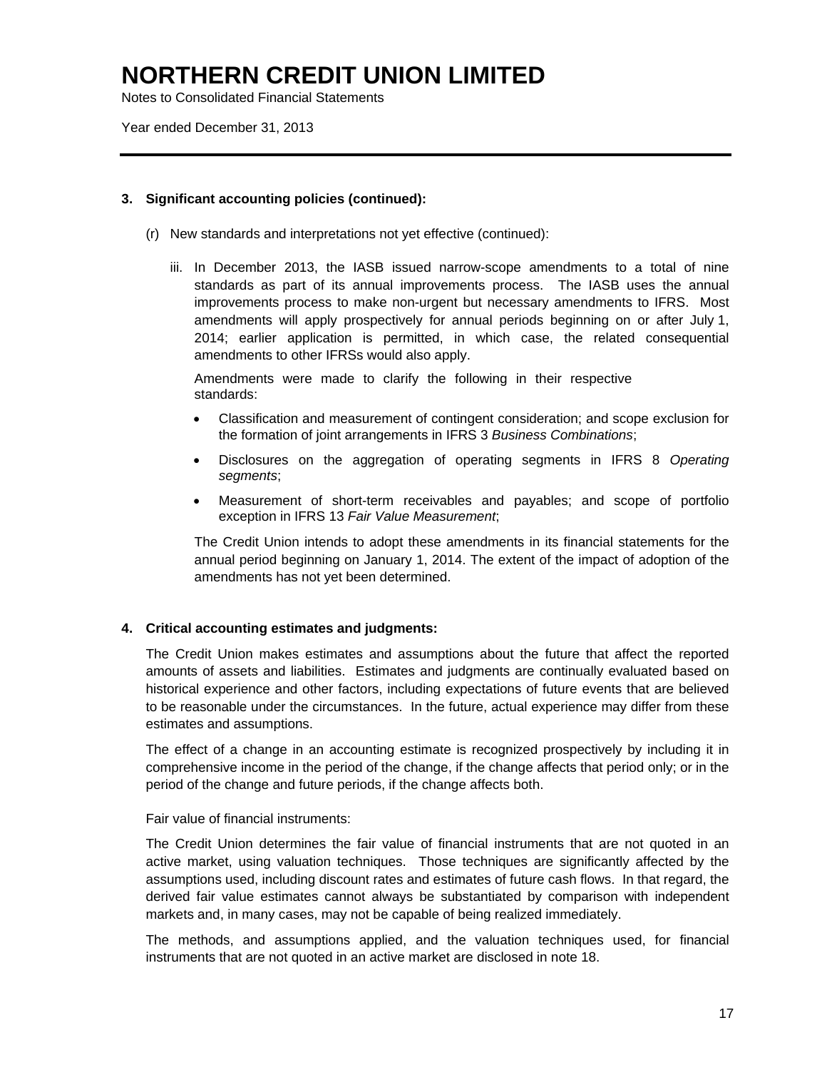### 3. Significant accounting policies (continued):

(r) New standards and interpretations not yet effective (continued):

iii. In December 2013, the IASB issued narrow-scope amendments to a total of nine standards as part of its annual improvements process. The IASB uses the annual improvements process to make non-urgent but necessary amendments to IFRS. Most amendments will apply prospectively for annual periods beginning on or after July 1, 2014; earlier application is permitted, in which case, the related consequential amendments to other IFRSs would also apply.

Amendments were made to clarify the following in their respective standards:

- Classification and measurement of contingent consideration; and scope exclusion for the formation of joint arrangements in IFRS 3 *Business Combinations*;
- Disclosures on the aggregation of operating segments in IFRS 8 *Operating segments*;
- Measurement of short-term receivables and payables; and scope of portfolio exception in IFRS 13 *Fair Value Measurement*;

The Credit Union intends to adopt these amendments in its financial statements for the annual period beginning on January 1, 2014. The extent of the impact of adoption of the amendments has not yet been determined.

### 4. Critical accounting estimates and judgments:

The Credit Union makes estimates and assumptions about the future that affect the reported amounts of assets and liabilities. Estimates and judgments are continually evaluated based on historical experience and other factors, including expectations of future events that are believed to be reasonable under the circumstances. In the future, actual experience may differ from these estimates and assumptions.

The effect of a change in an accounting estimate is recognized prospectively by including it in comprehensive income in the period of the change, if the change affects that period only; or in the period of the change and future periods, if the change affects both.

Fair value of financial instruments:

The Credit Union determines the fair value of financial instruments that are not quoted in an active market, using valuation techniques. Those techniques are significantly affected by the assumptions used, including discount rates and estimates of future cash flows. In that regard, the derived fair value estimates cannot always be substantiated by comparison with independent markets and, in many cases, may not be capable of being realized immediately.

The methods, and assumptions applied, and the valuation techniques used, for financial instruments that are not quoted in an active market are disclosed in note 18.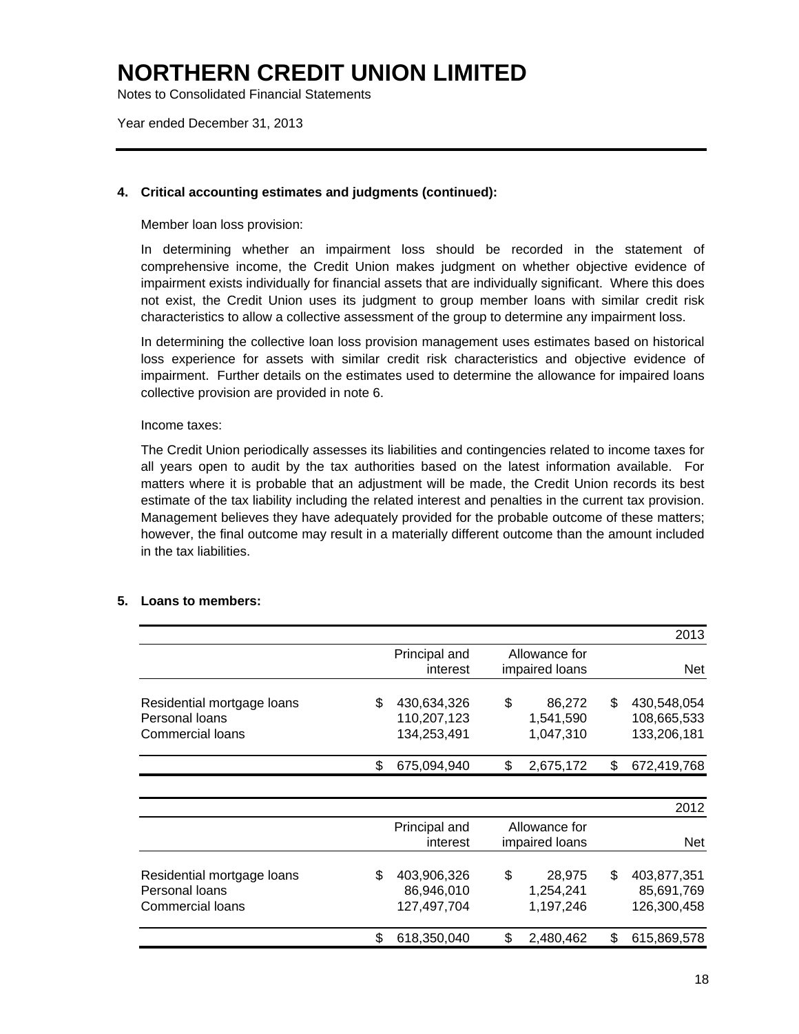# NORTHERN CREDIT UNION LIMITED

Notes to Consolidated Financial Statements

Year ended December 31, 2013

### 4. Critical accounting estimates and judgments (continued):

Member loan loss provision:

In determining whether an impairment loss should be recorded in the statement of comprehensive income, the Credit Union makes judgment on whether objective evidence of impairment exists individually for financial assets that are individually significant. Where this does not exist, the Credit Union uses its judgment to group member loans with similar credit risk characteristics to allow a collective assessment of the group to determine any impairment loss.

In determining the collective loan loss provision management uses estimates based on historical loss experience for assets with similar credit risk characteristics and objective evidence of impairment. Further details on the estimates used to determine the allowance for impaired loans collective provision are provided in note 6.

Income taxes:

The Credit Union periodically assesses its liabilities and contingencies related to income taxes for all years open to audit by the tax authorities based on the latest information available. For matters where it is probable that an adjustment will be made, the Credit Union records its best estimate of the tax liability including the related interest and penalties in the current tax provision. Management believes they have adequately provided for the probable outcome of these matters; however, the final outcome may result in a materially different outcome than the amount included in the tax liabilities.

### 5. Loans to members:

| | | | 2013 |
|---|---|---|---|
| | Principal and interest | Allowance for impaired loans | Net |
| Residential mortgage loans | $ 430,634,326 | $ 86,272 | $ 430,548,054 |
| Personal loans | 110,207,123 | 1,541,590 | 108,665,533 |
| Commercial loans | 134,253,491 | 1,047,310 | 133,206,181 |
| | $ 675,094,940 | $ 2,675,172 | $ 672,419,768 |

| | | | 2012 |
|---|---|---|---|
| | Principal and interest | Allowance for impaired loans | Net |
| Residential mortgage loans | $ 403,906,326 | $ 28,975 | $ 403,877,351 |
| Personal loans | 86,946,010 | 1,254,241 | 85,691,769 |
| Commercial loans | 127,497,704 | 1,197,246 | 126,300,458 |
| | $ 618,350,040 | $ 2,480,462 | $ 615,869,578 |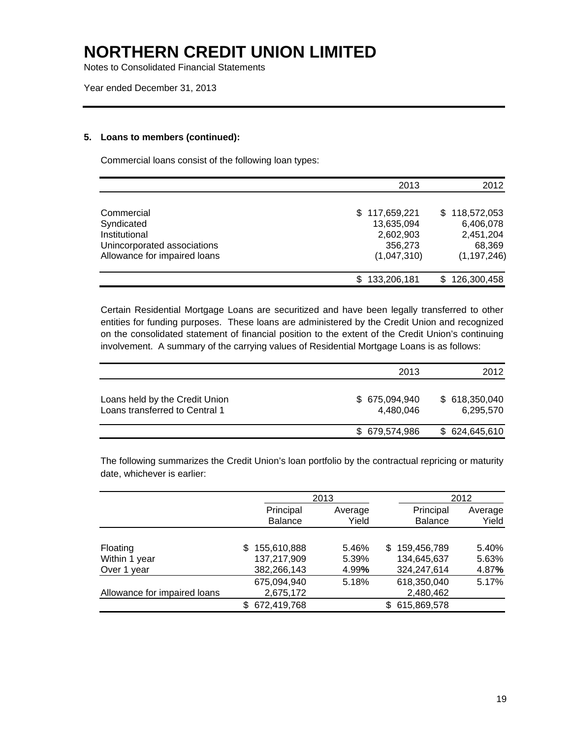# NORTHERN CREDIT UNION LIMITED

Notes to Consolidated Financial Statements

Year ended December 31, 2013

**5. Loans to members (continued):**

Commercial loans consist of the following loan types:

| | 2013 | 2012 |
|---|---|---|
| Commercial | $ 117,659,221 | $ 118,572,053 |
| Syndicated | 13,635,094 | 6,406,078 |
| Institutional | 2,602,903 | 2,451,204 |
| Unincorporated associations | 356,273 | 68,369 |
| Allowance for impaired loans | (1,047,310) | (1,197,246) |
| | $ 133,206,181 | $ 126,300,458 |

Certain Residential Mortgage Loans are securitized and have been legally transferred to other entities for funding purposes. These loans are administered by the Credit Union and recognized on the consolidated statement of financial position to the extent of the Credit Union's continuing involvement. A summary of the carrying values of Residential Mortgage Loans is as follows:

| | 2013 | 2012 |
|---|---|---|
| Loans held by the Credit Union | $ 675,094,940 | $ 618,350,040 |
| Loans transferred to Central 1 | 4,480,046 | 6,295,570 |
| | $ 679,574,986 | $ 624,645,610 |

The following summarizes the Credit Union's loan portfolio by the contractual repricing or maturity date, whichever is earlier:

| | 2013 | | 2012 | |
|---|---|---|---|---|
| | Principal Balance | Average Yield | Principal Balance | Average Yield |
| Floating | $ 155,610,888 | 5.46% | $ 159,456,789 | 5.40% |
| Within 1 year | 137,217,909 | 5.39% | 134,645,637 | 5.63% |
| Over 1 year | 382,266,143 | 4.99% | 324,247,614 | 4.87% |
| | 675,094,940 | 5.18% | 618,350,040 | 5.17% |
| Allowance for impaired loans | 2,675,172 | | 2,480,462 | |
| | $ 672,419,768 | | $ 615,869,578 | |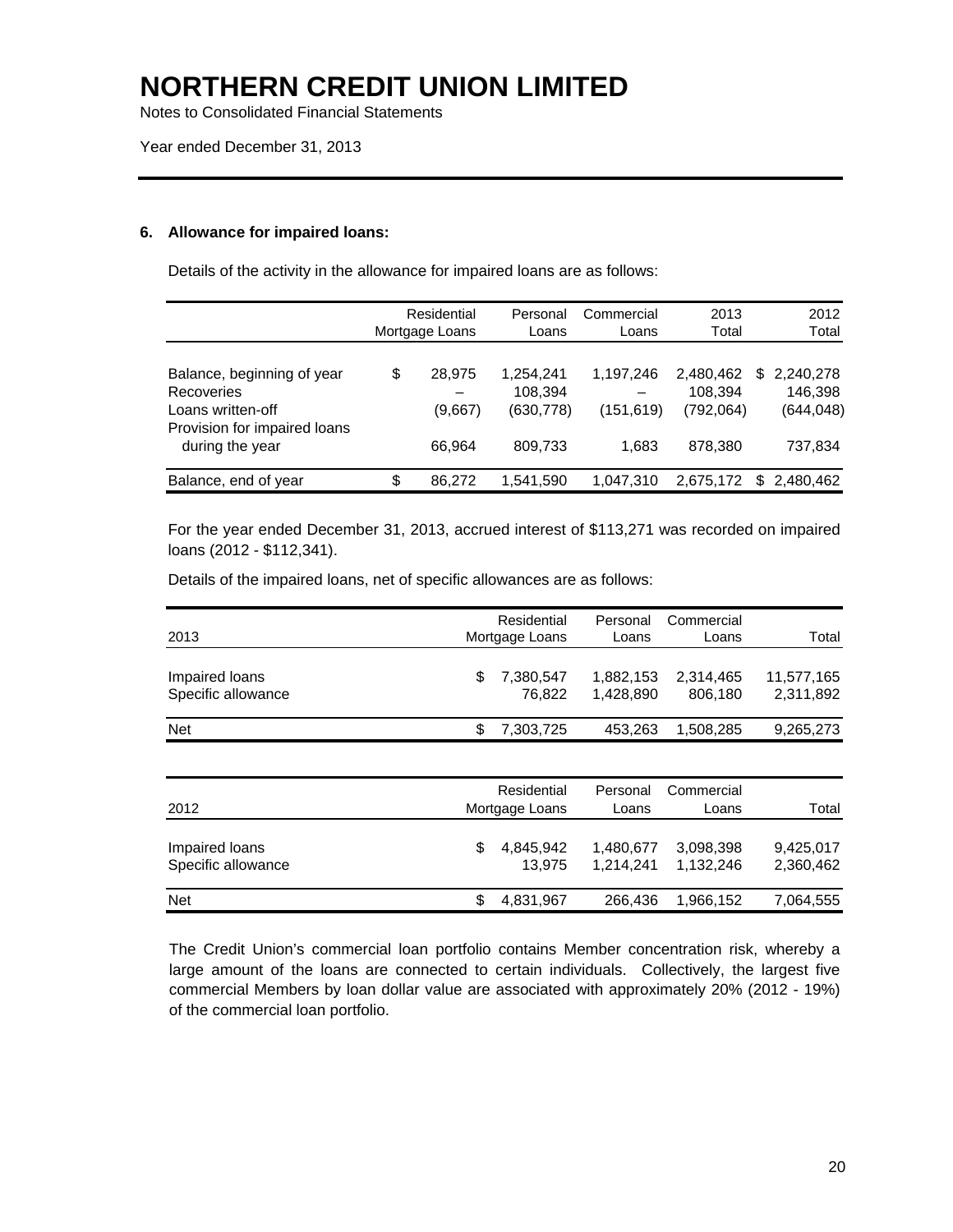# NORTHERN CREDIT UNION LIMITED

Notes to Consolidated Financial Statements

Year ended December 31, 2013

### 6. Allowance for impaired loans:

Details of the activity in the allowance for impaired loans are as follows:

| | Residential Mortgage Loans | Personal Loans | Commercial Loans | 2013 Total | 2012 Total |
|---|---|---|---|---|---|
| Balance, beginning of year | $ 28,975 | 1,254,241 | 1,197,246 | 2,480,462 | $ 2,240,278 |
| Recoveries | – | 108,394 | – | 108,394 | 146,398 |
| Loans written-off | (9,667) | (630,778) | (151,619) | (792,064) | (644,048) |
| Provision for impaired loans during the year | 66,964 | 809,733 | 1,683 | 878,380 | 737,834 |
| Balance, end of year | $ 86,272 | 1,541,590 | 1,047,310 | 2,675,172 | $ 2,480,462 |

For the year ended December 31, 2013, accrued interest of $113,271 was recorded on impaired loans (2012 - $112,341).

Details of the impaired loans, net of specific allowances are as follows:

| 2013 | Residential Mortgage Loans | Personal Loans | Commercial Loans | Total |
|---|---|---|---|---|
| Impaired loans | $ 7,380,547 | 1,882,153 | 2,314,465 | 11,577,165 |
| Specific allowance | 76,822 | 1,428,890 | 806,180 | 2,311,892 |
| Net | $ 7,303,725 | 453,263 | 1,508,285 | 9,265,273 |

| 2012 | Residential Mortgage Loans | Personal Loans | Commercial Loans | Total |
|---|---|---|---|---|
| Impaired loans | $ 4,845,942 | 1,480,677 | 3,098,398 | 9,425,017 |
| Specific allowance | 13,975 | 1,214,241 | 1,132,246 | 2,360,462 |
| Net | $ 4,831,967 | 266,436 | 1,966,152 | 7,064,555 |

The Credit Union's commercial loan portfolio contains Member concentration risk, whereby a large amount of the loans are connected to certain individuals. Collectively, the largest five commercial Members by loan dollar value are associated with approximately 20% (2012 - 19%) of the commercial loan portfolio.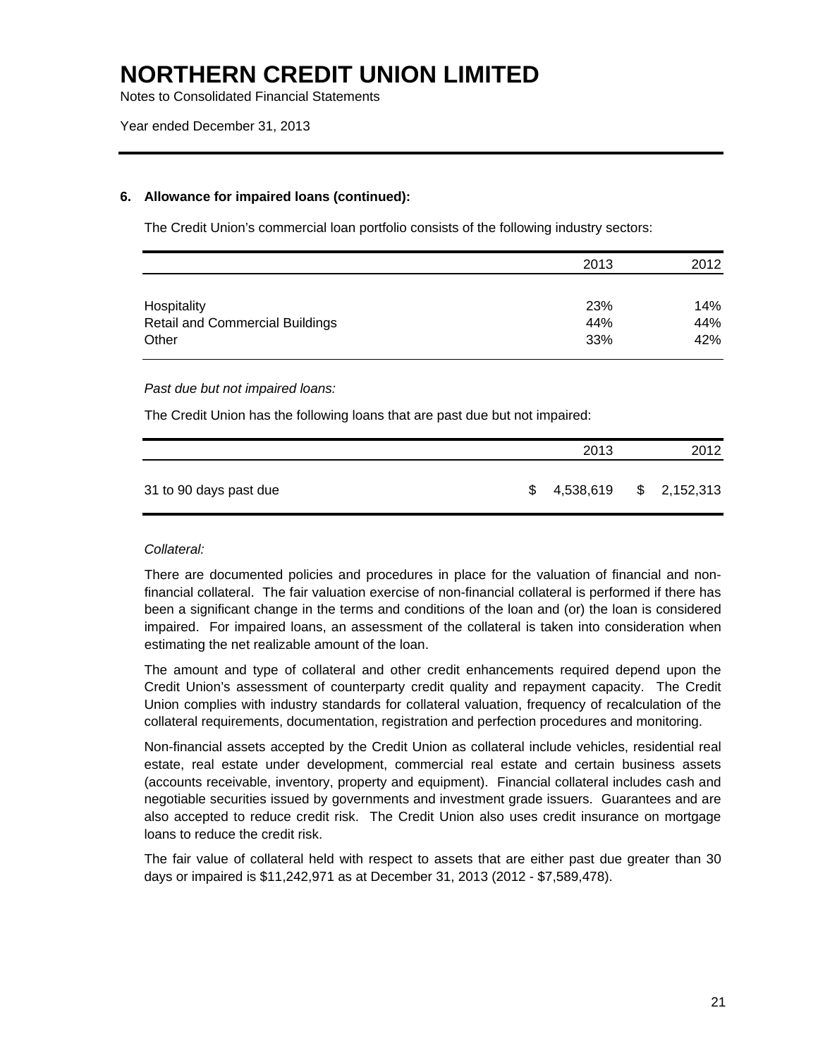# NORTHERN CREDIT UNION LIMITED

Notes to Consolidated Financial Statements

Year ended December 31, 2013

## 6. Allowance for impaired loans (continued):

The Credit Union's commercial loan portfolio consists of the following industry sectors:

| | 2013 | 2012 |
|---|---|---|
| Hospitality | 23% | 14% |
| Retail and Commercial Buildings | 44% | 44% |
| Other | 33% | 42% |

*Past due but not impaired loans:*

The Credit Union has the following loans that are past due but not impaired:

| | 2013 | 2012 |
|---|---|---|
| 31 to 90 days past due | $ 4,538,619 | $ 2,152,313 |

*Collateral:*

There are documented policies and procedures in place for the valuation of financial and non-financial collateral. The fair valuation exercise of non-financial collateral is performed if there has been a significant change in the terms and conditions of the loan and (or) the loan is considered impaired. For impaired loans, an assessment of the collateral is taken into consideration when estimating the net realizable amount of the loan.

The amount and type of collateral and other credit enhancements required depend upon the Credit Union's assessment of counterparty credit quality and repayment capacity. The Credit Union complies with industry standards for collateral valuation, frequency of recalculation of the collateral requirements, documentation, registration and perfection procedures and monitoring.

Non-financial assets accepted by the Credit Union as collateral include vehicles, residential real estate, real estate under development, commercial real estate and certain business assets (accounts receivable, inventory, property and equipment). Financial collateral includes cash and negotiable securities issued by governments and investment grade issuers. Guarantees and are also accepted to reduce credit risk. The Credit Union also uses credit insurance on mortgage loans to reduce the credit risk.

The fair value of collateral held with respect to assets that are either past due greater than 30 days or impaired is $11,242,971 as at December 31, 2013 (2012 - $7,589,478).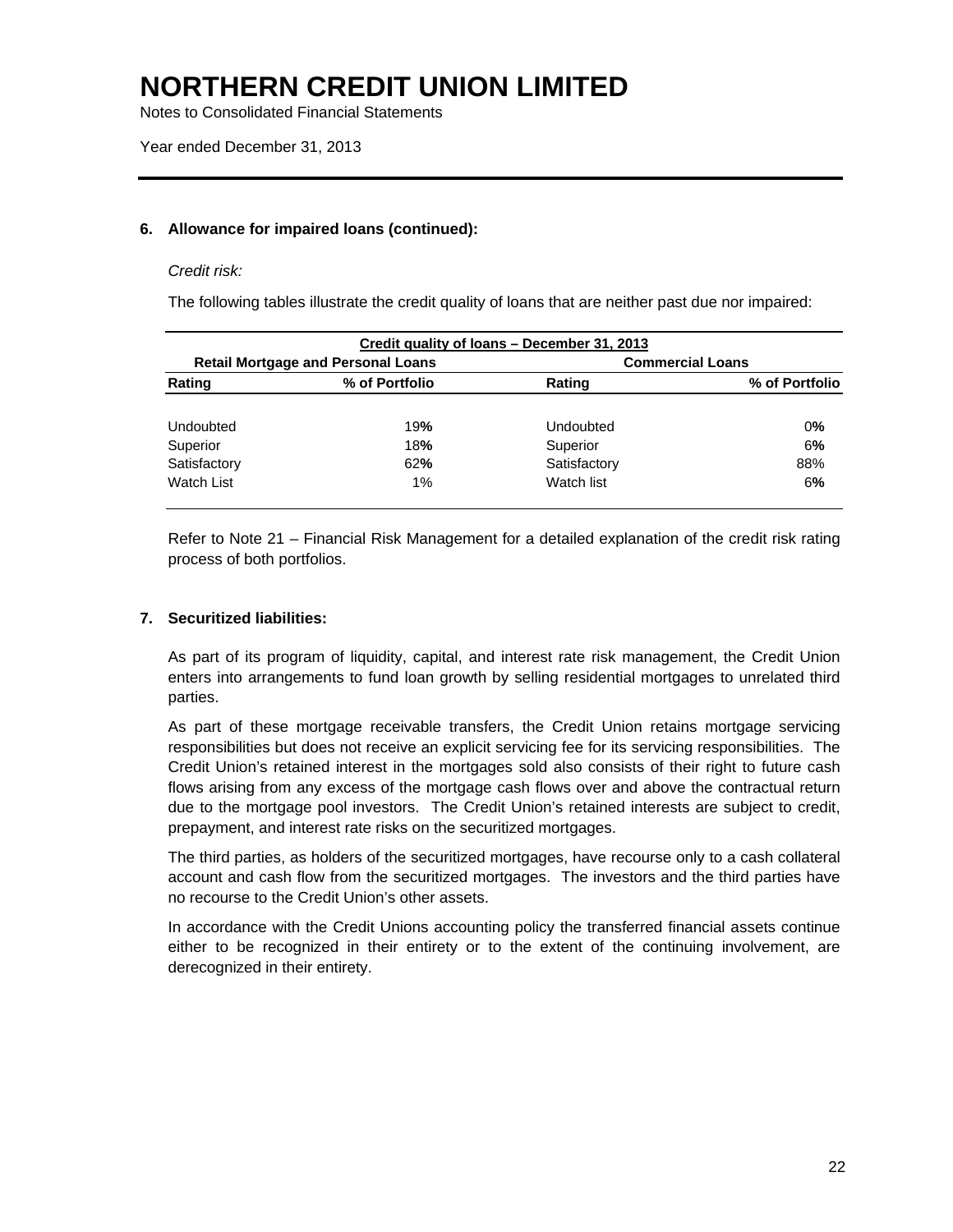### 6. Allowance for impaired loans (continued):

*Credit risk:*

The following tables illustrate the credit quality of loans that are neither past due nor impaired:

| Credit quality of loans – December 31, 2013 | | | |
|---|---|---|---|
| **Retail Mortgage and Personal Loans** | | **Commercial Loans** | |
| **Rating** | **% of Portfolio** | **Rating** | **% of Portfolio** |
| Undoubted | 19% | Undoubted | 0% |
| Superior | 18% | Superior | 6% |
| Satisfactory | 62% | Satisfactory | 88% |
| Watch List | 1% | Watch list | 6% |

Refer to Note 21 – Financial Risk Management for a detailed explanation of the credit risk rating process of both portfolios.

### 7. Securitized liabilities:

As part of its program of liquidity, capital, and interest rate risk management, the Credit Union enters into arrangements to fund loan growth by selling residential mortgages to unrelated third parties.

As part of these mortgage receivable transfers, the Credit Union retains mortgage servicing responsibilities but does not receive an explicit servicing fee for its servicing responsibilities. The Credit Union's retained interest in the mortgages sold also consists of their right to future cash flows arising from any excess of the mortgage cash flows over and above the contractual return due to the mortgage pool investors. The Credit Union's retained interests are subject to credit, prepayment, and interest rate risks on the securitized mortgages.

The third parties, as holders of the securitized mortgages, have recourse only to a cash collateral account and cash flow from the securitized mortgages. The investors and the third parties have no recourse to the Credit Union's other assets.

In accordance with the Credit Unions accounting policy the transferred financial assets continue either to be recognized in their entirety or to the extent of the continuing involvement, are derecognized in their entirety.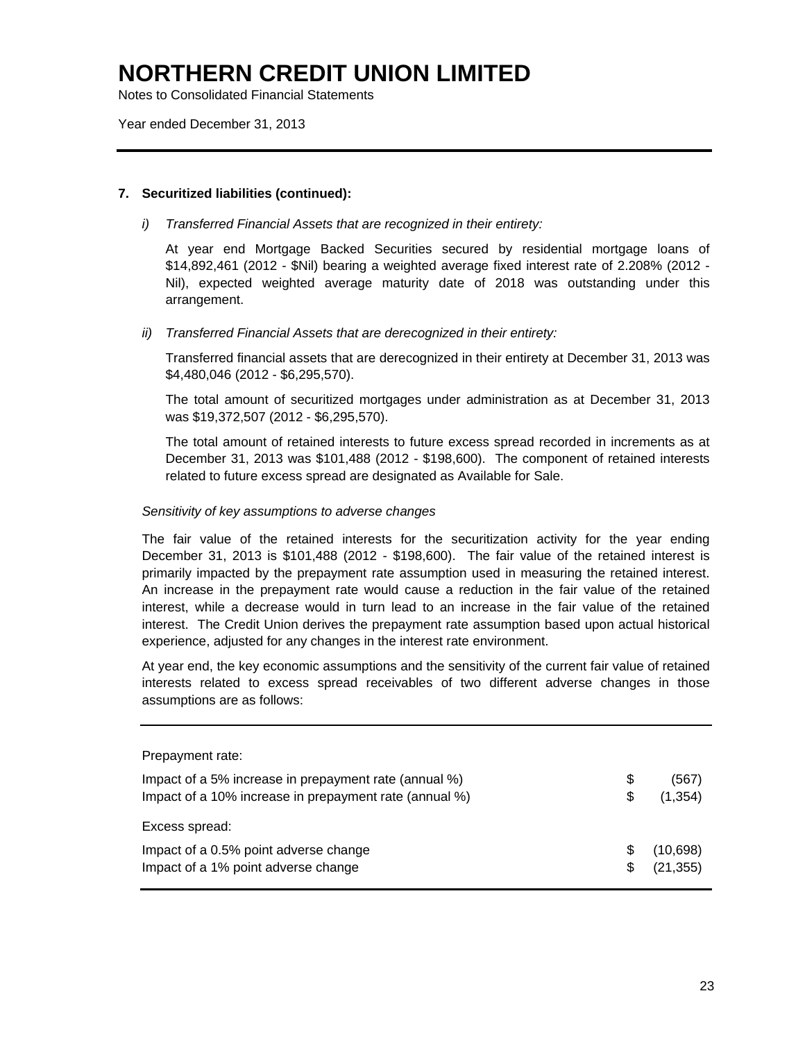# NORTHERN CREDIT UNION LIMITED

Notes to Consolidated Financial Statements

Year ended December 31, 2013

**7. Securitized liabilities (continued):**

*i) Transferred Financial Assets that are recognized in their entirety:*

At year end Mortgage Backed Securities secured by residential mortgage loans of $14,892,461 (2012 - $Nil) bearing a weighted average fixed interest rate of 2.208% (2012 - Nil), expected weighted average maturity date of 2018 was outstanding under this arrangement.

*ii) Transferred Financial Assets that are derecognized in their entirety:*

Transferred financial assets that are derecognized in their entirety at December 31, 2013 was $4,480,046 (2012 - $6,295,570).

The total amount of securitized mortgages under administration as at December 31, 2013 was $19,372,507 (2012 - $6,295,570).

The total amount of retained interests to future excess spread recorded in increments as at December 31, 2013 was $101,488 (2012 - $198,600). The component of retained interests related to future excess spread are designated as Available for Sale.

*Sensitivity of key assumptions to adverse changes*

The fair value of the retained interests for the securitization activity for the year ending December 31, 2013 is $101,488 (2012 - $198,600). The fair value of the retained interest is primarily impacted by the prepayment rate assumption used in measuring the retained interest. An increase in the prepayment rate would cause a reduction in the fair value of the retained interest, while a decrease would in turn lead to an increase in the fair value of the retained interest. The Credit Union derives the prepayment rate assumption based upon actual historical experience, adjusted for any changes in the interest rate environment.

At year end, the key economic assumptions and the sensitivity of the current fair value of retained interests related to excess spread receivables of two different adverse changes in those assumptions are as follows:

| | | |
|---|---|---|
| Prepayment rate: | | |
| Impact of a 5% increase in prepayment rate (annual %) | $ | (567) |
| Impact of a 10% increase in prepayment rate (annual %) | $ | (1,354) |
| Excess spread: | | |
| Impact of a 0.5% point adverse change | $ | (10,698) |
| Impact of a 1% point adverse change | $ | (21,355) |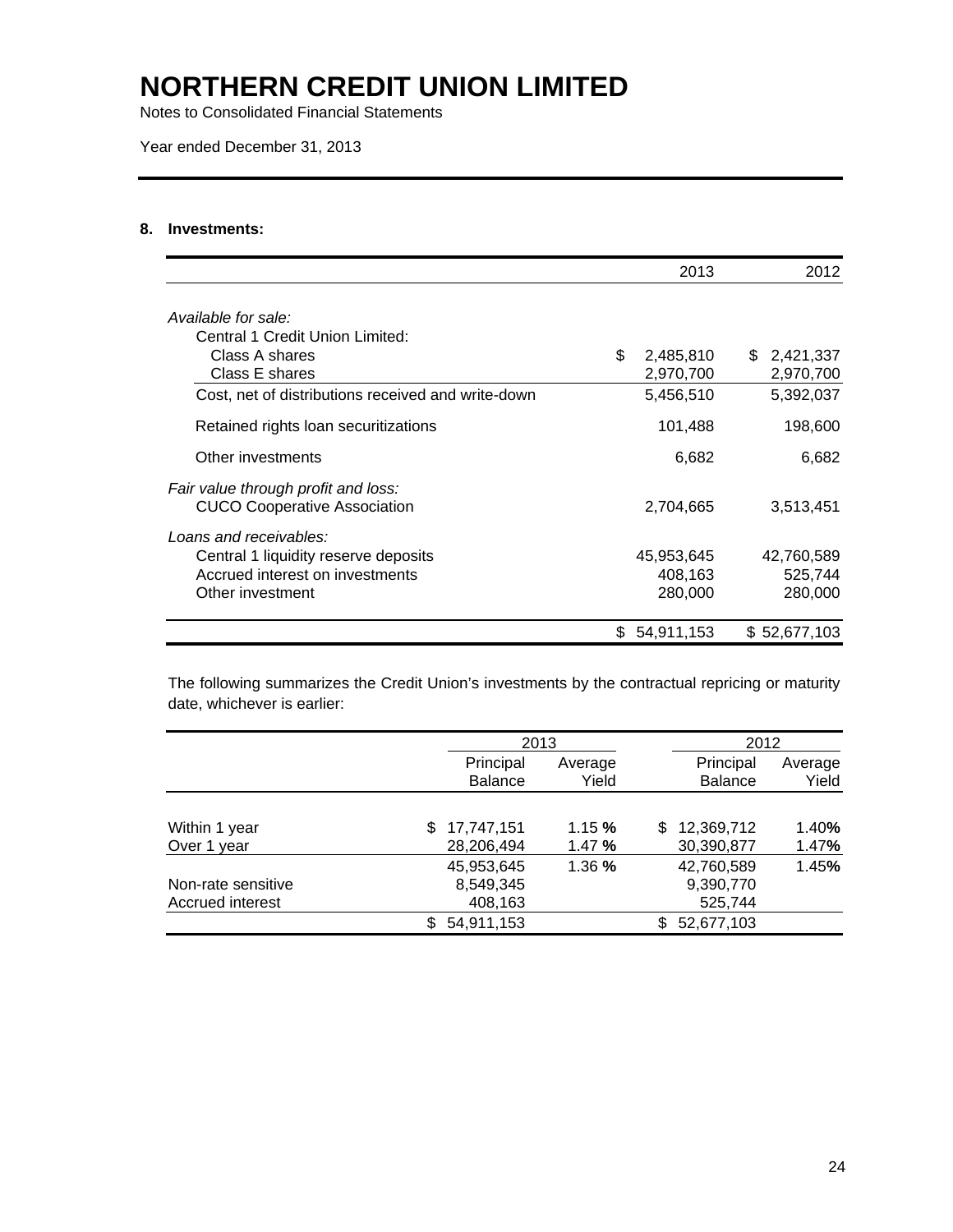# NORTHERN CREDIT UNION LIMITED

Notes to Consolidated Financial Statements

Year ended December 31, 2013

### 8. Investments:

| | 2013 | 2012 |
|---|---|---|
| *Available for sale:* | | |
| Central 1 Credit Union Limited: | | |
| Class A shares | $ 2,485,810 | $ 2,421,337 |
| Class E shares | 2,970,700 | 2,970,700 |
| Cost, net of distributions received and write-down | 5,456,510 | 5,392,037 |
| Retained rights loan securitizations | 101,488 | 198,600 |
| Other investments | 6,682 | 6,682 |
| *Fair value through profit and loss:* | | |
| CUCO Cooperative Association | 2,704,665 | 3,513,451 |
| *Loans and receivables:* | | |
| Central 1 liquidity reserve deposits | 45,953,645 | 42,760,589 |
| Accrued interest on investments | 408,163 | 525,744 |
| Other investment | 280,000 | 280,000 |
| | $ 54,911,153 | $ 52,677,103 |

The following summarizes the Credit Union's investments by the contractual repricing or maturity date, whichever is earlier:

| | 2013 | | 2012 | |
|---|---|---|---|---|
| | Principal Balance | Average Yield | Principal Balance | Average Yield |
| Within 1 year | $ 17,747,151 | 1.15 % | $ 12,369,712 | 1.40% |
| Over 1 year | 28,206,494 | 1.47 % | 30,390,877 | 1.47% |
| | 45,953,645 | 1.36 % | 42,760,589 | 1.45% |
| Non-rate sensitive | 8,549,345 | | 9,390,770 | |
| Accrued interest | 408,163 | | 525,744 | |
| | $ 54,911,153 | | $ 52,677,103 | |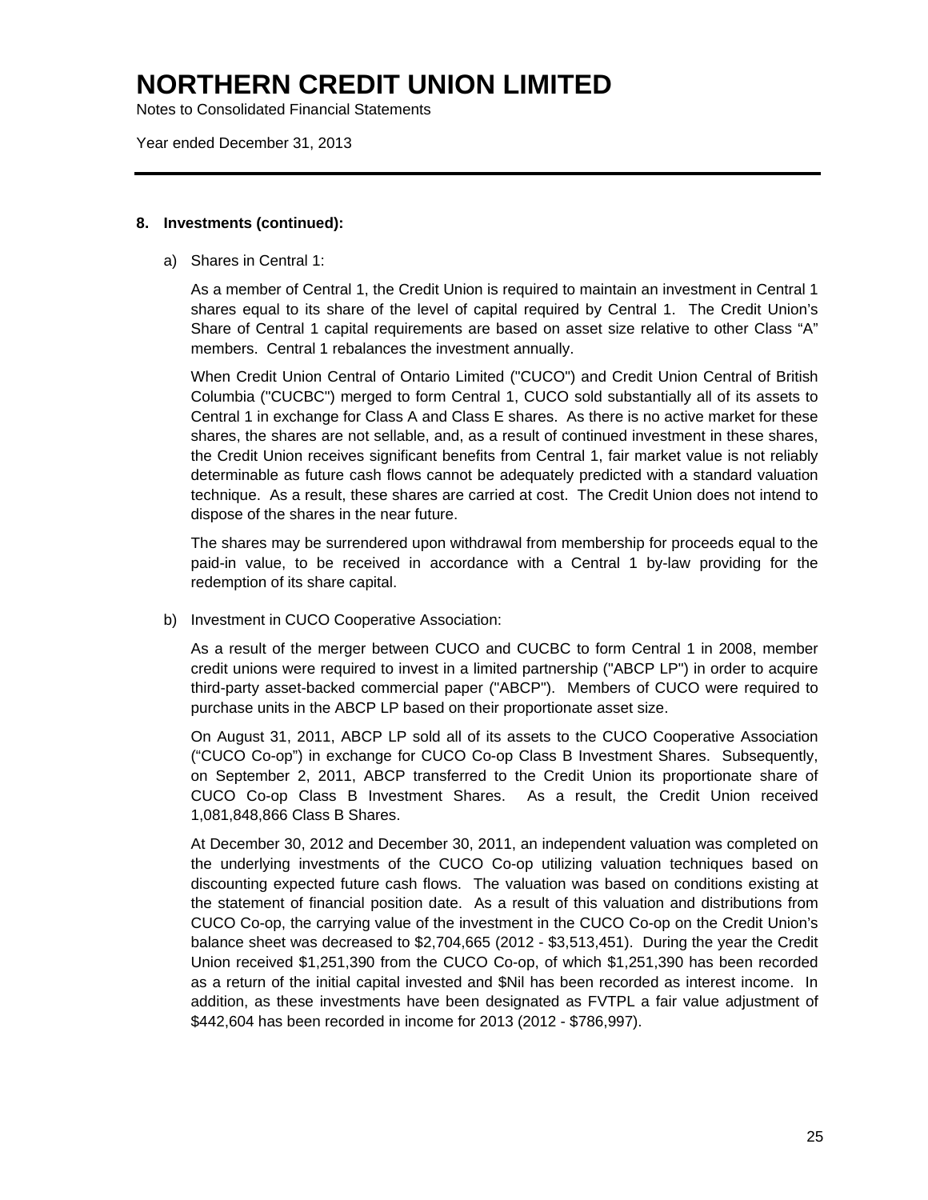## 8. Investments (continued):

a) Shares in Central 1:

As a member of Central 1, the Credit Union is required to maintain an investment in Central 1 shares equal to its share of the level of capital required by Central 1. The Credit Union's Share of Central 1 capital requirements are based on asset size relative to other Class "A" members. Central 1 rebalances the investment annually.

When Credit Union Central of Ontario Limited ("CUCO") and Credit Union Central of British Columbia ("CUCBC") merged to form Central 1, CUCO sold substantially all of its assets to Central 1 in exchange for Class A and Class E shares. As there is no active market for these shares, the shares are not sellable, and, as a result of continued investment in these shares, the Credit Union receives significant benefits from Central 1, fair market value is not reliably determinable as future cash flows cannot be adequately predicted with a standard valuation technique. As a result, these shares are carried at cost. The Credit Union does not intend to dispose of the shares in the near future.

The shares may be surrendered upon withdrawal from membership for proceeds equal to the paid-in value, to be received in accordance with a Central 1 by-law providing for the redemption of its share capital.

b) Investment in CUCO Cooperative Association:

As a result of the merger between CUCO and CUCBC to form Central 1 in 2008, member credit unions were required to invest in a limited partnership ("ABCP LP") in order to acquire third-party asset-backed commercial paper ("ABCP"). Members of CUCO were required to purchase units in the ABCP LP based on their proportionate asset size.

On August 31, 2011, ABCP LP sold all of its assets to the CUCO Cooperative Association ("CUCO Co-op") in exchange for CUCO Co-op Class B Investment Shares. Subsequently, on September 2, 2011, ABCP transferred to the Credit Union its proportionate share of CUCO Co-op Class B Investment Shares. As a result, the Credit Union received 1,081,848,866 Class B Shares.

At December 30, 2012 and December 30, 2011, an independent valuation was completed on the underlying investments of the CUCO Co-op utilizing valuation techniques based on discounting expected future cash flows. The valuation was based on conditions existing at the statement of financial position date. As a result of this valuation and distributions from CUCO Co-op, the carrying value of the investment in the CUCO Co-op on the Credit Union's balance sheet was decreased to $2,704,665 (2012 - $3,513,451). During the year the Credit Union received $1,251,390 from the CUCO Co-op, of which $1,251,390 has been recorded as a return of the initial capital invested and $Nil has been recorded as interest income. In addition, as these investments have been designated as FVTPL a fair value adjustment of $442,604 has been recorded in income for 2013 (2012 - $786,997).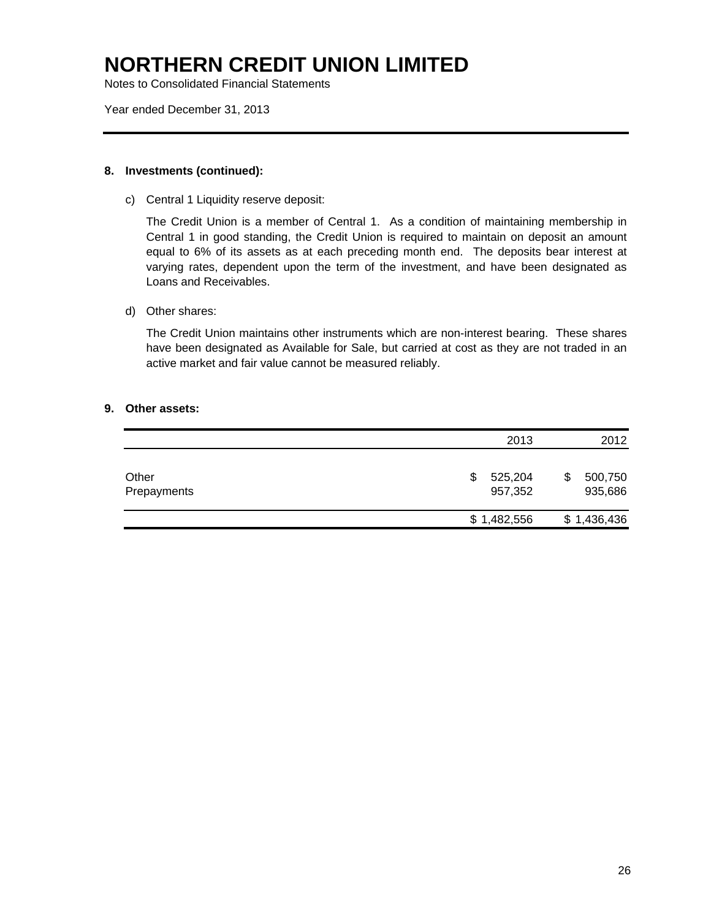# NORTHERN CREDIT UNION LIMITED

Notes to Consolidated Financial Statements

Year ended December 31, 2013

**8. Investments (continued):**

c) Central 1 Liquidity reserve deposit:

The Credit Union is a member of Central 1. As a condition of maintaining membership in Central 1 in good standing, the Credit Union is required to maintain on deposit an amount equal to 6% of its assets as at each preceding month end. The deposits bear interest at varying rates, dependent upon the term of the investment, and have been designated as Loans and Receivables.

d) Other shares:

The Credit Union maintains other instruments which are non-interest bearing. These shares have been designated as Available for Sale, but carried at cost as they are not traded in an active market and fair value cannot be measured reliably.

**9. Other assets:**

| | 2013 | 2012 |
|---|---|---|
| Other | $ 525,204 | $ 500,750 |
| Prepayments | 957,352 | 935,686 |
| | $ 1,482,556 | $ 1,436,436 |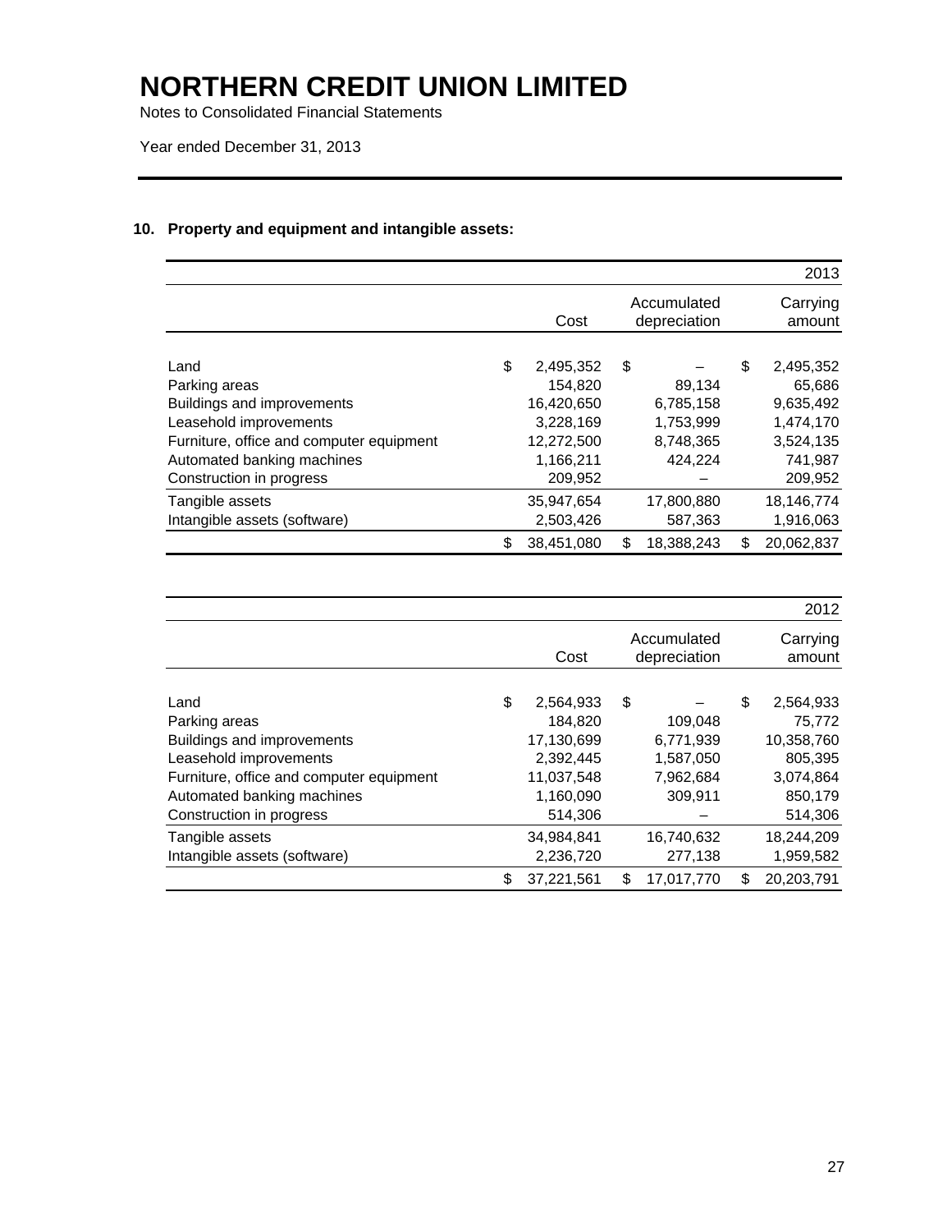# NORTHERN CREDIT UNION LIMITED

Notes to Consolidated Financial Statements

Year ended December 31, 2013

## 10. Property and equipment and intangible assets:

| | | | 2013 |
|---|---|---|---|
| | Cost | Accumulated depreciation | Carrying amount |
| Land | $ 2,495,352 | $ – | $ 2,495,352 |
| Parking areas | 154,820 | 89,134 | 65,686 |
| Buildings and improvements | 16,420,650 | 6,785,158 | 9,635,492 |
| Leasehold improvements | 3,228,169 | 1,753,999 | 1,474,170 |
| Furniture, office and computer equipment | 12,272,500 | 8,748,365 | 3,524,135 |
| Automated banking machines | 1,166,211 | 424,224 | 741,987 |
| Construction in progress | 209,952 | – | 209,952 |
| Tangible assets | 35,947,654 | 17,800,880 | 18,146,774 |
| Intangible assets (software) | 2,503,426 | 587,363 | 1,916,063 |
| | $ 38,451,080 | $ 18,388,243 | $ 20,062,837 |

| | | | 2012 |
|---|---|---|---|
| | Cost | Accumulated depreciation | Carrying amount |
| Land | $ 2,564,933 | $ – | $ 2,564,933 |
| Parking areas | 184,820 | 109,048 | 75,772 |
| Buildings and improvements | 17,130,699 | 6,771,939 | 10,358,760 |
| Leasehold improvements | 2,392,445 | 1,587,050 | 805,395 |
| Furniture, office and computer equipment | 11,037,548 | 7,962,684 | 3,074,864 |
| Automated banking machines | 1,160,090 | 309,911 | 850,179 |
| Construction in progress | 514,306 | – | 514,306 |
| Tangible assets | 34,984,841 | 16,740,632 | 18,244,209 |
| Intangible assets (software) | 2,236,720 | 277,138 | 1,959,582 |
| | $ 37,221,561 | $ 17,017,770 | $ 20,203,791 |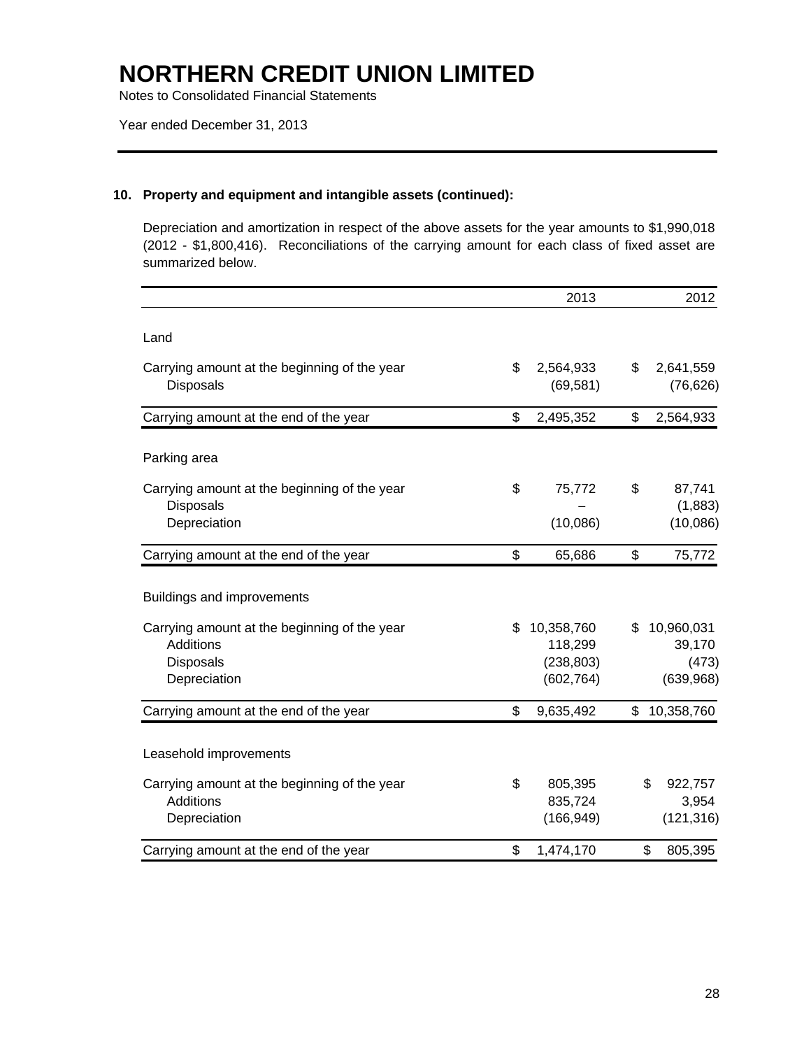# NORTHERN CREDIT UNION LIMITED

Notes to Consolidated Financial Statements

Year ended December 31, 2013

## 10. Property and equipment and intangible assets (continued):

Depreciation and amortization in respect of the above assets for the year amounts to $1,990,018 (2012 - $1,800,416). Reconciliations of the carrying amount for each class of fixed asset are summarized below.

| | 2013 | 2012 |
|---|---|---|
| **Land** | | |
| Carrying amount at the beginning of the year | $ 2,564,933 | $ 2,641,559 |
| Disposals | (69,581) | (76,626) |
| Carrying amount at the end of the year | $ 2,495,352 | $ 2,564,933 |
| **Parking area** | | |
| Carrying amount at the beginning of the year | $ 75,772 | $ 87,741 |
| Disposals | – | (1,883) |
| Depreciation | (10,086) | (10,086) |
| Carrying amount at the end of the year | $ 65,686 | $ 75,772 |
| **Buildings and improvements** | | |
| Carrying amount at the beginning of the year | $ 10,358,760 | $ 10,960,031 |
| Additions | 118,299 | 39,170 |
| Disposals | (238,803) | (473) |
| Depreciation | (602,764) | (639,968) |
| Carrying amount at the end of the year | $ 9,635,492 | $ 10,358,760 |
| **Leasehold improvements** | | |
| Carrying amount at the beginning of the year | $ 805,395 | $ 922,757 |
| Additions | 835,724 | 3,954 |
| Depreciation | (166,949) | (121,316) |
| Carrying amount at the end of the year | $ 1,474,170 | $ 805,395 |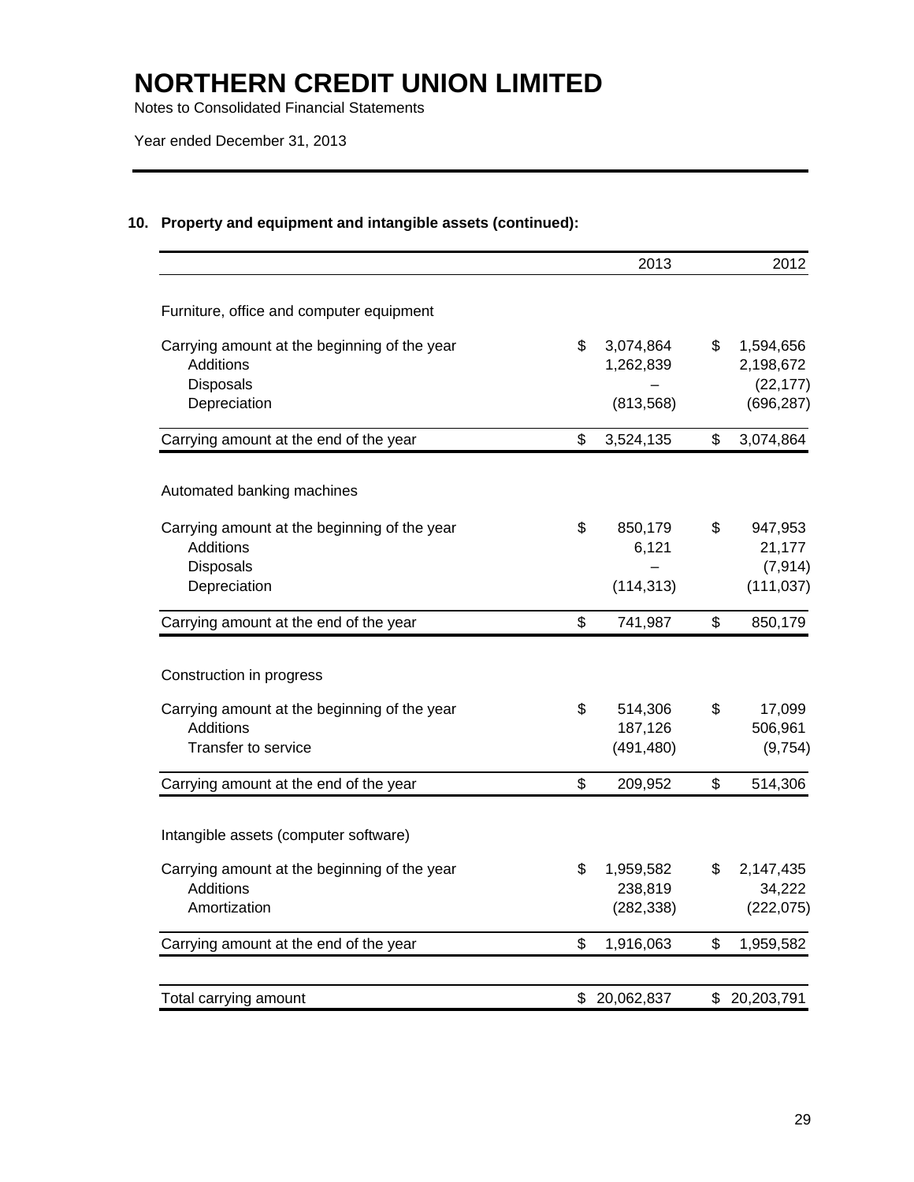# NORTHERN CREDIT UNION LIMITED

Notes to Consolidated Financial Statements

Year ended December 31, 2013

## 10. Property and equipment and intangible assets (continued):

| | 2013 | 2012 |
|---|---|---|
| **Furniture, office and computer equipment** | | |
| Carrying amount at the beginning of the year | $ 3,074,864 | $ 1,594,656 |
| Additions | 1,262,839 | 2,198,672 |
| Disposals | – | (22,177) |
| Depreciation | (813,568) | (696,287) |
| Carrying amount at the end of the year | $ 3,524,135 | $ 3,074,864 |
| **Automated banking machines** | | |
| Carrying amount at the beginning of the year | $ 850,179 | $ 947,953 |
| Additions | 6,121 | 21,177 |
| Disposals | – | (7,914) |
| Depreciation | (114,313) | (111,037) |
| Carrying amount at the end of the year | $ 741,987 | $ 850,179 |
| **Construction in progress** | | |
| Carrying amount at the beginning of the year | $ 514,306 | $ 17,099 |
| Additions | 187,126 | 506,961 |
| Transfer to service | (491,480) | (9,754) |
| Carrying amount at the end of the year | $ 209,952 | $ 514,306 |
| **Intangible assets (computer software)** | | |
| Carrying amount at the beginning of the year | $ 1,959,582 | $ 2,147,435 |
| Additions | 238,819 | 34,222 |
| Amortization | (282,338) | (222,075) |
| Carrying amount at the end of the year | $ 1,916,063 | $ 1,959,582 |
| Total carrying amount | $ 20,062,837 | $ 20,203,791 |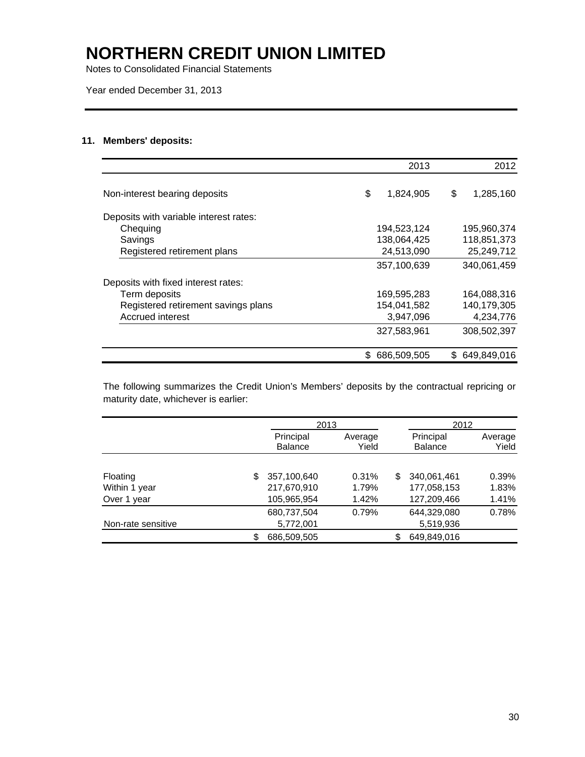# NORTHERN CREDIT UNION LIMITED

Notes to Consolidated Financial Statements

Year ended December 31, 2013

### 11. Members' deposits:

| | 2013 | 2012 |
|---|---|---|
| Non-interest bearing deposits | $ 1,824,905 | $ 1,285,160 |
| Deposits with variable interest rates: | | |
| Chequing | 194,523,124 | 195,960,374 |
| Savings | 138,064,425 | 118,851,373 |
| Registered retirement plans | 24,513,090 | 25,249,712 |
| | 357,100,639 | 340,061,459 |
| Deposits with fixed interest rates: | | |
| Term deposits | 169,595,283 | 164,088,316 |
| Registered retirement savings plans | 154,041,582 | 140,179,305 |
| Accrued interest | 3,947,096 | 4,234,776 |
| | 327,583,961 | 308,502,397 |
| | $ 686,509,505 | $ 649,849,016 |

The following summarizes the Credit Union's Members' deposits by the contractual repricing or maturity date, whichever is earlier:

| | 2013 | | 2012 | |
|---|---|---|---|---|
| | Principal Balance | Average Yield | Principal Balance | Average Yield |
| Floating | $ 357,100,640 | 0.31% | $ 340,061,461 | 0.39% |
| Within 1 year | 217,670,910 | 1.79% | 177,058,153 | 1.83% |
| Over 1 year | 105,965,954 | 1.42% | 127,209,466 | 1.41% |
| | 680,737,504 | 0.79% | 644,329,080 | 0.78% |
| Non-rate sensitive | 5,772,001 | | 5,519,936 | |
| | $ 686,509,505 | | $ 649,849,016 | |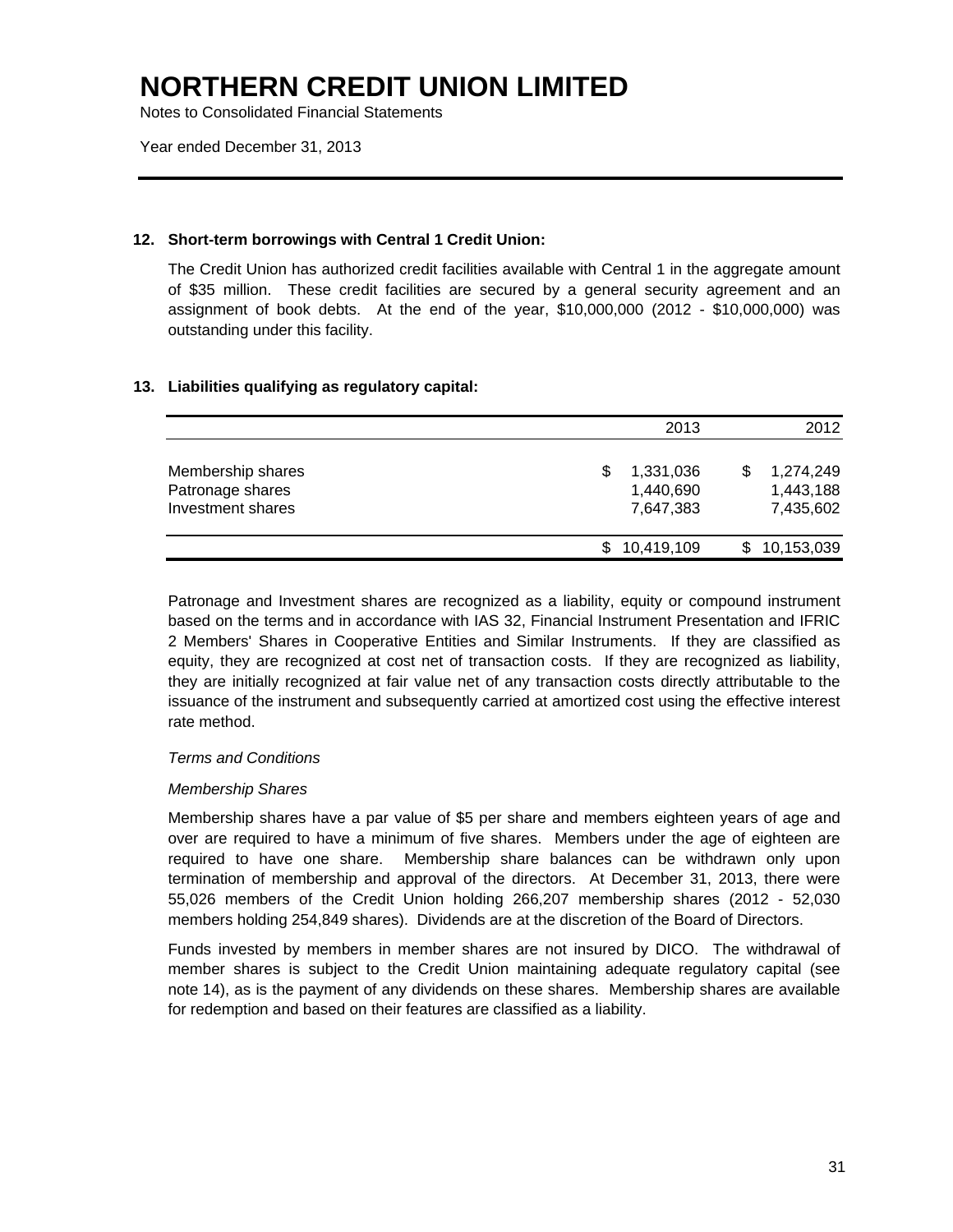# NORTHERN CREDIT UNION LIMITED

Notes to Consolidated Financial Statements

Year ended December 31, 2013

**12. Short-term borrowings with Central 1 Credit Union:**

The Credit Union has authorized credit facilities available with Central 1 in the aggregate amount of $35 million. These credit facilities are secured by a general security agreement and an assignment of book debts. At the end of the year, $10,000,000 (2012 - $10,000,000) was outstanding under this facility.

**13. Liabilities qualifying as regulatory capital:**

| | 2013 | 2012 |
|---|---|---|
| Membership shares | $ 1,331,036 | $ 1,274,249 |
| Patronage shares | 1,440,690 | 1,443,188 |
| Investment shares | 7,647,383 | 7,435,602 |
| | $ 10,419,109 | $ 10,153,039 |

Patronage and Investment shares are recognized as a liability, equity or compound instrument based on the terms and in accordance with IAS 32, Financial Instrument Presentation and IFRIC 2 Members' Shares in Cooperative Entities and Similar Instruments. If they are classified as equity, they are recognized at cost net of transaction costs. If they are recognized as liability, they are initially recognized at fair value net of any transaction costs directly attributable to the issuance of the instrument and subsequently carried at amortized cost using the effective interest rate method.

*Terms and Conditions*

*Membership Shares*

Membership shares have a par value of $5 per share and members eighteen years of age and over are required to have a minimum of five shares. Members under the age of eighteen are required to have one share. Membership share balances can be withdrawn only upon termination of membership and approval of the directors. At December 31, 2013, there were 55,026 members of the Credit Union holding 266,207 membership shares (2012 - 52,030 members holding 254,849 shares). Dividends are at the discretion of the Board of Directors.

Funds invested by members in member shares are not insured by DICO. The withdrawal of member shares is subject to the Credit Union maintaining adequate regulatory capital (see note 14), as is the payment of any dividends on these shares. Membership shares are available for redemption and based on their features are classified as a liability.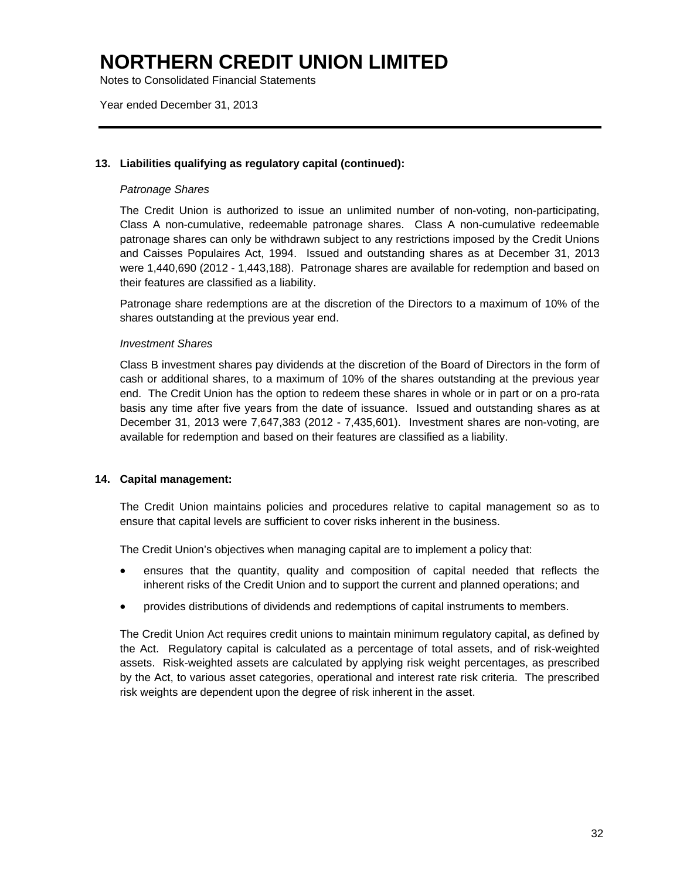# NORTHERN CREDIT UNION LIMITED

Notes to Consolidated Financial Statements

Year ended December 31, 2013

---

### 13. Liabilities qualifying as regulatory capital (continued):

*Patronage Shares*

The Credit Union is authorized to issue an unlimited number of non-voting, non-participating, Class A non-cumulative, redeemable patronage shares. Class A non-cumulative redeemable patronage shares can only be withdrawn subject to any restrictions imposed by the Credit Unions and Caisses Populaires Act, 1994. Issued and outstanding shares as at December 31, 2013 were 1,440,690 (2012 - 1,443,188). Patronage shares are available for redemption and based on their features are classified as a liability.

Patronage share redemptions are at the discretion of the Directors to a maximum of 10% of the shares outstanding at the previous year end.

*Investment Shares*

Class B investment shares pay dividends at the discretion of the Board of Directors in the form of cash or additional shares, to a maximum of 10% of the shares outstanding at the previous year end. The Credit Union has the option to redeem these shares in whole or in part or on a pro-rata basis any time after five years from the date of issuance. Issued and outstanding shares as at December 31, 2013 were 7,647,383 (2012 - 7,435,601). Investment shares are non-voting, are available for redemption and based on their features are classified as a liability.

### 14. Capital management:

The Credit Union maintains policies and procedures relative to capital management so as to ensure that capital levels are sufficient to cover risks inherent in the business.

The Credit Union's objectives when managing capital are to implement a policy that:

- ensures that the quantity, quality and composition of capital needed that reflects the inherent risks of the Credit Union and to support the current and planned operations; and
- provides distributions of dividends and redemptions of capital instruments to members.

The Credit Union Act requires credit unions to maintain minimum regulatory capital, as defined by the Act. Regulatory capital is calculated as a percentage of total assets, and of risk-weighted assets. Risk-weighted assets are calculated by applying risk weight percentages, as prescribed by the Act, to various asset categories, operational and interest rate risk criteria. The prescribed risk weights are dependent upon the degree of risk inherent in the asset.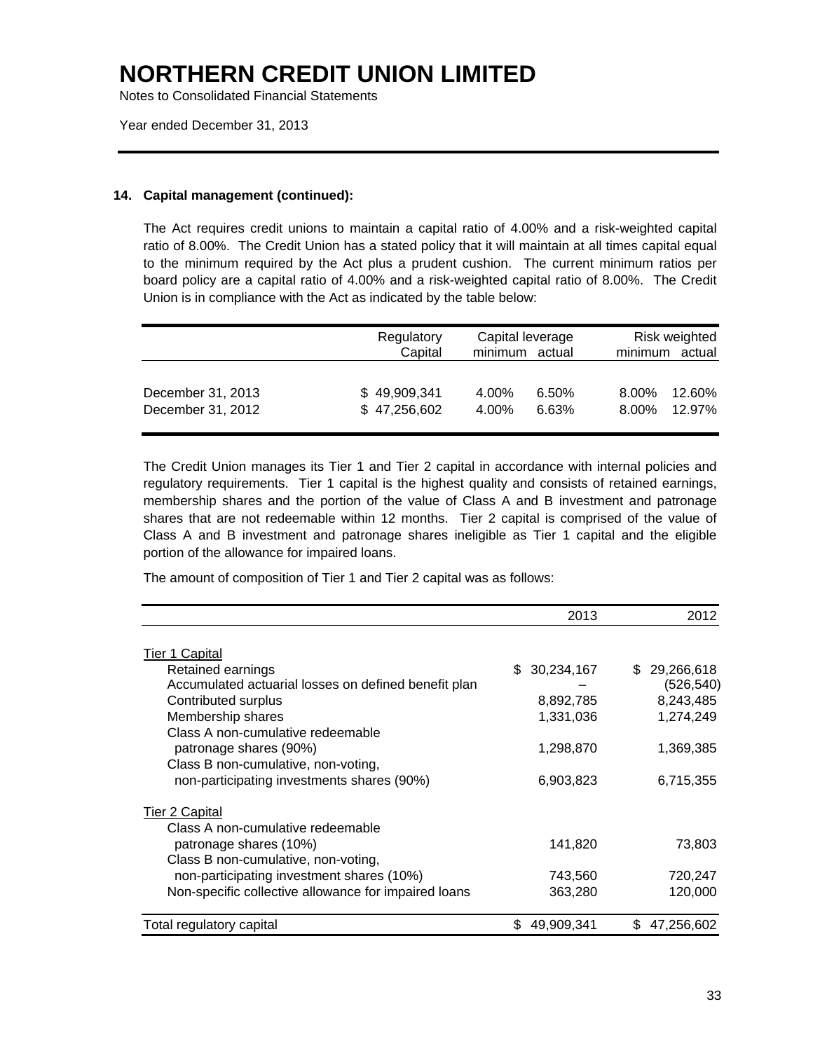# NORTHERN CREDIT UNION LIMITED

Notes to Consolidated Financial Statements

Year ended December 31, 2013

## 14. Capital management (continued):

The Act requires credit unions to maintain a capital ratio of 4.00% and a risk-weighted capital ratio of 8.00%. The Credit Union has a stated policy that it will maintain at all times capital equal to the minimum required by the Act plus a prudent cushion. The current minimum ratios per board policy are a capital ratio of 4.00% and a risk-weighted capital ratio of 8.00%. The Credit Union is in compliance with the Act as indicated by the table below:

| | Regulatory Capital | Capital leverage minimum | Capital leverage actual | Risk weighted minimum | Risk weighted actual |
|---|---|---|---|---|---|
| December 31, 2013 | $ 49,909,341 | 4.00% | 6.50% | 8.00% | 12.60% |
| December 31, 2012 | $ 47,256,602 | 4.00% | 6.63% | 8.00% | 12.97% |

The Credit Union manages its Tier 1 and Tier 2 capital in accordance with internal policies and regulatory requirements. Tier 1 capital is the highest quality and consists of retained earnings, membership shares and the portion of the value of Class A and B investment and patronage shares that are not redeemable within 12 months. Tier 2 capital is comprised of the value of Class A and B investment and patronage shares ineligible as Tier 1 capital and the eligible portion of the allowance for impaired loans.

The amount of composition of Tier 1 and Tier 2 capital was as follows:

| | 2013 | 2012 |
|---|---|---|
| Tier 1 Capital | | |
| Retained earnings | $ 30,234,167 | $ 29,266,618 |
| Accumulated actuarial losses on defined benefit plan | – | (526,540) |
| Contributed surplus | 8,892,785 | 8,243,485 |
| Membership shares | 1,331,036 | 1,274,249 |
| Class A non-cumulative redeemable patronage shares (90%) | 1,298,870 | 1,369,385 |
| Class B non-cumulative, non-voting, non-participating investments shares (90%) | 6,903,823 | 6,715,355 |
| Tier 2 Capital | | |
| Class A non-cumulative redeemable patronage shares (10%) | 141,820 | 73,803 |
| Class B non-cumulative, non-voting, non-participating investment shares (10%) | 743,560 | 720,247 |
| Non-specific collective allowance for impaired loans | 363,280 | 120,000 |
| Total regulatory capital | $ 49,909,341 | $ 47,256,602 |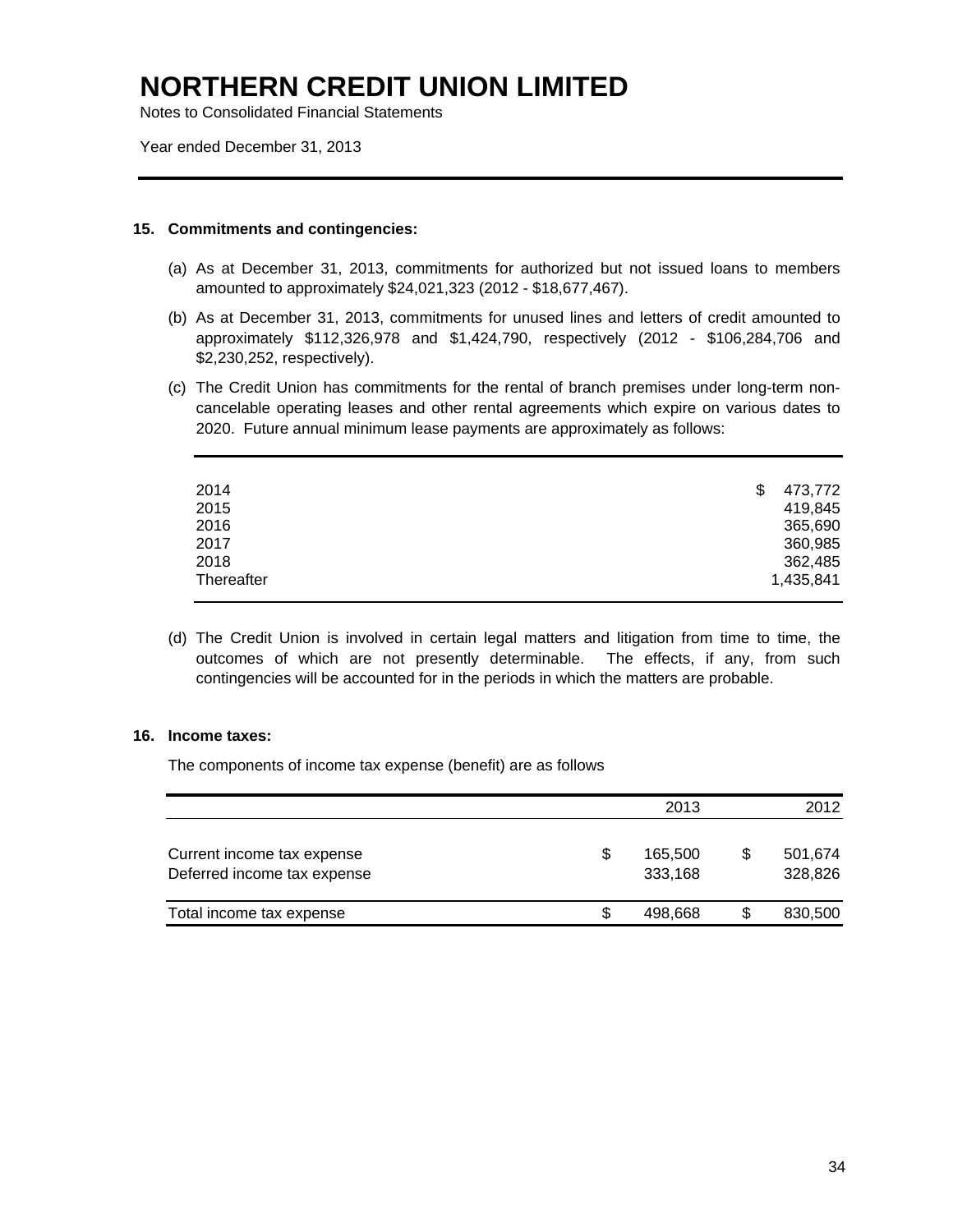# NORTHERN CREDIT UNION LIMITED

Notes to Consolidated Financial Statements

Year ended December 31, 2013

**15. Commitments and contingencies:**

(a) As at December 31, 2013, commitments for authorized but not issued loans to members amounted to approximately $24,021,323 (2012 - $18,677,467).

(b) As at December 31, 2013, commitments for unused lines and letters of credit amounted to approximately $112,326,978 and $1,424,790, respectively (2012 - $106,284,706 and $2,230,252, respectively).

(c) The Credit Union has commitments for the rental of branch premises under long-term non-cancelable operating leases and other rental agreements which expire on various dates to 2020. Future annual minimum lease payments are approximately as follows:

| | |
|---|---|
| 2014 | $ 473,772 |
| 2015 | 419,845 |
| 2016 | 365,690 |
| 2017 | 360,985 |
| 2018 | 362,485 |
| Thereafter | 1,435,841 |

(d) The Credit Union is involved in certain legal matters and litigation from time to time, the outcomes of which are not presently determinable. The effects, if any, from such contingencies will be accounted for in the periods in which the matters are probable.

**16. Income taxes:**

The components of income tax expense (benefit) are as follows

| | 2013 | 2012 |
|---|---|---|
| Current income tax expense | $ 165,500 | $ 501,674 |
| Deferred income tax expense | 333,168 | 328,826 |
| Total income tax expense | $ 498,668 | $ 830,500 |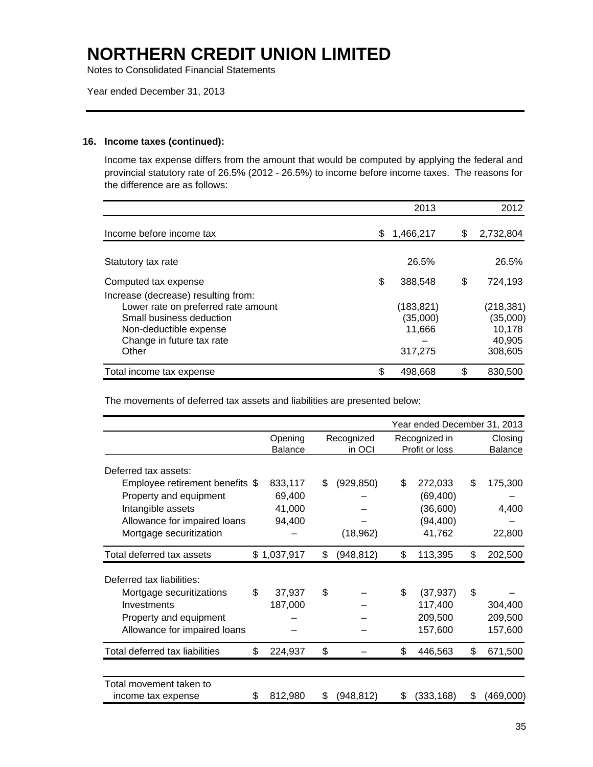# NORTHERN CREDIT UNION LIMITED

Notes to Consolidated Financial Statements

Year ended December 31, 2013

---

### 16. Income taxes (continued):

Income tax expense differs from the amount that would be computed by applying the federal and provincial statutory rate of 26.5% (2012 - 26.5%) to income before income taxes. The reasons for the difference are as follows:

| | 2013 | 2012 |
|---|---|---|
| Income before income tax | $ 1,466,217 | $ 2,732,804 |
| Statutory tax rate | 26.5% | 26.5% |
| Computed tax expense | $ 388,548 | $ 724,193 |
| Increase (decrease) resulting from: | | |
| Lower rate on preferred rate amount | (183,821) | (218,381) |
| Small business deduction | (35,000) | (35,000) |
| Non-deductible expense | 11,666 | 10,178 |
| Change in future tax rate | – | 40,905 |
| Other | 317,275 | 308,605 |
| Total income tax expense | $ 498,668 | $ 830,500 |

The movements of deferred tax assets and liabilities are presented below:

| | Year ended December 31, 2013 | | | |
|---|---|---|---|---|
| | Opening Balance | Recognized in OCI | Recognized in Profit or loss | Closing Balance |
| Deferred tax assets: | | | | |
| Employee retirement benefits | $ 833,117 | $ (929,850) | $ 272,033 | $ 175,300 |
| Property and equipment | 69,400 | – | (69,400) | – |
| Intangible assets | 41,000 | – | (36,600) | 4,400 |
| Allowance for impaired loans | 94,400 | – | (94,400) | – |
| Mortgage securitization | – | (18,962) | 41,762 | 22,800 |
| Total deferred tax assets | $ 1,037,917 | $ (948,812) | $ 113,395 | $ 202,500 |
| Deferred tax liabilities: | | | | |
| Mortgage securitizations | $ 37,937 | $ – | $ (37,937) | $ – |
| Investments | 187,000 | – | 117,400 | 304,400 |
| Property and equipment | – | – | 209,500 | 209,500 |
| Allowance for impaired loans | – | – | 157,600 | 157,600 |
| Total deferred tax liabilities | $ 224,937 | $ – | $ 446,563 | $ 671,500 |
| Total movement taken to income tax expense | $ 812,980 | $ (948,812) | $ (333,168) | $ (469,000) |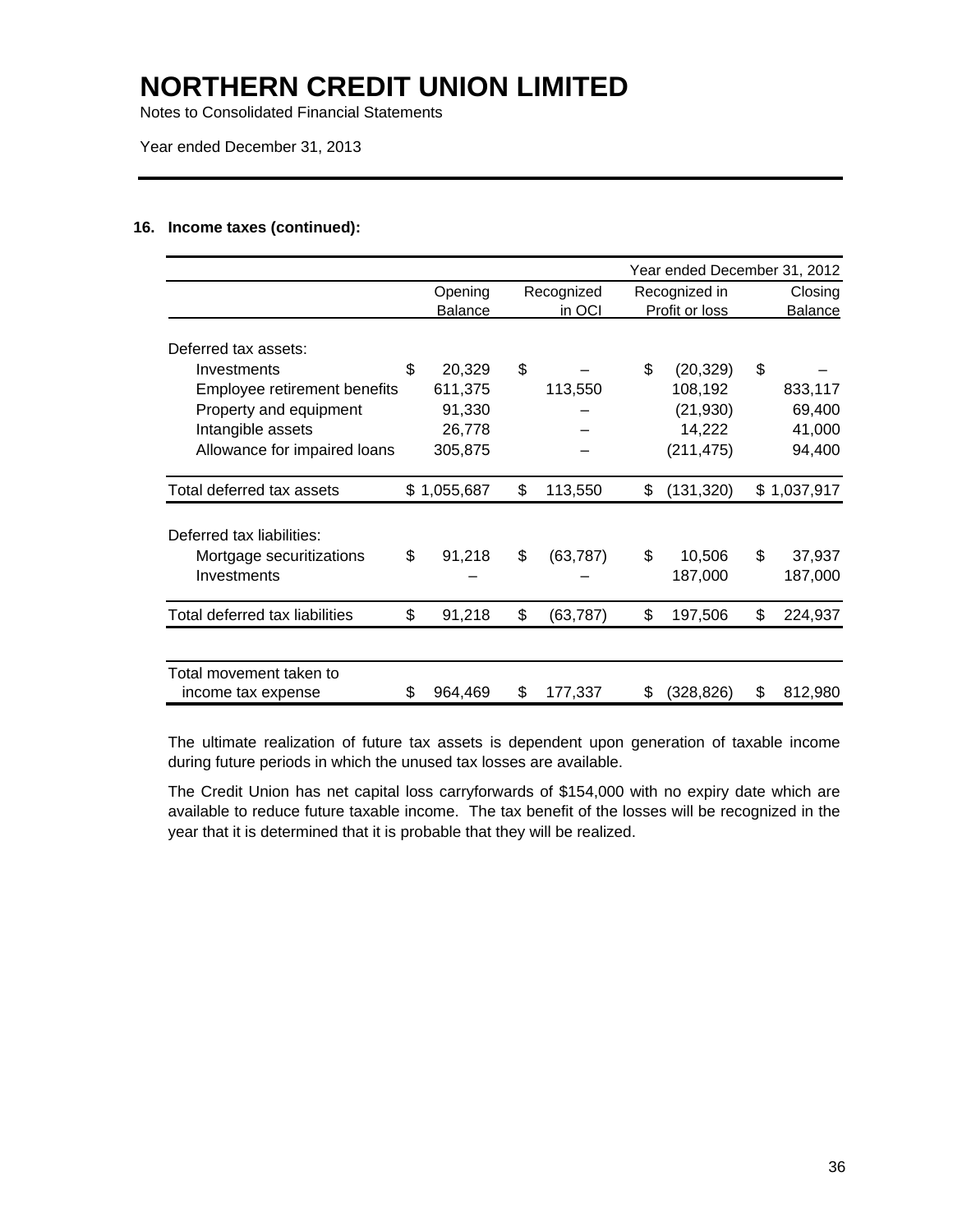# NORTHERN CREDIT UNION LIMITED

Notes to Consolidated Financial Statements

Year ended December 31, 2013

### 16. Income taxes (continued):

| | Year ended December 31, 2012 | | | |
|---|---|---|---|---|
| | Opening Balance | Recognized in OCI | Recognized in Profit or loss | Closing Balance |
| Deferred tax assets: | | | | |
| Investments | $ 20,329 | $ – | $ (20,329) | $ – |
| Employee retirement benefits | 611,375 | 113,550 | 108,192 | 833,117 |
| Property and equipment | 91,330 | – | (21,930) | 69,400 |
| Intangible assets | 26,778 | – | 14,222 | 41,000 |
| Allowance for impaired loans | 305,875 | – | (211,475) | 94,400 |
| Total deferred tax assets | $ 1,055,687 | $ 113,550 | $ (131,320) | $ 1,037,917 |
| Deferred tax liabilities: | | | | |
| Mortgage securitizations | $ 91,218 | $ (63,787) | $ 10,506 | $ 37,937 |
| Investments | – | – | 187,000 | 187,000 |
| Total deferred tax liabilities | $ 91,218 | $ (63,787) | $ 197,506 | $ 224,937 |
| Total movement taken to income tax expense | $ 964,469 | $ 177,337 | $ (328,826) | $ 812,980 |

The ultimate realization of future tax assets is dependent upon generation of taxable income during future periods in which the unused tax losses are available.

The Credit Union has net capital loss carryforwards of $154,000 with no expiry date which are available to reduce future taxable income. The tax benefit of the losses will be recognized in the year that it is determined that it is probable that they will be realized.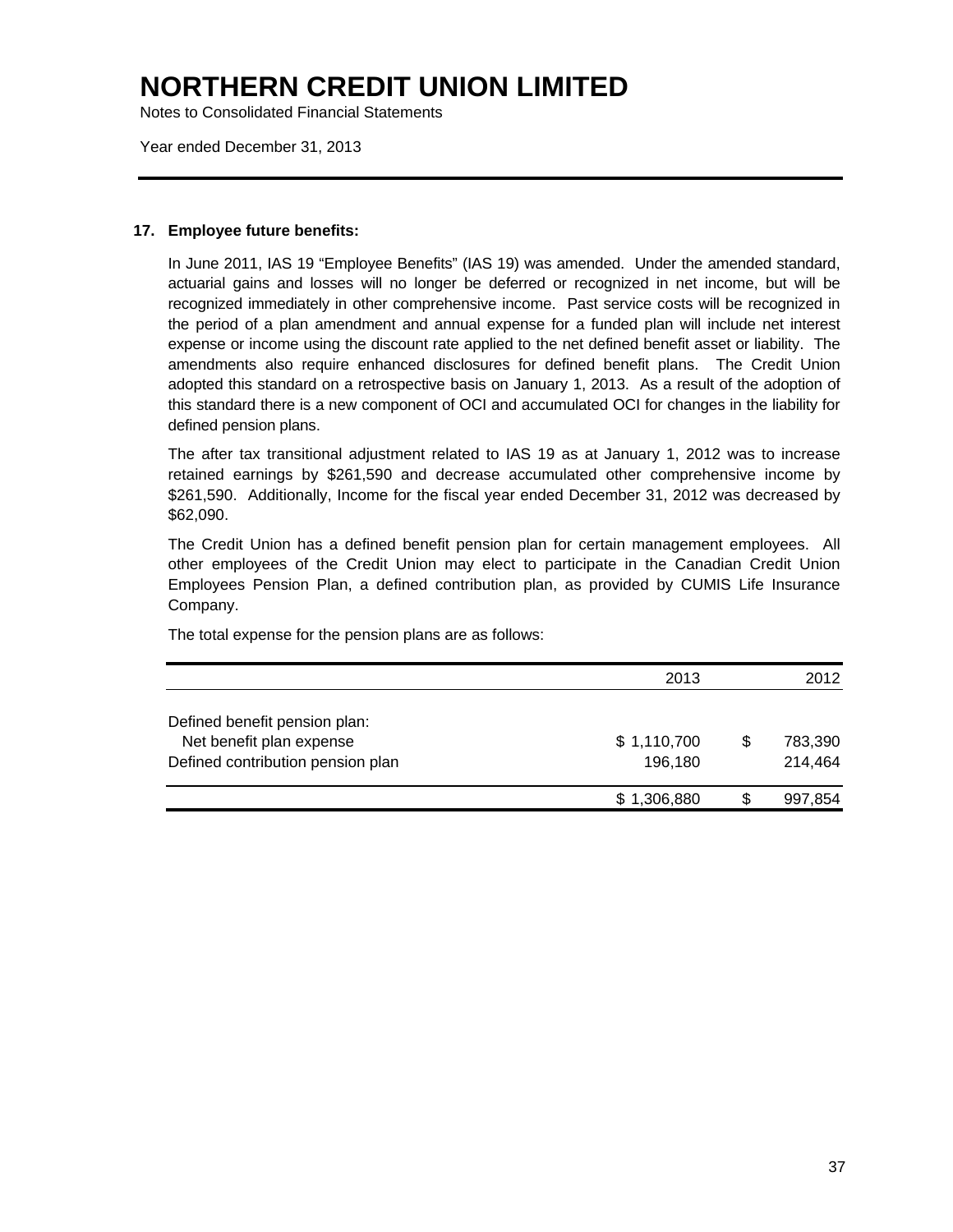# NORTHERN CREDIT UNION LIMITED

Notes to Consolidated Financial Statements

Year ended December 31, 2013

## 17. Employee future benefits:

In June 2011, IAS 19 "Employee Benefits" (IAS 19) was amended. Under the amended standard, actuarial gains and losses will no longer be deferred or recognized in net income, but will be recognized immediately in other comprehensive income. Past service costs will be recognized in the period of a plan amendment and annual expense for a funded plan will include net interest expense or income using the discount rate applied to the net defined benefit asset or liability. The amendments also require enhanced disclosures for defined benefit plans. The Credit Union adopted this standard on a retrospective basis on January 1, 2013. As a result of the adoption of this standard there is a new component of OCI and accumulated OCI for changes in the liability for defined pension plans.

The after tax transitional adjustment related to IAS 19 as at January 1, 2012 was to increase retained earnings by $261,590 and decrease accumulated other comprehensive income by $261,590. Additionally, Income for the fiscal year ended December 31, 2012 was decreased by $62,090.

The Credit Union has a defined benefit pension plan for certain management employees. All other employees of the Credit Union may elect to participate in the Canadian Credit Union Employees Pension Plan, a defined contribution plan, as provided by CUMIS Life Insurance Company.

The total expense for the pension plans are as follows:

| | 2013 | 2012 |
|---|---|---|
| Defined benefit pension plan: | | |
| Net benefit plan expense | $ 1,110,700 | $ 783,390 |
| Defined contribution pension plan | 196,180 | 214,464 |
| | $ 1,306,880 | $ 997,854 |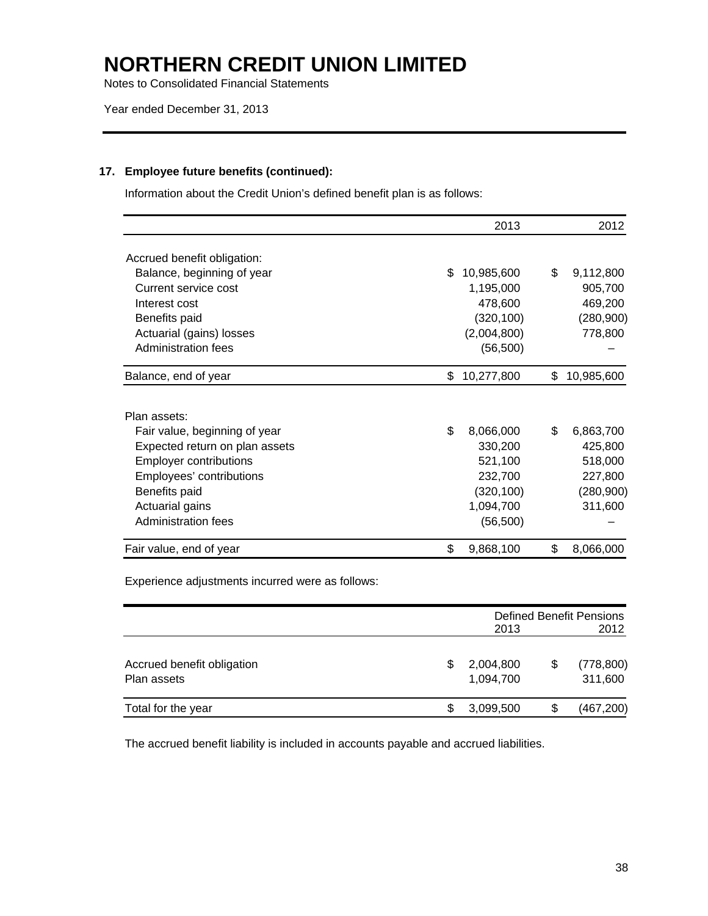# NORTHERN CREDIT UNION LIMITED

Notes to Consolidated Financial Statements

Year ended December 31, 2013

## 17. Employee future benefits (continued):

Information about the Credit Union's defined benefit plan is as follows:

| | 2013 | 2012 |
|---|---|---|
| Accrued benefit obligation: | | |
| Balance, beginning of year | $ 10,985,600 | $ 9,112,800 |
| Current service cost | 1,195,000 | 905,700 |
| Interest cost | 478,600 | 469,200 |
| Benefits paid | (320,100) | (280,900) |
| Actuarial (gains) losses | (2,004,800) | 778,800 |
| Administration fees | (56,500) | – |
| Balance, end of year | $ 10,277,800 | $ 10,985,600 |
| | | |
| Plan assets: | | |
| Fair value, beginning of year | $ 8,066,000 | $ 6,863,700 |
| Expected return on plan assets | 330,200 | 425,800 |
| Employer contributions | 521,100 | 518,000 |
| Employees' contributions | 232,700 | 227,800 |
| Benefits paid | (320,100) | (280,900) |
| Actuarial gains | 1,094,700 | 311,600 |
| Administration fees | (56,500) | – |
| Fair value, end of year | $ 9,868,100 | $ 8,066,000 |

Experience adjustments incurred were as follows:

| | Defined Benefit Pensions | |
|---|---|---|
| | 2013 | 2012 |
| Accrued benefit obligation | $ 2,004,800 | $ (778,800) |
| Plan assets | 1,094,700 | 311,600 |
| Total for the year | $ 3,099,500 | $ (467,200) |

The accrued benefit liability is included in accounts payable and accrued liabilities.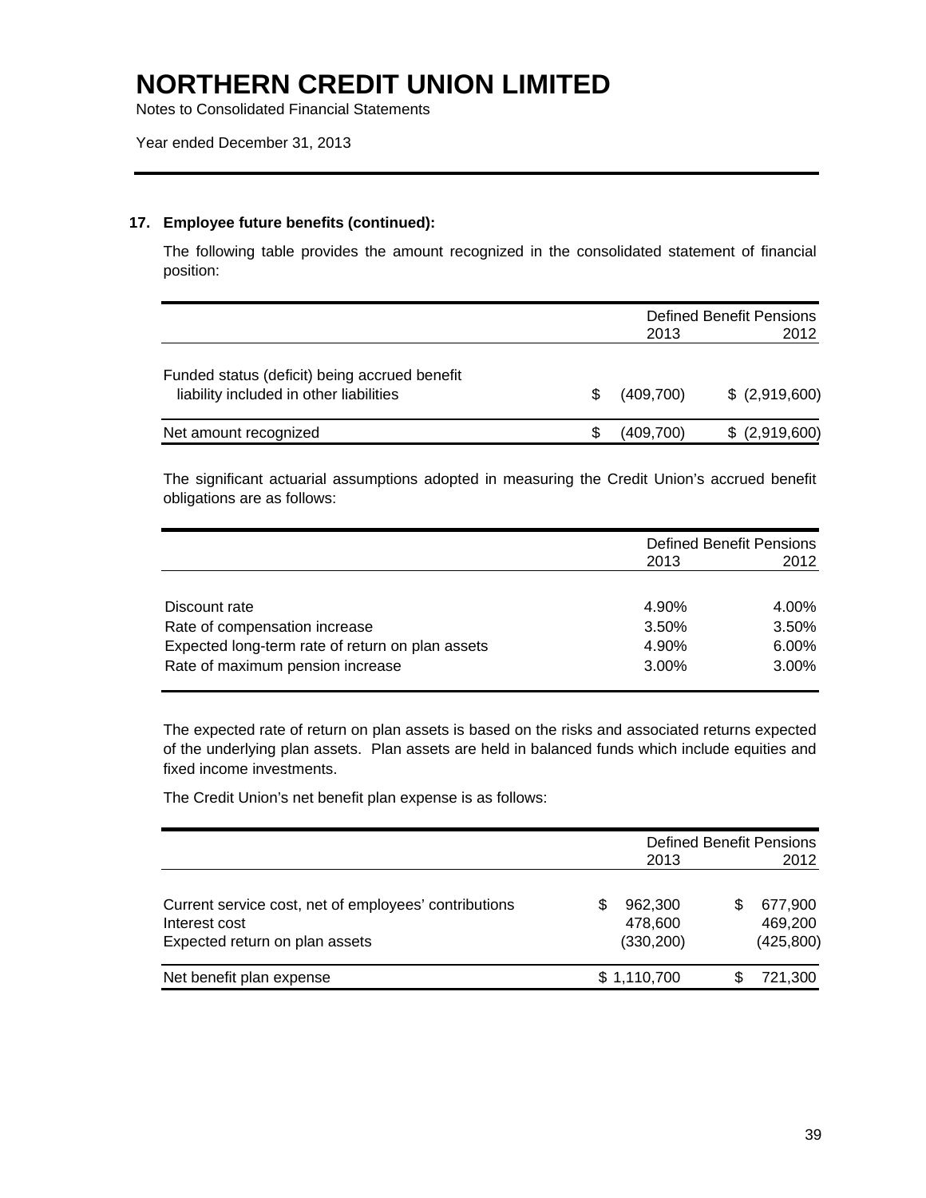# NORTHERN CREDIT UNION LIMITED

Notes to Consolidated Financial Statements

Year ended December 31, 2013

## 17. Employee future benefits (continued):

The following table provides the amount recognized in the consolidated statement of financial position:

| | Defined Benefit Pensions 2013 | 2012 |
|---|---|---|
| Funded status (deficit) being accrued benefit liability included in other liabilities | $ (409,700) | $ (2,919,600) |
| Net amount recognized | $ (409,700) | $ (2,919,600) |

The significant actuarial assumptions adopted in measuring the Credit Union's accrued benefit obligations are as follows:

| | Defined Benefit Pensions 2013 | 2012 |
|---|---|---|
| Discount rate | 4.90% | 4.00% |
| Rate of compensation increase | 3.50% | 3.50% |
| Expected long-term rate of return on plan assets | 4.90% | 6.00% |
| Rate of maximum pension increase | 3.00% | 3.00% |

The expected rate of return on plan assets is based on the risks and associated returns expected of the underlying plan assets. Plan assets are held in balanced funds which include equities and fixed income investments.

The Credit Union's net benefit plan expense is as follows:

| | Defined Benefit Pensions 2013 | 2012 |
|---|---|---|
| Current service cost, net of employees' contributions | $ 962,300 | $ 677,900 |
| Interest cost | 478,600 | 469,200 |
| Expected return on plan assets | (330,200) | (425,800) |
| Net benefit plan expense | $ 1,110,700 | $ 721,300 |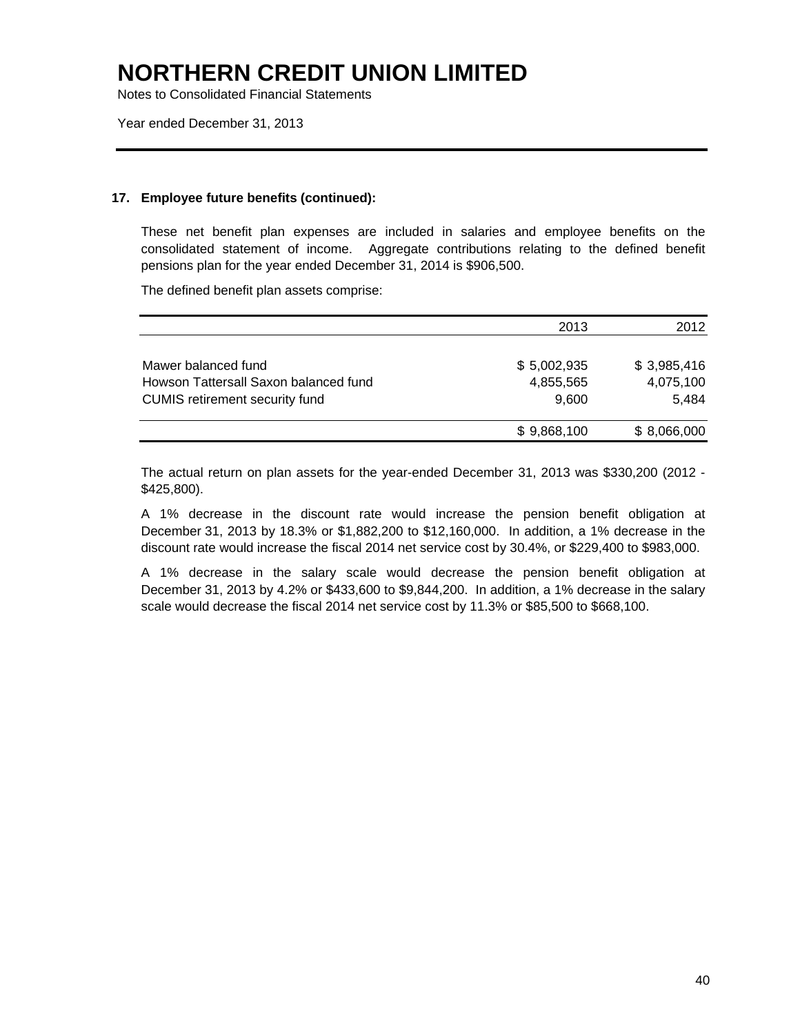# NORTHERN CREDIT UNION LIMITED

Notes to Consolidated Financial Statements

Year ended December 31, 2013

## 17. Employee future benefits (continued):

These net benefit plan expenses are included in salaries and employee benefits on the consolidated statement of income. Aggregate contributions relating to the defined benefit pensions plan for the year ended December 31, 2014 is $906,500.

The defined benefit plan assets comprise:

| | 2013 | 2012 |
|---|---|---|
| Mawer balanced fund | $ 5,002,935 | $ 3,985,416 |
| Howson Tattersall Saxon balanced fund | 4,855,565 | 4,075,100 |
| CUMIS retirement security fund | 9,600 | 5,484 |
| | $ 9,868,100 | $ 8,066,000 |

The actual return on plan assets for the year-ended December 31, 2013 was $330,200 (2012 - $425,800).

A 1% decrease in the discount rate would increase the pension benefit obligation at December 31, 2013 by 18.3% or $1,882,200 to $12,160,000. In addition, a 1% decrease in the discount rate would increase the fiscal 2014 net service cost by 30.4%, or $229,400 to $983,000.

A 1% decrease in the salary scale would decrease the pension benefit obligation at December 31, 2013 by 4.2% or $433,600 to $9,844,200. In addition, a 1% decrease in the salary scale would decrease the fiscal 2014 net service cost by 11.3% or $85,500 to $668,100.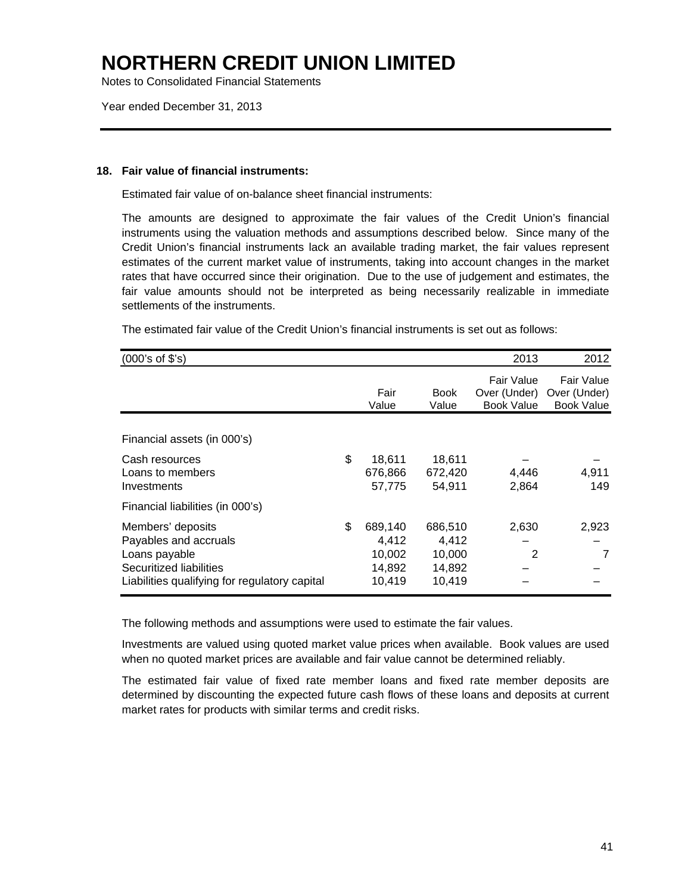# NORTHERN CREDIT UNION LIMITED

Notes to Consolidated Financial Statements

Year ended December 31, 2013

## 18. Fair value of financial instruments:

Estimated fair value of on-balance sheet financial instruments:

The amounts are designed to approximate the fair values of the Credit Union's financial instruments using the valuation methods and assumptions described below. Since many of the Credit Union's financial instruments lack an available trading market, the fair values represent estimates of the current market value of instruments, taking into account changes in the market rates that have occurred since their origination. Due to the use of judgement and estimates, the fair value amounts should not be interpreted as being necessarily realizable in immediate settlements of the instruments.

The estimated fair value of the Credit Union's financial instruments is set out as follows:

| (000's of $'s) | | | | 2013 | 2012 |
|---|---|---|---|---|---|
| | | Fair Value | Book Value | Fair Value Over (Under) Book Value | Fair Value Over (Under) Book Value |
| Financial assets (in 000's) | | | | | |
| Cash resources | $ | 18,611 | 18,611 | – | – |
| Loans to members | | 676,866 | 672,420 | 4,446 | 4,911 |
| Investments | | 57,775 | 54,911 | 2,864 | 149 |
| Financial liabilities (in 000's) | | | | | |
| Members' deposits | $ | 689,140 | 686,510 | 2,630 | 2,923 |
| Payables and accruals | | 4,412 | 4,412 | – | – |
| Loans payable | | 10,002 | 10,000 | 2 | 7 |
| Securitized liabilities | | 14,892 | 14,892 | – | – |
| Liabilities qualifying for regulatory capital | | 10,419 | 10,419 | – | – |

The following methods and assumptions were used to estimate the fair values.

Investments are valued using quoted market value prices when available. Book values are used when no quoted market prices are available and fair value cannot be determined reliably.

The estimated fair value of fixed rate member loans and fixed rate member deposits are determined by discounting the expected future cash flows of these loans and deposits at current market rates for products with similar terms and credit risks.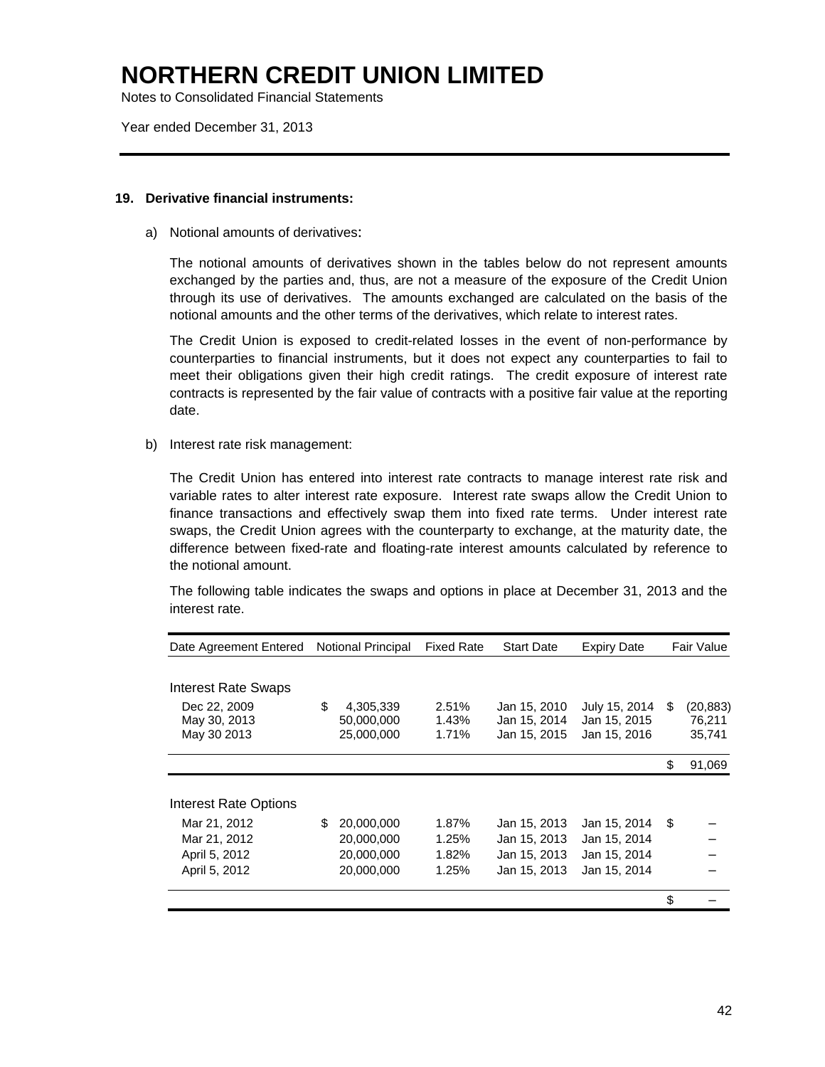# NORTHERN CREDIT UNION LIMITED

Notes to Consolidated Financial Statements

Year ended December 31, 2013

## 19. Derivative financial instruments:

a) Notional amounts of derivatives:

The notional amounts of derivatives shown in the tables below do not represent amounts exchanged by the parties and, thus, are not a measure of the exposure of the Credit Union through its use of derivatives. The amounts exchanged are calculated on the basis of the notional amounts and the other terms of the derivatives, which relate to interest rates.

The Credit Union is exposed to credit-related losses in the event of non-performance by counterparties to financial instruments, but it does not expect any counterparties to fail to meet their obligations given their high credit ratings. The credit exposure of interest rate contracts is represented by the fair value of contracts with a positive fair value at the reporting date.

b) Interest rate risk management:

The Credit Union has entered into interest rate contracts to manage interest rate risk and variable rates to alter interest rate exposure. Interest rate swaps allow the Credit Union to finance transactions and effectively swap them into fixed rate terms. Under interest rate swaps, the Credit Union agrees with the counterparty to exchange, at the maturity date, the difference between fixed-rate and floating-rate interest amounts calculated by reference to the notional amount.

The following table indicates the swaps and options in place at December 31, 2013 and the interest rate.

| Date Agreement Entered | Notional Principal | Fixed Rate | Start Date | Expiry Date | Fair Value |
|---|---|---|---|---|---|
| **Interest Rate Swaps** | | | | | |
| Dec 22, 2009 | $ 4,305,339 | 2.51% | Jan 15, 2010 | July 15, 2014 | $ (20,883) |
| May 30, 2013 | 50,000,000 | 1.43% | Jan 15, 2014 | Jan 15, 2015 | 76,211 |
| May 30 2013 | 25,000,000 | 1.71% | Jan 15, 2015 | Jan 15, 2016 | 35,741 |
| | | | | | $ 91,069 |
| **Interest Rate Options** | | | | | |
| Mar 21, 2012 | $ 20,000,000 | 1.87% | Jan 15, 2013 | Jan 15, 2014 | $ – |
| Mar 21, 2012 | 20,000,000 | 1.25% | Jan 15, 2013 | Jan 15, 2014 | – |
| April 5, 2012 | 20,000,000 | 1.82% | Jan 15, 2013 | Jan 15, 2014 | – |
| April 5, 2012 | 20,000,000 | 1.25% | Jan 15, 2013 | Jan 15, 2014 | – |
| | | | | | $ – |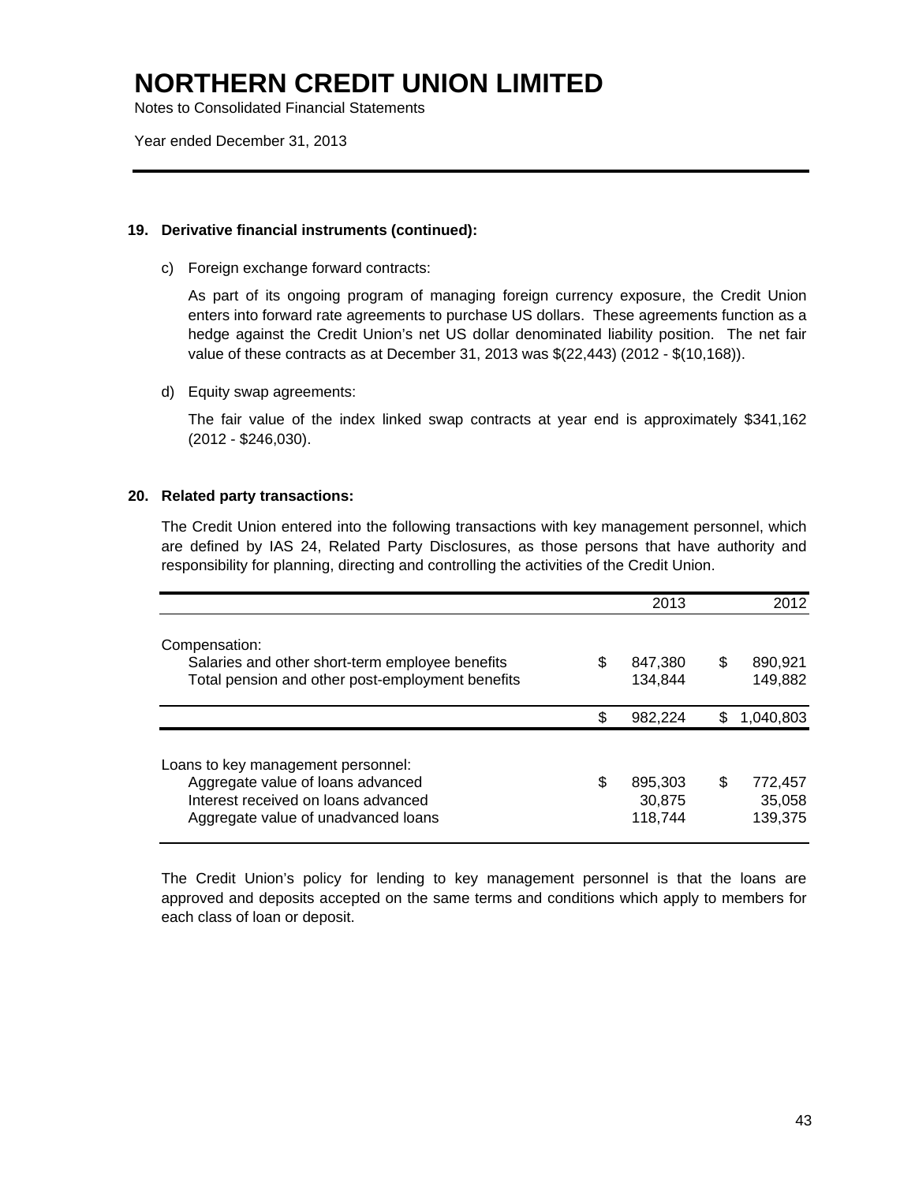# NORTHERN CREDIT UNION LIMITED

Notes to Consolidated Financial Statements

Year ended December 31, 2013

## 19. Derivative financial instruments (continued):

c) Foreign exchange forward contracts:

As part of its ongoing program of managing foreign currency exposure, the Credit Union enters into forward rate agreements to purchase US dollars. These agreements function as a hedge against the Credit Union's net US dollar denominated liability position. The net fair value of these contracts as at December 31, 2013 was $(22,443) (2012 - $(10,168)).

d) Equity swap agreements:

The fair value of the index linked swap contracts at year end is approximately $341,162 (2012 - $246,030).

## 20. Related party transactions:

The Credit Union entered into the following transactions with key management personnel, which are defined by IAS 24, Related Party Disclosures, as those persons that have authority and responsibility for planning, directing and controlling the activities of the Credit Union.

| | 2013 | 2012 |
|---|---|---|
| Compensation: | | |
| Salaries and other short-term employee benefits | $ 847,380 | $ 890,921 |
| Total pension and other post-employment benefits | 134,844 | 149,882 |
| | $ 982,224 | $ 1,040,803 |
| Loans to key management personnel: | | |
| Aggregate value of loans advanced | $ 895,303 | $ 772,457 |
| Interest received on loans advanced | 30,875 | 35,058 |
| Aggregate value of unadvanced loans | 118,744 | 139,375 |

The Credit Union's policy for lending to key management personnel is that the loans are approved and deposits accepted on the same terms and conditions which apply to members for each class of loan or deposit.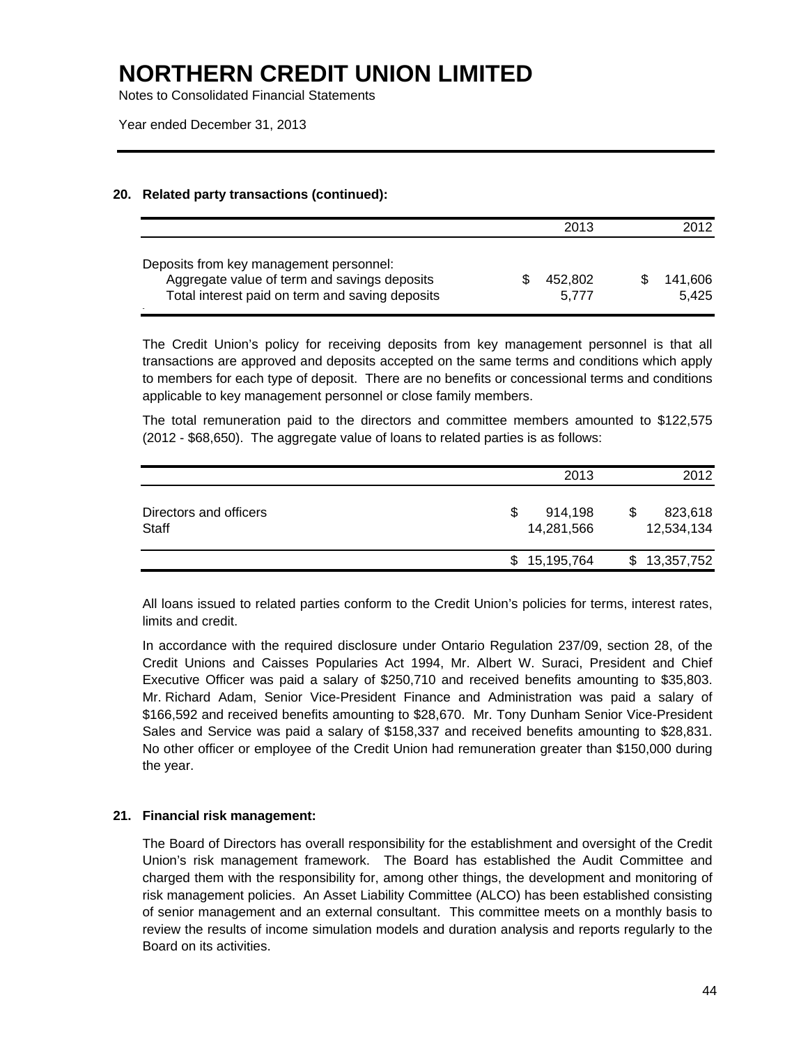## 20. Related party transactions (continued):

| | 2013 | 2012 |
|---|---|---|
| Deposits from key management personnel: | | |
| Aggregate value of term and savings deposits | $ 452,802 | $ 141,606 |
| Total interest paid on term and saving deposits | 5,777 | 5,425 |

The Credit Union's policy for receiving deposits from key management personnel is that all transactions are approved and deposits accepted on the same terms and conditions which apply to members for each type of deposit. There are no benefits or concessional terms and conditions applicable to key management personnel or close family members.

The total remuneration paid to the directors and committee members amounted to $122,575 (2012 - $68,650). The aggregate value of loans to related parties is as follows:

| | 2013 | 2012 |
|---|---|---|
| Directors and officers | $ 914,198 | $ 823,618 |
| Staff | 14,281,566 | 12,534,134 |
| | $ 15,195,764 | $ 13,357,752 |

All loans issued to related parties conform to the Credit Union's policies for terms, interest rates, limits and credit.

In accordance with the required disclosure under Ontario Regulation 237/09, section 28, of the Credit Unions and Caisses Populaires Act 1994, Mr. Albert W. Suraci, President and Chief Executive Officer was paid a salary of $250,710 and received benefits amounting to $35,803. Mr. Richard Adam, Senior Vice-President Finance and Administration was paid a salary of $166,592 and received benefits amounting to $28,670. Mr. Tony Dunham Senior Vice-President Sales and Service was paid a salary of $158,337 and received benefits amounting to $28,831. No other officer or employee of the Credit Union had remuneration greater than $150,000 during the year.

## 21. Financial risk management:

The Board of Directors has overall responsibility for the establishment and oversight of the Credit Union's risk management framework. The Board has established the Audit Committee and charged them with the responsibility for, among other things, the development and monitoring of risk management policies. An Asset Liability Committee (ALCO) has been established consisting of senior management and an external consultant. This committee meets on a monthly basis to review the results of income simulation models and duration analysis and reports regularly to the Board on its activities.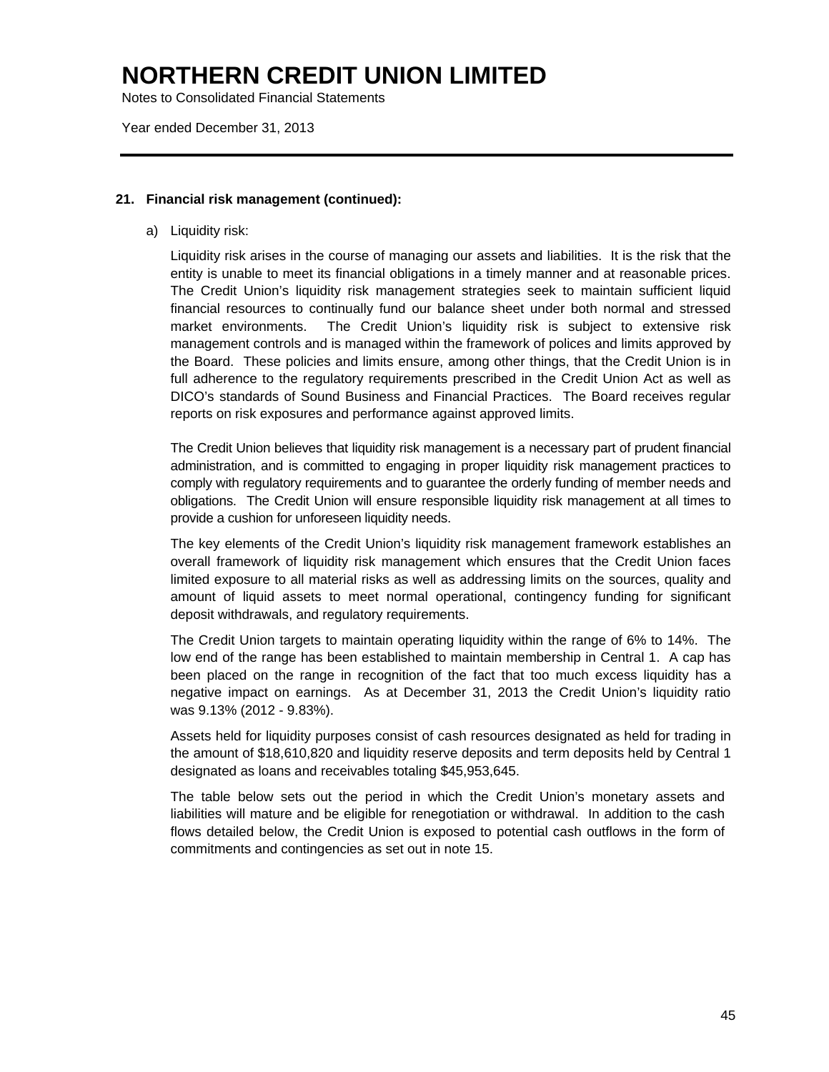# NORTHERN CREDIT UNION LIMITED

Notes to Consolidated Financial Statements

Year ended December 31, 2013

---

**21. Financial risk management (continued):**

a) Liquidity risk:

Liquidity risk arises in the course of managing our assets and liabilities. It is the risk that the entity is unable to meet its financial obligations in a timely manner and at reasonable prices. The Credit Union's liquidity risk management strategies seek to maintain sufficient liquid financial resources to continually fund our balance sheet under both normal and stressed market environments. The Credit Union's liquidity risk is subject to extensive risk management controls and is managed within the framework of polices and limits approved by the Board. These policies and limits ensure, among other things, that the Credit Union is in full adherence to the regulatory requirements prescribed in the Credit Union Act as well as DICO's standards of Sound Business and Financial Practices. The Board receives regular reports on risk exposures and performance against approved limits.

The Credit Union believes that liquidity risk management is a necessary part of prudent financial administration, and is committed to engaging in proper liquidity risk management practices to comply with regulatory requirements and to guarantee the orderly funding of member needs and obligations. The Credit Union will ensure responsible liquidity risk management at all times to provide a cushion for unforeseen liquidity needs.

The key elements of the Credit Union's liquidity risk management framework establishes an overall framework of liquidity risk management which ensures that the Credit Union faces limited exposure to all material risks as well as addressing limits on the sources, quality and amount of liquid assets to meet normal operational, contingency funding for significant deposit withdrawals, and regulatory requirements.

The Credit Union targets to maintain operating liquidity within the range of 6% to 14%. The low end of the range has been established to maintain membership in Central 1. A cap has been placed on the range in recognition of the fact that too much excess liquidity has a negative impact on earnings. As at December 31, 2013 the Credit Union's liquidity ratio was 9.13% (2012 - 9.83%).

Assets held for liquidity purposes consist of cash resources designated as held for trading in the amount of $18,610,820 and liquidity reserve deposits and term deposits held by Central 1 designated as loans and receivables totaling $45,953,645.

The table below sets out the period in which the Credit Union's monetary assets and liabilities will mature and be eligible for renegotiation or withdrawal. In addition to the cash flows detailed below, the Credit Union is exposed to potential cash outflows in the form of commitments and contingencies as set out in note 15.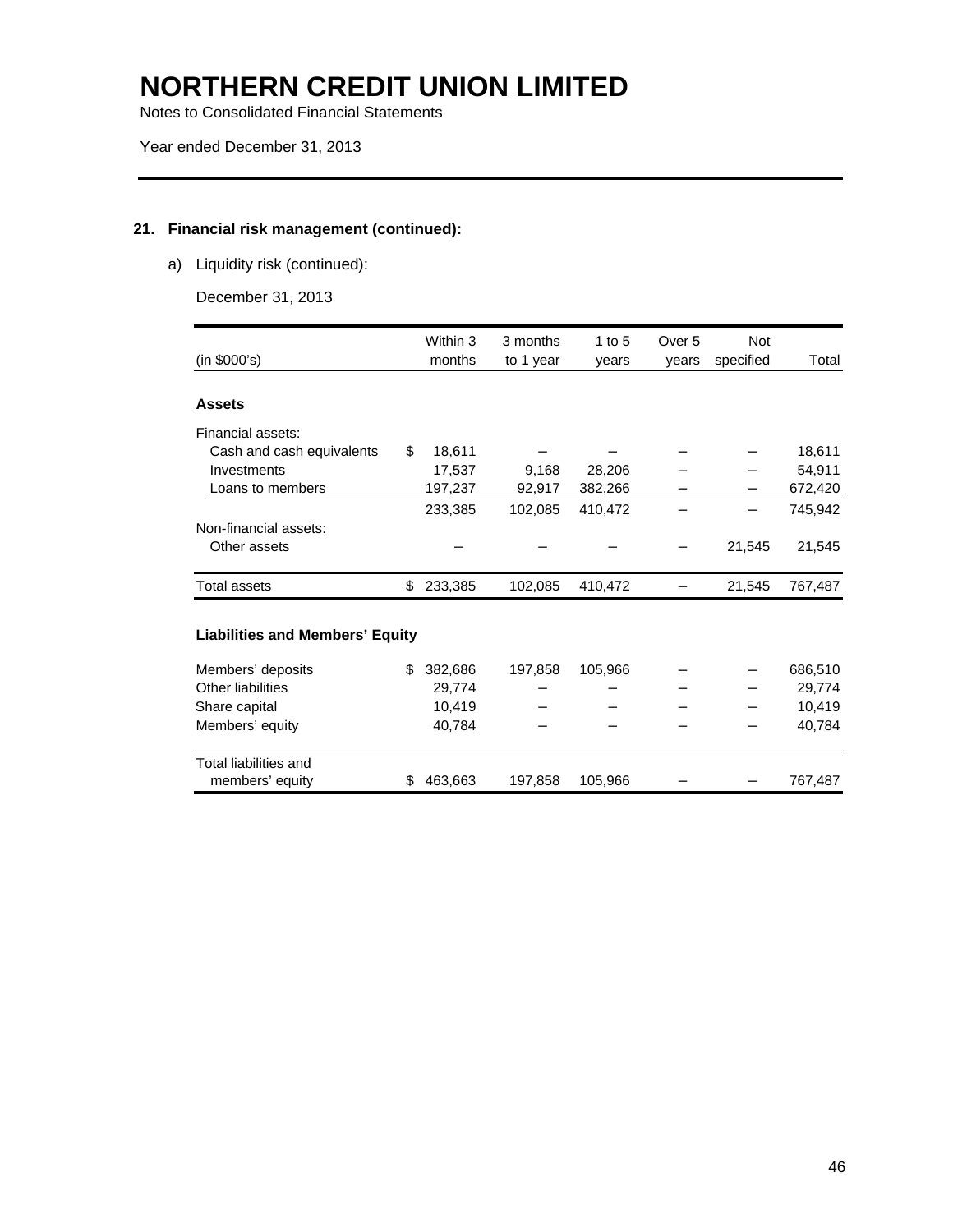# NORTHERN CREDIT UNION LIMITED

Notes to Consolidated Financial Statements

Year ended December 31, 2013

## 21. Financial risk management (continued):

a) Liquidity risk (continued):

December 31, 2013

| (in $000's) | Within 3 months | 3 months to 1 year | 1 to 5 years | Over 5 years | Not specified | Total |
|---|---|---|---|---|---|---|
| **Assets** | | | | | | |
| Financial assets: | | | | | | |
| Cash and cash equivalents | $ 18,611 | – | – | – | – | 18,611 |
| Investments | 17,537 | 9,168 | 28,206 | – | – | 54,911 |
| Loans to members | 197,237 | 92,917 | 382,266 | – | – | 672,420 |
| | 233,385 | 102,085 | 410,472 | – | – | 745,942 |
| Non-financial assets: | | | | | | |
| Other assets | – | – | – | – | 21,545 | 21,545 |
| Total assets | $ 233,385 | 102,085 | 410,472 | – | 21,545 | 767,487 |
| **Liabilities and Members' Equity** | | | | | | |
| Members' deposits | $ 382,686 | 197,858 | 105,966 | – | – | 686,510 |
| Other liabilities | 29,774 | – | – | – | – | 29,774 |
| Share capital | 10,419 | – | – | – | – | 10,419 |
| Members' equity | 40,784 | – | – | – | – | 40,784 |
| Total liabilities and members' equity | $ 463,663 | 197,858 | 105,966 | – | – | 767,487 |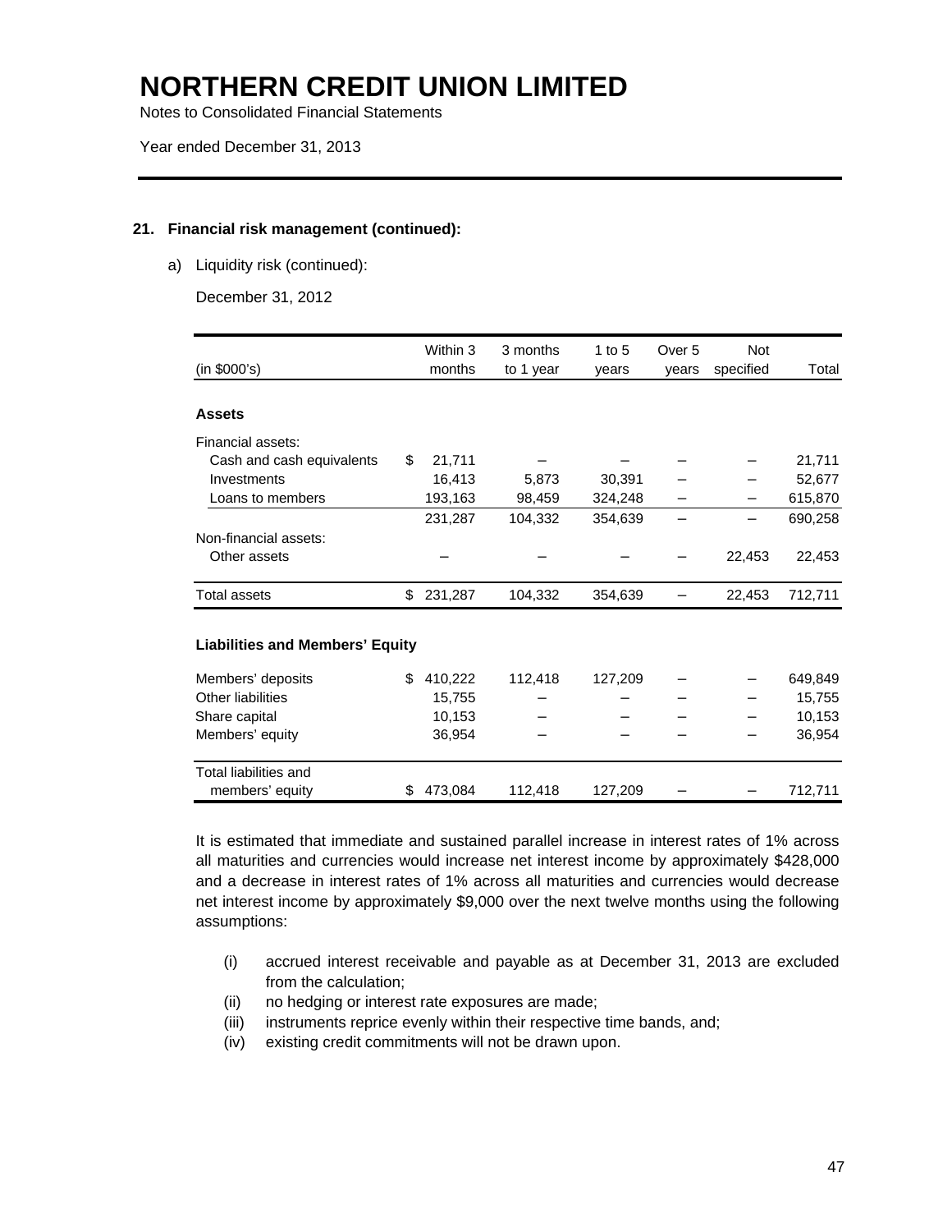# NORTHERN CREDIT UNION LIMITED

Notes to Consolidated Financial Statements

Year ended December 31, 2013

### 21. Financial risk management (continued):

a) Liquidity risk (continued):

December 31, 2012

| (in $000's) | Within 3 months | 3 months to 1 year | 1 to 5 years | Over 5 years | Not specified | Total |
|---|---|---|---|---|---|---|
| **Assets** | | | | | | |
| Financial assets: | | | | | | |
| Cash and cash equivalents | $ 21,711 | – | – | – | – | 21,711 |
| Investments | 16,413 | 5,873 | 30,391 | – | – | 52,677 |
| Loans to members | 193,163 | 98,459 | 324,248 | – | – | 615,870 |
| | 231,287 | 104,332 | 354,639 | – | – | 690,258 |
| Non-financial assets: | | | | | | |
| Other assets | – | – | – | – | 22,453 | 22,453 |
| Total assets | $ 231,287 | 104,332 | 354,639 | – | 22,453 | 712,711 |
| **Liabilities and Members' Equity** | | | | | | |
| Members' deposits | $ 410,222 | 112,418 | 127,209 | – | – | 649,849 |
| Other liabilities | 15,755 | – | – | – | – | 15,755 |
| Share capital | 10,153 | – | – | – | – | 10,153 |
| Members' equity | 36,954 | – | – | – | – | 36,954 |
| Total liabilities and members' equity | $ 473,084 | 112,418 | 127,209 | – | – | 712,711 |

It is estimated that immediate and sustained parallel increase in interest rates of 1% across all maturities and currencies would increase net interest income by approximately $428,000 and a decrease in interest rates of 1% across all maturities and currencies would decrease net interest income by approximately $9,000 over the next twelve months using the following assumptions:

(i) accrued interest receivable and payable as at December 31, 2013 are excluded from the calculation;
(ii) no hedging or interest rate exposures are made;
(iii) instruments reprice evenly within their respective time bands, and;
(iv) existing credit commitments will not be drawn upon.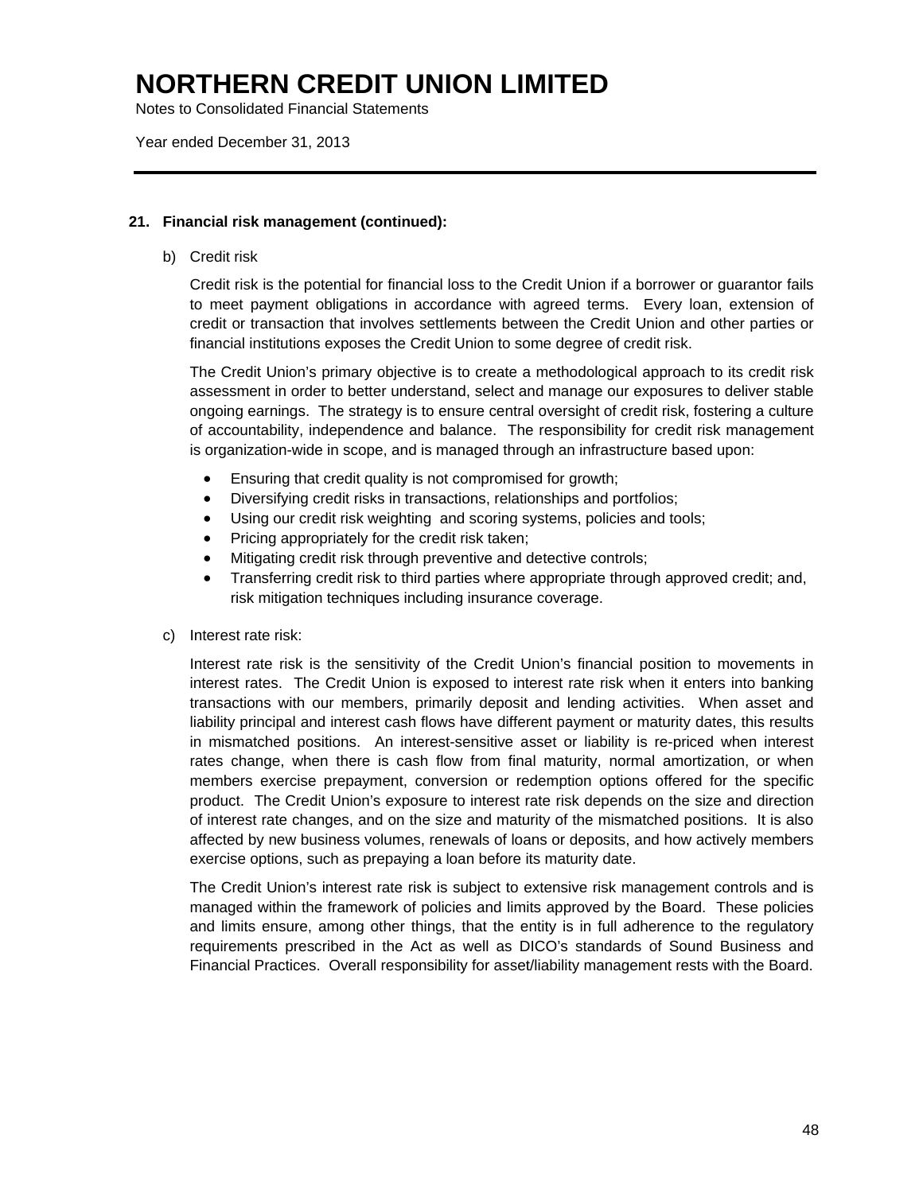# NORTHERN CREDIT UNION LIMITED

Notes to Consolidated Financial Statements

Year ended December 31, 2013

## 21. Financial risk management (continued):

b) Credit risk

Credit risk is the potential for financial loss to the Credit Union if a borrower or guarantor fails to meet payment obligations in accordance with agreed terms. Every loan, extension of credit or transaction that involves settlements between the Credit Union and other parties or financial institutions exposes the Credit Union to some degree of credit risk.

The Credit Union's primary objective is to create a methodological approach to its credit risk assessment in order to better understand, select and manage our exposures to deliver stable ongoing earnings. The strategy is to ensure central oversight of credit risk, fostering a culture of accountability, independence and balance. The responsibility for credit risk management is organization-wide in scope, and is managed through an infrastructure based upon:

- Ensuring that credit quality is not compromised for growth;
- Diversifying credit risks in transactions, relationships and portfolios;
- Using our credit risk weighting and scoring systems, policies and tools;
- Pricing appropriately for the credit risk taken;
- Mitigating credit risk through preventive and detective controls;
- Transferring credit risk to third parties where appropriate through approved credit; and, risk mitigation techniques including insurance coverage.

c) Interest rate risk:

Interest rate risk is the sensitivity of the Credit Union's financial position to movements in interest rates. The Credit Union is exposed to interest rate risk when it enters into banking transactions with our members, primarily deposit and lending activities. When asset and liability principal and interest cash flows have different payment or maturity dates, this results in mismatched positions. An interest-sensitive asset or liability is re-priced when interest rates change, when there is cash flow from final maturity, normal amortization, or when members exercise prepayment, conversion or redemption options offered for the specific product. The Credit Union's exposure to interest rate risk depends on the size and direction of interest rate changes, and on the size and maturity of the mismatched positions. It is also affected by new business volumes, renewals of loans or deposits, and how actively members exercise options, such as prepaying a loan before its maturity date.

The Credit Union's interest rate risk is subject to extensive risk management controls and is managed within the framework of policies and limits approved by the Board. These policies and limits ensure, among other things, that the entity is in full adherence to the regulatory requirements prescribed in the Act as well as DICO's standards of Sound Business and Financial Practices. Overall responsibility for asset/liability management rests with the Board.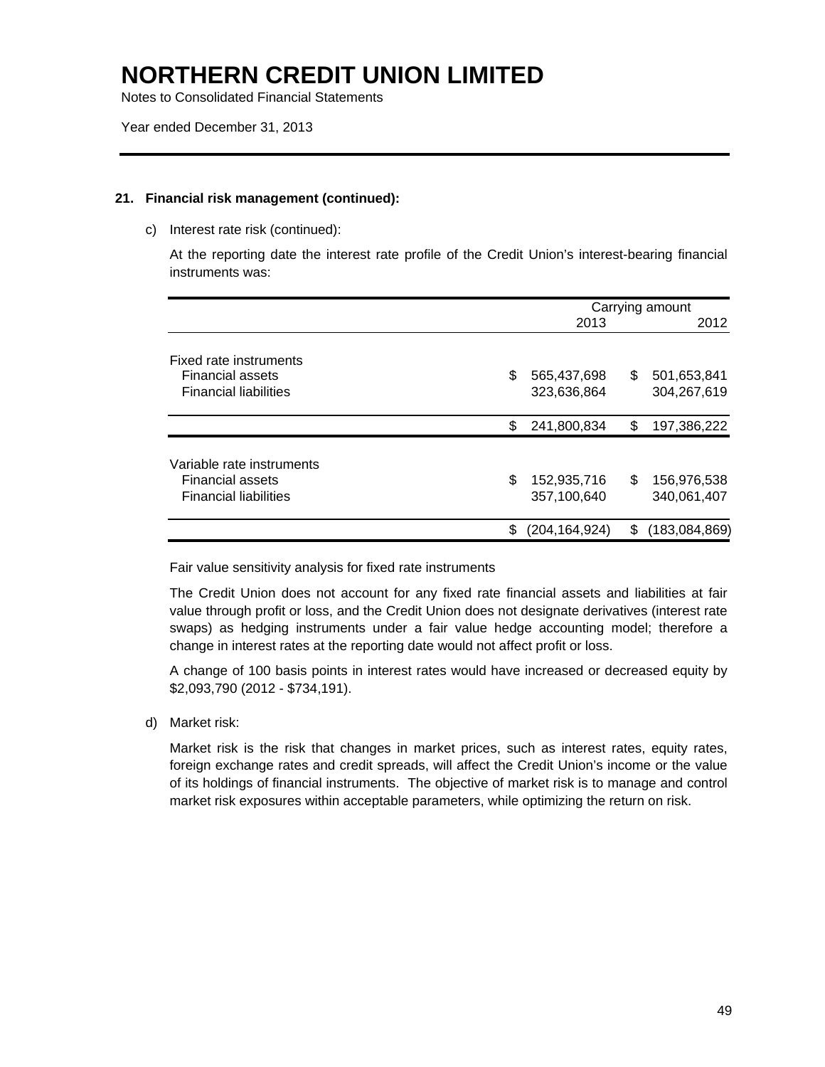# NORTHERN CREDIT UNION LIMITED

Notes to Consolidated Financial Statements

Year ended December 31, 2013

### 21. Financial risk management (continued):

c) Interest rate risk (continued):

At the reporting date the interest rate profile of the Credit Union's interest-bearing financial instruments was:

| | Carrying amount | |
|---|---|---|
| | 2013 | 2012 |
| **Fixed rate instruments** | | |
| Financial assets | $ 565,437,698 | $ 501,653,841 |
| Financial liabilities | 323,636,864 | 304,267,619 |
| | $ 241,800,834 | $ 197,386,222 |
| **Variable rate instruments** | | |
| Financial assets | $ 152,935,716 | $ 156,976,538 |
| Financial liabilities | 357,100,640 | 340,061,407 |
| | $ (204,164,924) | $ (183,084,869) |

Fair value sensitivity analysis for fixed rate instruments

The Credit Union does not account for any fixed rate financial assets and liabilities at fair value through profit or loss, and the Credit Union does not designate derivatives (interest rate swaps) as hedging instruments under a fair value hedge accounting model; therefore a change in interest rates at the reporting date would not affect profit or loss.

A change of 100 basis points in interest rates would have increased or decreased equity by $2,093,790 (2012 - $734,191).

d) Market risk:

Market risk is the risk that changes in market prices, such as interest rates, equity rates, foreign exchange rates and credit spreads, will affect the Credit Union's income or the value of its holdings of financial instruments. The objective of market risk is to manage and control market risk exposures within acceptable parameters, while optimizing the return on risk.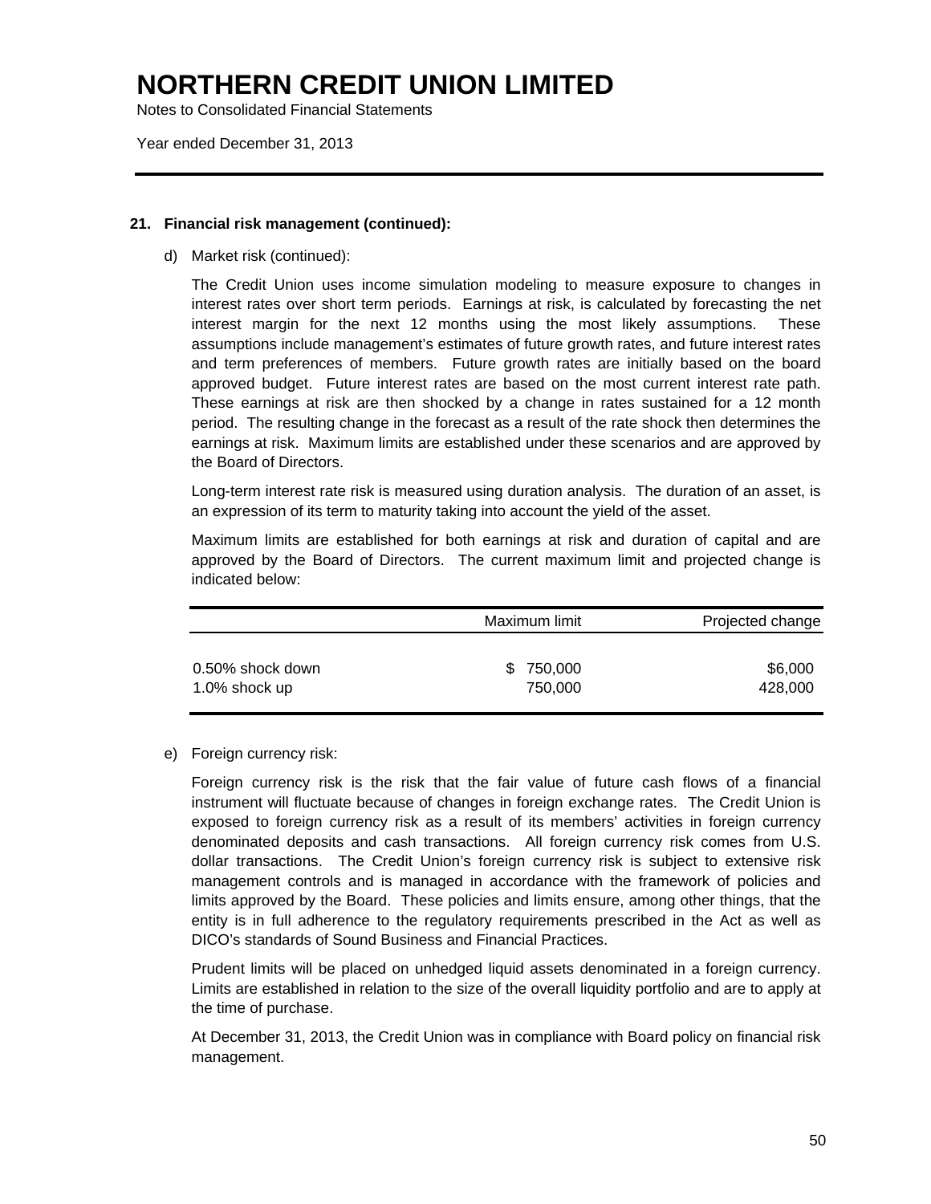# NORTHERN CREDIT UNION LIMITED

Notes to Consolidated Financial Statements

Year ended December 31, 2013

## 21. Financial risk management (continued):

d) Market risk (continued):

The Credit Union uses income simulation modeling to measure exposure to changes in interest rates over short term periods. Earnings at risk, is calculated by forecasting the net interest margin for the next 12 months using the most likely assumptions. These assumptions include management's estimates of future growth rates, and future interest rates and term preferences of members. Future growth rates are initially based on the board approved budget. Future interest rates are based on the most current interest rate path. These earnings at risk are then shocked by a change in rates sustained for a 12 month period. The resulting change in the forecast as a result of the rate shock then determines the earnings at risk. Maximum limits are established under these scenarios and are approved by the Board of Directors.

Long-term interest rate risk is measured using duration analysis. The duration of an asset, is an expression of its term to maturity taking into account the yield of the asset.

Maximum limits are established for both earnings at risk and duration of capital and are approved by the Board of Directors. The current maximum limit and projected change is indicated below:

| | Maximum limit | Projected change |
|---|---|---|
| 0.50% shock down | $ 750,000 | $6,000 |
| 1.0% shock up | 750,000 | 428,000 |

e) Foreign currency risk:

Foreign currency risk is the risk that the fair value of future cash flows of a financial instrument will fluctuate because of changes in foreign exchange rates. The Credit Union is exposed to foreign currency risk as a result of its members' activities in foreign currency denominated deposits and cash transactions. All foreign currency risk comes from U.S. dollar transactions. The Credit Union's foreign currency risk is subject to extensive risk management controls and is managed in accordance with the framework of policies and limits approved by the Board. These policies and limits ensure, among other things, that the entity is in full adherence to the regulatory requirements prescribed in the Act as well as DICO's standards of Sound Business and Financial Practices.

Prudent limits will be placed on unhedged liquid assets denominated in a foreign currency. Limits are established in relation to the size of the overall liquidity portfolio and are to apply at the time of purchase.

At December 31, 2013, the Credit Union was in compliance with Board policy on financial risk management.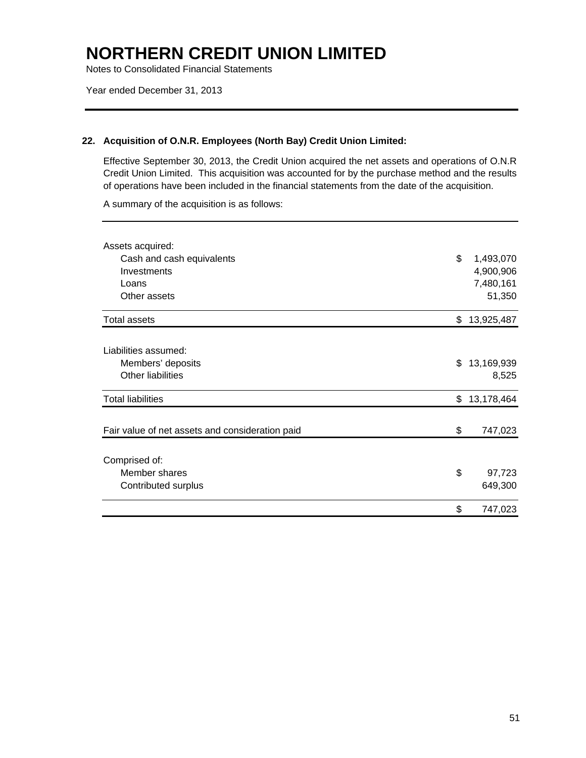# NORTHERN CREDIT UNION LIMITED

Notes to Consolidated Financial Statements

Year ended December 31, 2013

## 22. Acquisition of O.N.R. Employees (North Bay) Credit Union Limited:

Effective September 30, 2013, the Credit Union acquired the net assets and operations of O.N.R Credit Union Limited. This acquisition was accounted for by the purchase method and the results of operations have been included in the financial statements from the date of the acquisition.

A summary of the acquisition is as follows:

| | |
|---|---|
| Assets acquired: | |
| Cash and cash equivalents | $ 1,493,070 |
| Investments | 4,900,906 |
| Loans | 7,480,161 |
| Other assets | 51,350 |
| Total assets | $ 13,925,487 |
| Liabilities assumed: | |
| Members' deposits | $ 13,169,939 |
| Other liabilities | 8,525 |
| Total liabilities | $ 13,178,464 |
| Fair value of net assets and consideration paid | $ 747,023 |
| Comprised of: | |
| Member shares | $ 97,723 |
| Contributed surplus | 649,300 |
| | $ 747,023 |